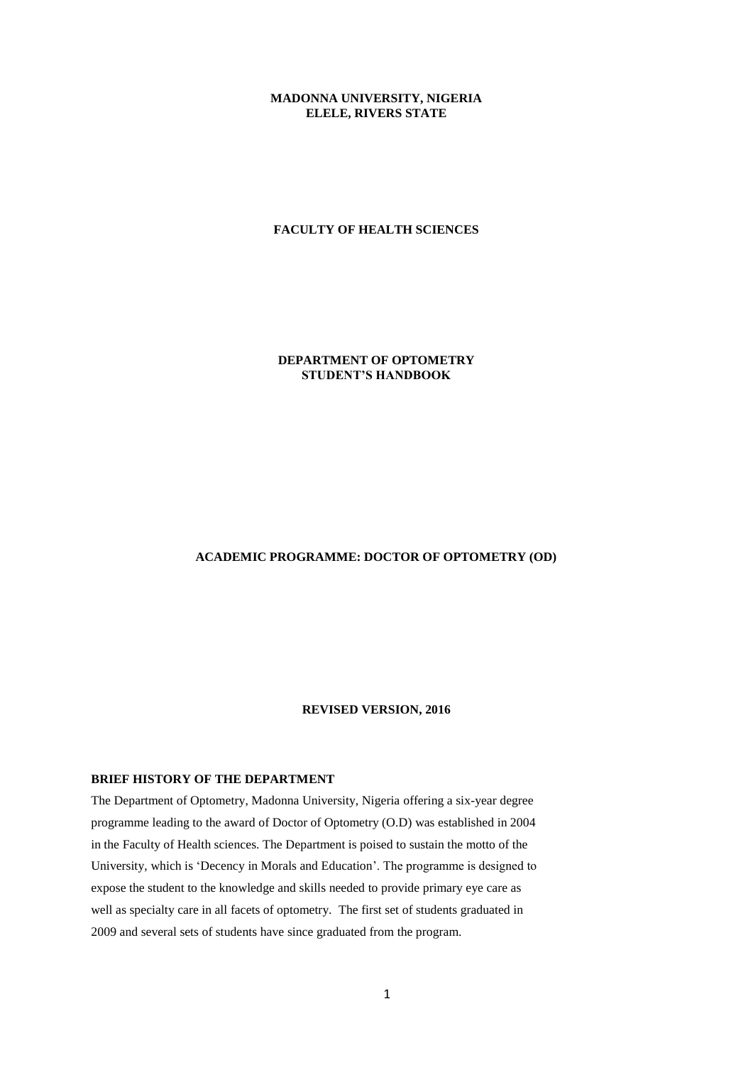# MADONNA UNIVERSITY, NIGERIA
# ELELE, RIVERS STATE

## FACULTY OF HEALTH SCIENCES

## DEPARTMENT OF OPTOMETRY
## STUDENT'S HANDBOOK

## ACADEMIC PROGRAMME: DOCTOR OF OPTOMETRY (OD)

**REVISED VERSION, 2016**

### BRIEF HISTORY OF THE DEPARTMENT

The Department of Optometry, Madonna University, Nigeria offering a six-year degree programme leading to the award of Doctor of Optometry (O.D) was established in 2004 in the Faculty of Health sciences. The Department is poised to sustain the motto of the University, which is 'Decency in Morals and Education'. The programme is designed to expose the student to the knowledge and skills needed to provide primary eye care as well as specialty care in all facets of optometry. The first set of students graduated in 2009 and several sets of students have since graduated from the program.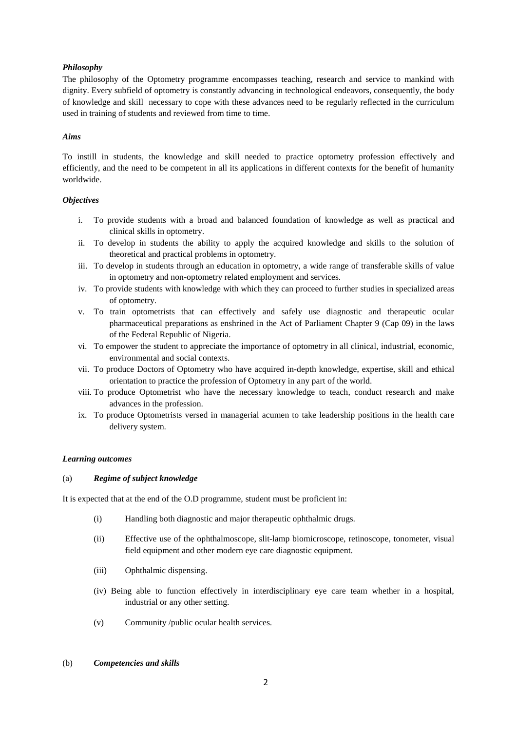***Philosophy***

The philosophy of the Optometry programme encompasses teaching, research and service to mankind with dignity. Every subfield of optometry is constantly advancing in technological endeavors, consequently, the body of knowledge and skill necessary to cope with these advances need to be regularly reflected in the curriculum used in training of students and reviewed from time to time.

***Aims***

To instill in students, the knowledge and skill needed to practice optometry profession effectively and efficiently, and the need to be competent in all its applications in different contexts for the benefit of humanity worldwide.

***Objectives***

i. To provide students with a broad and balanced foundation of knowledge as well as practical and clinical skills in optometry.
ii. To develop in students the ability to apply the acquired knowledge and skills to the solution of theoretical and practical problems in optometry.
iii. To develop in students through an education in optometry, a wide range of transferable skills of value in optometry and non-optometry related employment and services.
iv. To provide students with knowledge with which they can proceed to further studies in specialized areas of optometry.
v. To train optometrists that can effectively and safely use diagnostic and therapeutic ocular pharmaceutical preparations as enshrined in the Act of Parliament Chapter 9 (Cap 09) in the laws of the Federal Republic of Nigeria.
vi. To empower the student to appreciate the importance of optometry in all clinical, industrial, economic, environmental and social contexts.
vii. To produce Doctors of Optometry who have acquired in-depth knowledge, expertise, skill and ethical orientation to practice the profession of Optometry in any part of the world.
viii. To produce Optometrist who have the necessary knowledge to teach, conduct research and make advances in the profession.
ix. To produce Optometrists versed in managerial acumen to take leadership positions in the health care delivery system.

***Learning outcomes***

(a) ***Regime of subject knowledge***

It is expected that at the end of the O.D programme, student must be proficient in:

(i) Handling both diagnostic and major therapeutic ophthalmic drugs.

(ii) Effective use of the ophthalmoscope, slit-lamp biomicroscope, retinoscope, tonometer, visual field equipment and other modern eye care diagnostic equipment.

(iii) Ophthalmic dispensing.

(iv) Being able to function effectively in interdisciplinary eye care team whether in a hospital, industrial or any other setting.

(v) Community /public ocular health services.

(b) ***Competencies and skills***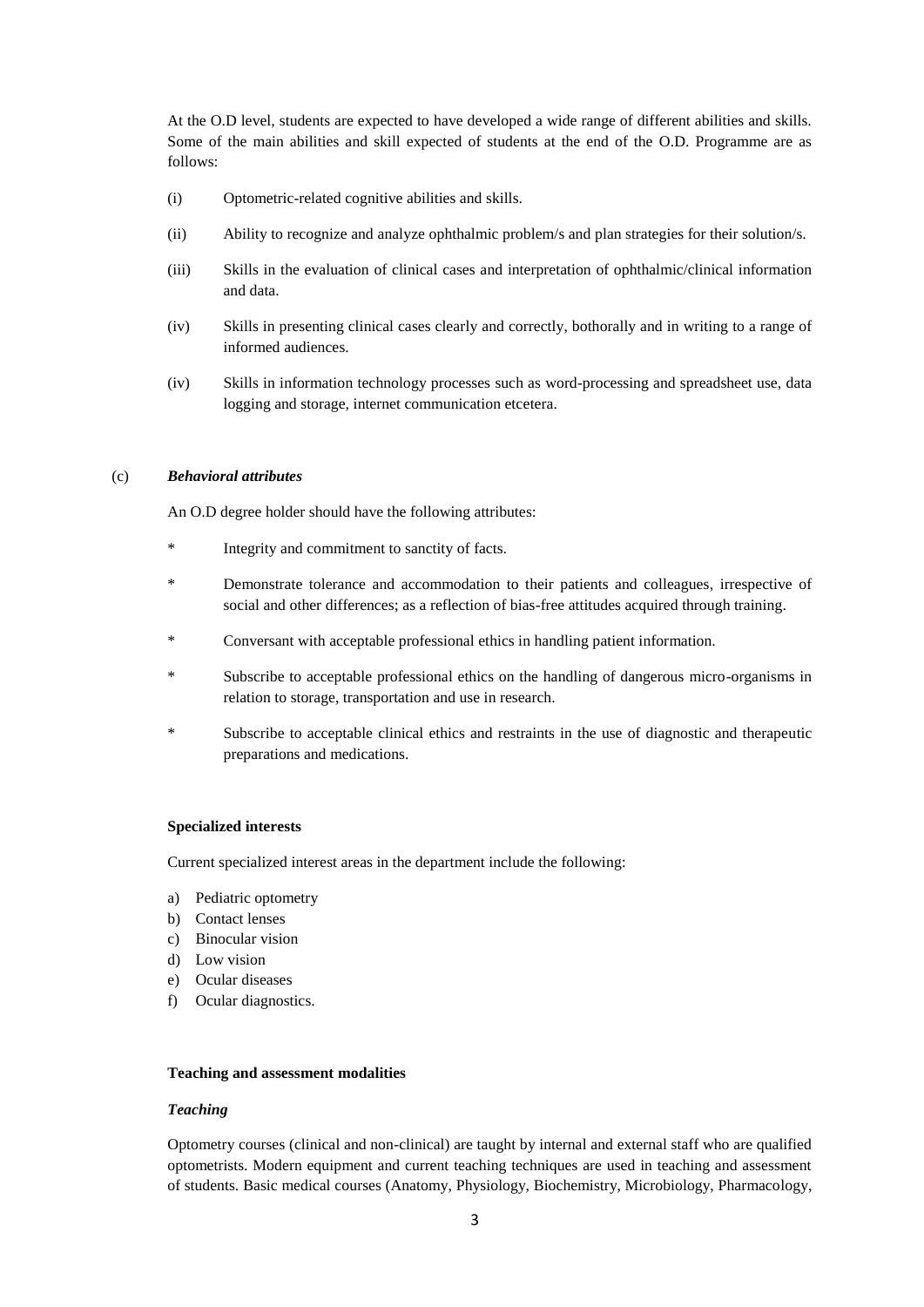At the O.D level, students are expected to have developed a wide range of different abilities and skills. Some of the main abilities and skill expected of students at the end of the O.D. Programme are as follows:

(i) Optometric-related cognitive abilities and skills.

(ii) Ability to recognize and analyze ophthalmic problem/s and plan strategies for their solution/s.

(iii) Skills in the evaluation of clinical cases and interpretation of ophthalmic/clinical information and data.

(iv) Skills in presenting clinical cases clearly and correctly, bothorally and in writing to a range of informed audiences.

(iv) Skills in information technology processes such as word-processing and spreadsheet use, data logging and storage, internet communication etcetera.

(c) ***Behavioral attributes***

An O.D degree holder should have the following attributes:

* Integrity and commitment to sanctity of facts.
* Demonstrate tolerance and accommodation to their patients and colleagues, irrespective of social and other differences; as a reflection of bias-free attitudes acquired through training.
* Conversant with acceptable professional ethics in handling patient information.
* Subscribe to acceptable professional ethics on the handling of dangerous micro-organisms in relation to storage, transportation and use in research.
* Subscribe to acceptable clinical ethics and restraints in the use of diagnostic and therapeutic preparations and medications.

**Specialized interests**

Current specialized interest areas in the department include the following:

a) Pediatric optometry
b) Contact lenses
c) Binocular vision
d) Low vision
e) Ocular diseases
f) Ocular diagnostics.

**Teaching and assessment modalities**

***Teaching***

Optometry courses (clinical and non-clinical) are taught by internal and external staff who are qualified optometrists. Modern equipment and current teaching techniques are used in teaching and assessment of students. Basic medical courses (Anatomy, Physiology, Biochemistry, Microbiology, Pharmacology,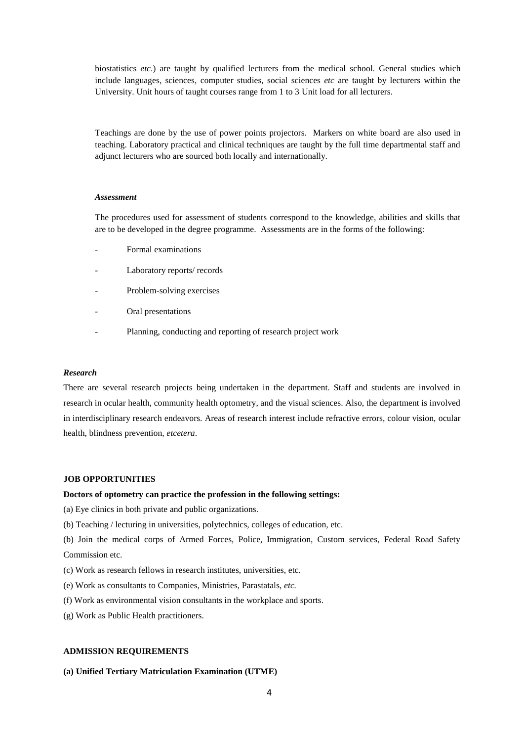biostatistics *etc*.) are taught by qualified lecturers from the medical school. General studies which include languages, sciences, computer studies, social sciences *etc* are taught by lecturers within the University. Unit hours of taught courses range from 1 to 3 Unit load for all lecturers.

Teachings are done by the use of power points projectors. Markers on white board are also used in teaching. Laboratory practical and clinical techniques are taught by the full time departmental staff and adjunct lecturers who are sourced both locally and internationally.

***Assessment***

The procedures used for assessment of students correspond to the knowledge, abilities and skills that are to be developed in the degree programme. Assessments are in the forms of the following:

- Formal examinations
- Laboratory reports/ records
- Problem-solving exercises
- Oral presentations
- Planning, conducting and reporting of research project work

***Research***

There are several research projects being undertaken in the department. Staff and students are involved in research in ocular health, community health optometry, and the visual sciences. Also, the department is involved in interdisciplinary research endeavors. Areas of research interest include refractive errors, colour vision, ocular health, blindness prevention, *etcetera*.

**JOB OPPORTUNITIES**

**Doctors of optometry can practice the profession in the following settings:**

(a) Eye clinics in both private and public organizations.

(b) Teaching / lecturing in universities, polytechnics, colleges of education, etc.

(b) Join the medical corps of Armed Forces, Police, Immigration, Custom services, Federal Road Safety Commission etc.

(c) Work as research fellows in research institutes, universities, etc.

(e) Work as consultants to Companies, Ministries, Parastatals, *etc.*

(f) Work as environmental vision consultants in the workplace and sports.

(g) Work as Public Health practitioners.

**ADMISSION REQUIREMENTS**

**(a) Unified Tertiary Matriculation Examination (UTME)**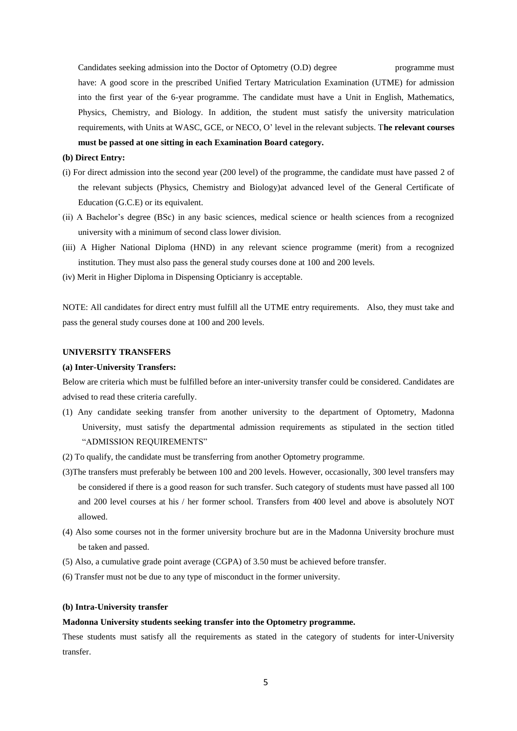Candidates seeking admission into the Doctor of Optometry (O.D) degree programme must have: A good score in the prescribed Unified Tertary Matriculation Examination (UTME) for admission into the first year of the 6-year programme. The candidate must have a Unit in English, Mathematics, Physics, Chemistry, and Biology. In addition, the student must satisfy the university matriculation requirements, with Units at WASC, GCE, or NECO, O' level in the relevant subjects. T**he relevant courses must be passed at one sitting in each Examination Board category.**

**(b) Direct Entry:**

(i) For direct admission into the second year (200 level) of the programme, the candidate must have passed 2 of the relevant subjects (Physics, Chemistry and Biology)at advanced level of the General Certificate of Education (G.C.E) or its equivalent.

(ii) A Bachelor's degree (BSc) in any basic sciences, medical science or health sciences from a recognized university with a minimum of second class lower division.

(iii) A Higher National Diploma (HND) in any relevant science programme (merit) from a recognized institution. They must also pass the general study courses done at 100 and 200 levels.

(iv) Merit in Higher Diploma in Dispensing Opticianry is acceptable.

NOTE: All candidates for direct entry must fulfill all the UTME entry requirements. Also, they must take and pass the general study courses done at 100 and 200 levels.

**UNIVERSITY TRANSFERS**

**(a) Inter-University Transfers:**

Below are criteria which must be fulfilled before an inter-university transfer could be considered. Candidates are advised to read these criteria carefully.

(1) Any candidate seeking transfer from another university to the department of Optometry, Madonna University, must satisfy the departmental admission requirements as stipulated in the section titled "ADMISSION REQUIREMENTS"

(2) To qualify, the candidate must be transferring from another Optometry programme.

(3)The transfers must preferably be between 100 and 200 levels. However, occasionally, 300 level transfers may be considered if there is a good reason for such transfer. Such category of students must have passed all 100 and 200 level courses at his / her former school. Transfers from 400 level and above is absolutely NOT allowed.

(4) Also some courses not in the former university brochure but are in the Madonna University brochure must be taken and passed.

(5) Also, a cumulative grade point average (CGPA) of 3.50 must be achieved before transfer.

(6) Transfer must not be due to any type of misconduct in the former university.

**(b) Intra-University transfer**

**Madonna University students seeking transfer into the Optometry programme.**

These students must satisfy all the requirements as stated in the category of students for inter-University transfer.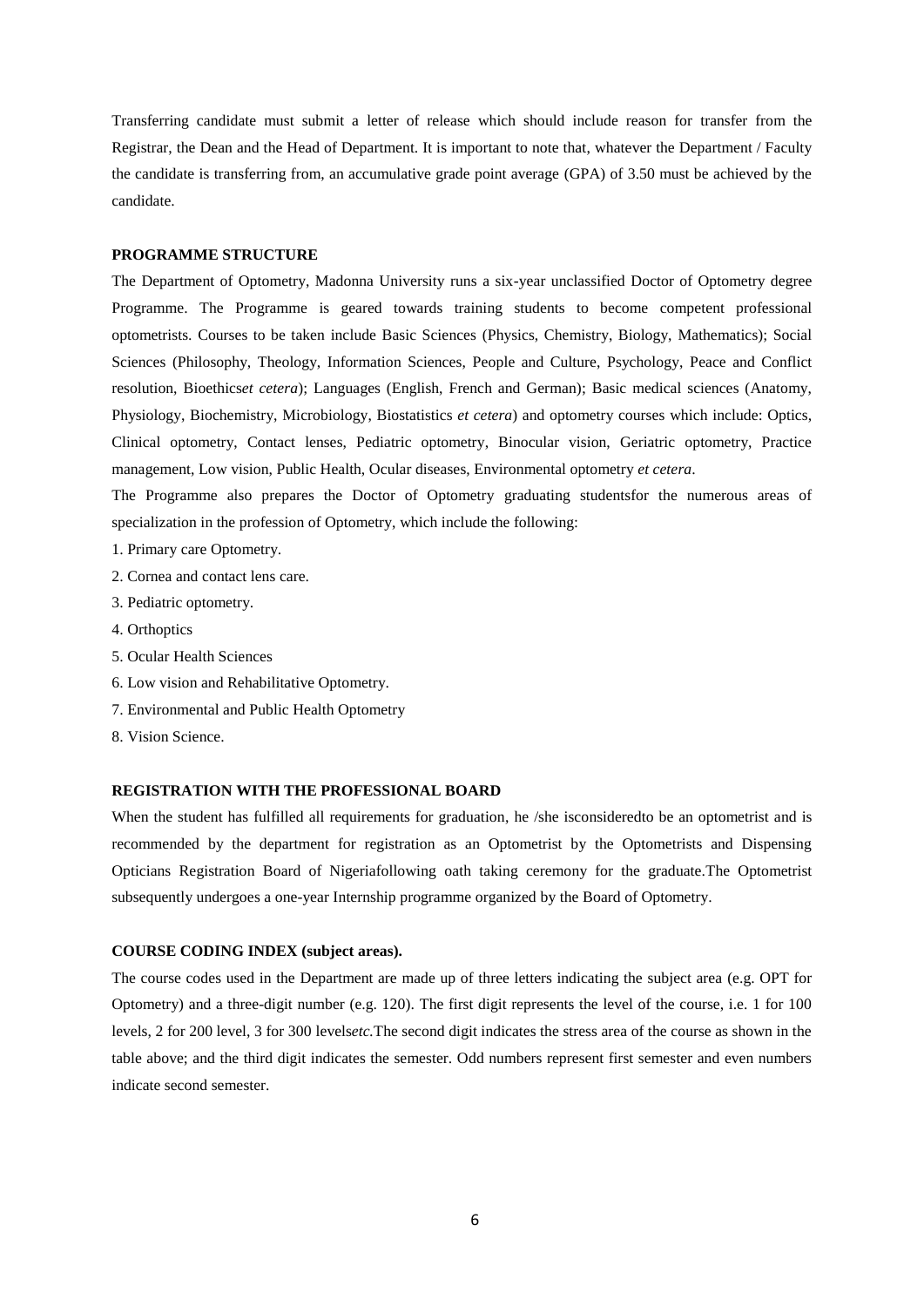Transferring candidate must submit a letter of release which should include reason for transfer from the Registrar, the Dean and the Head of Department. It is important to note that, whatever the Department / Faculty the candidate is transferring from, an accumulative grade point average (GPA) of 3.50 must be achieved by the candidate.

## PROGRAMME STRUCTURE

The Department of Optometry, Madonna University runs a six-year unclassified Doctor of Optometry degree Programme. The Programme is geared towards training students to become competent professional optometrists. Courses to be taken include Basic Sciences (Physics, Chemistry, Biology, Mathematics); Social Sciences (Philosophy, Theology, Information Sciences, People and Culture, Psychology, Peace and Conflict resolution, Bioethics*et cetera*); Languages (English, French and German); Basic medical sciences (Anatomy, Physiology, Biochemistry, Microbiology, Biostatistics *et cetera*) and optometry courses which include: Optics, Clinical optometry, Contact lenses, Pediatric optometry, Binocular vision, Geriatric optometry, Practice management, Low vision, Public Health, Ocular diseases, Environmental optometry *et cetera*.

The Programme also prepares the Doctor of Optometry graduating studentsfor the numerous areas of specialization in the profession of Optometry, which include the following:

1. Primary care Optometry.
2. Cornea and contact lens care.
3. Pediatric optometry.
4. Orthoptics
5. Ocular Health Sciences
6. Low vision and Rehabilitative Optometry.
7. Environmental and Public Health Optometry
8. Vision Science.

## REGISTRATION WITH THE PROFESSIONAL BOARD

When the student has fulfilled all requirements for graduation, he /she isconsideredto be an optometrist and is recommended by the department for registration as an Optometrist by the Optometrists and Dispensing Opticians Registration Board of Nigeriafollowing oath taking ceremony for the graduate.The Optometrist subsequently undergoes a one-year Internship programme organized by the Board of Optometry.

## COURSE CODING INDEX (subject areas).

The course codes used in the Department are made up of three letters indicating the subject area (e.g. OPT for Optometry) and a three-digit number (e.g. 120). The first digit represents the level of the course, i.e. 1 for 100 levels, 2 for 200 level, 3 for 300 levels*etc.*The second digit indicates the stress area of the course as shown in the table above; and the third digit indicates the semester. Odd numbers represent first semester and even numbers indicate second semester.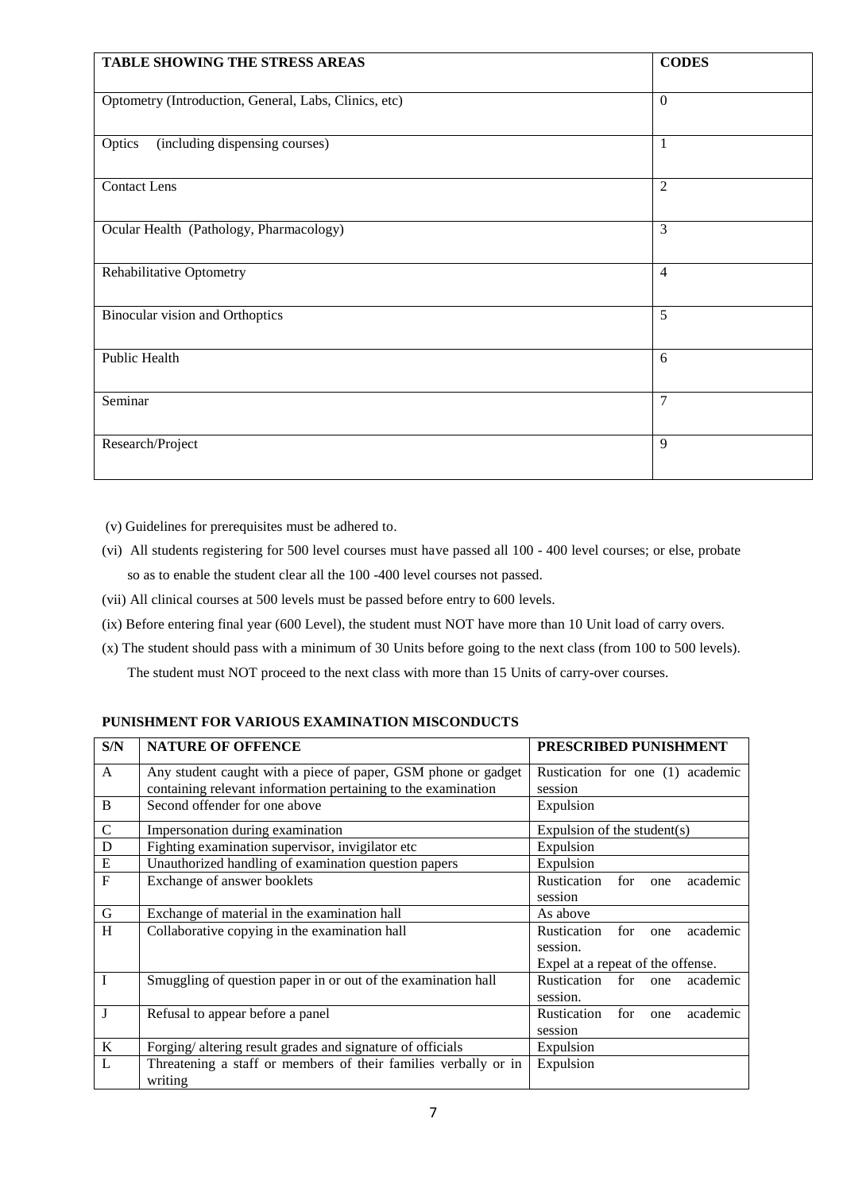| TABLE SHOWING THE STRESS AREAS | CODES |
|---|---|
| Optometry (Introduction, General, Labs, Clinics, etc) | 0 |
| Optics (including dispensing courses) | 1 |
| Contact Lens | 2 |
| Ocular Health (Pathology, Pharmacology) | 3 |
| Rehabilitative Optometry | 4 |
| Binocular vision and Orthoptics | 5 |
| Public Health | 6 |
| Seminar | 7 |
| Research/Project | 9 |

(v) Guidelines for prerequisites must be adhered to.

(vi) All students registering for 500 level courses must have passed all 100 - 400 level courses; or else, probate so as to enable the student clear all the 100 -400 level courses not passed.

(vii) All clinical courses at 500 levels must be passed before entry to 600 levels.

(ix) Before entering final year (600 Level), the student must NOT have more than 10 Unit load of carry overs.

(x) The student should pass with a minimum of 30 Units before going to the next class (from 100 to 500 levels). The student must NOT proceed to the next class with more than 15 Units of carry-over courses.

**PUNISHMENT FOR VARIOUS EXAMINATION MISCONDUCTS**

| S/N | NATURE OF OFFENCE | PRESCRIBED PUNISHMENT |
|---|---|---|
| A | Any student caught with a piece of paper, GSM phone or gadget containing relevant information pertaining to the examination | Rustication for one (1) academic session |
| B | Second offender for one above | Expulsion |
| C | Impersonation during examination | Expulsion of the student(s) |
| D | Fighting examination supervisor, invigilator etc | Expulsion |
| E | Unauthorized handling of examination question papers | Expulsion |
| F | Exchange of answer booklets | Rustication for one academic session |
| G | Exchange of material in the examination hall | As above |
| H | Collaborative copying in the examination hall | Rustication for one academic session. Expel at a repeat of the offense. |
| I | Smuggling of question paper in or out of the examination hall | Rustication for one academic session. |
| J | Refusal to appear before a panel | Rustication for one academic session |
| K | Forging/ altering result grades and signature of officials | Expulsion |
| L | Threatening a staff or members of their families verbally or in writing | Expulsion |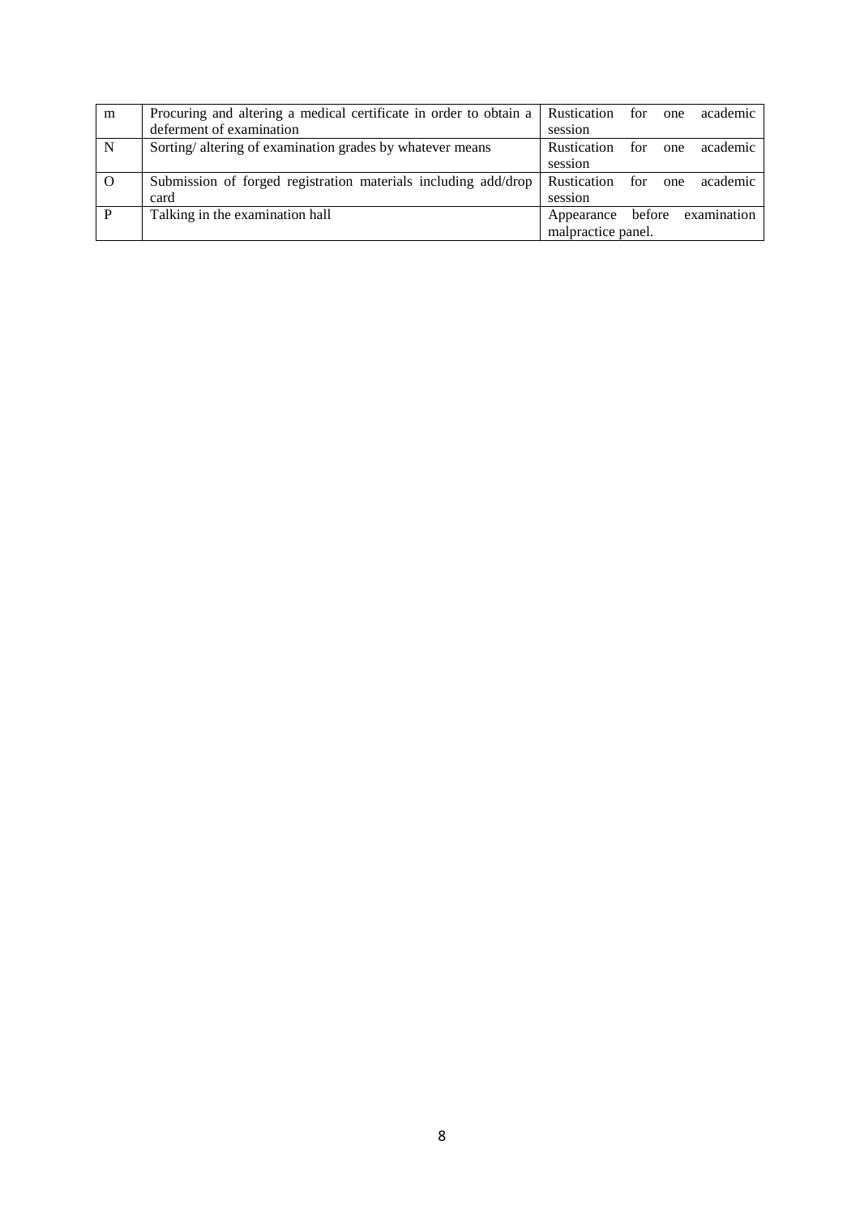| m | Procuring and altering a medical certificate in order to obtain a deferment of examination | Rustication for one academic session |
|---|---|---|
| N | Sorting/ altering of examination grades by whatever means | Rustication for one academic session |
| O | Submission of forged registration materials including add/drop card | Rustication for one academic session |
| P | Talking in the examination hall | Appearance before examination malpractice panel. |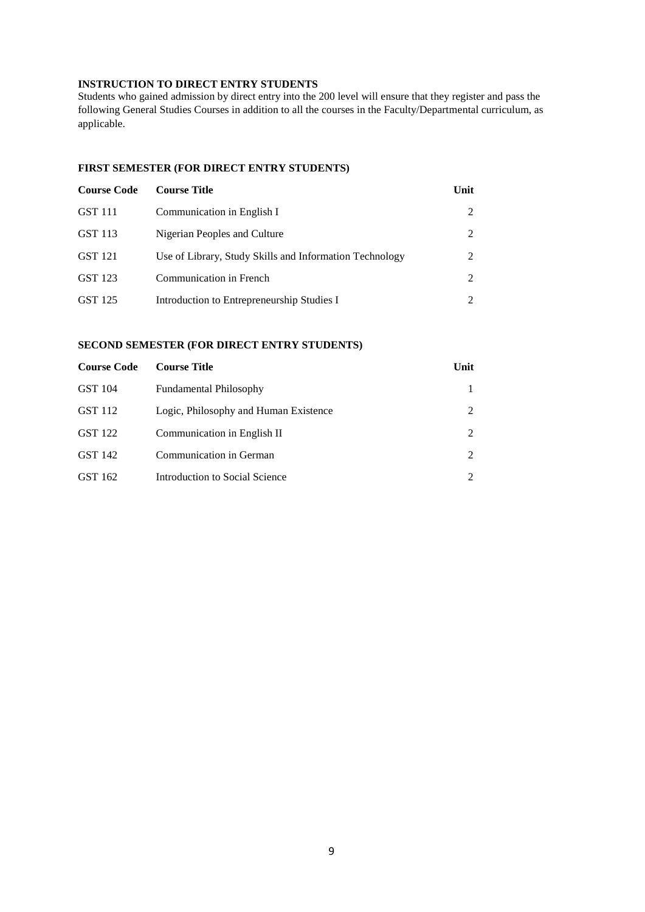**INSTRUCTION TO DIRECT ENTRY STUDENTS**

Students who gained admission by direct entry into the 200 level will ensure that they register and pass the following General Studies Courses in addition to all the courses in the Faculty/Departmental curriculum, as applicable.

**FIRST SEMESTER (FOR DIRECT ENTRY STUDENTS)**

| Course Code | Course Title | Unit |
|---|---|---|
| GST 111 | Communication in English I | 2 |
| GST 113 | Nigerian Peoples and Culture | 2 |
| GST 121 | Use of Library, Study Skills and Information Technology | 2 |
| GST 123 | Communication in French | 2 |
| GST 125 | Introduction to Entrepreneurship Studies I | 2 |

**SECOND SEMESTER (FOR DIRECT ENTRY STUDENTS)**

| Course Code | Course Title | Unit |
|---|---|---|
| GST 104 | Fundamental Philosophy | 1 |
| GST 112 | Logic, Philosophy and Human Existence | 2 |
| GST 122 | Communication in English II | 2 |
| GST 142 | Communication in German | 2 |
| GST 162 | Introduction to Social Science | 2 |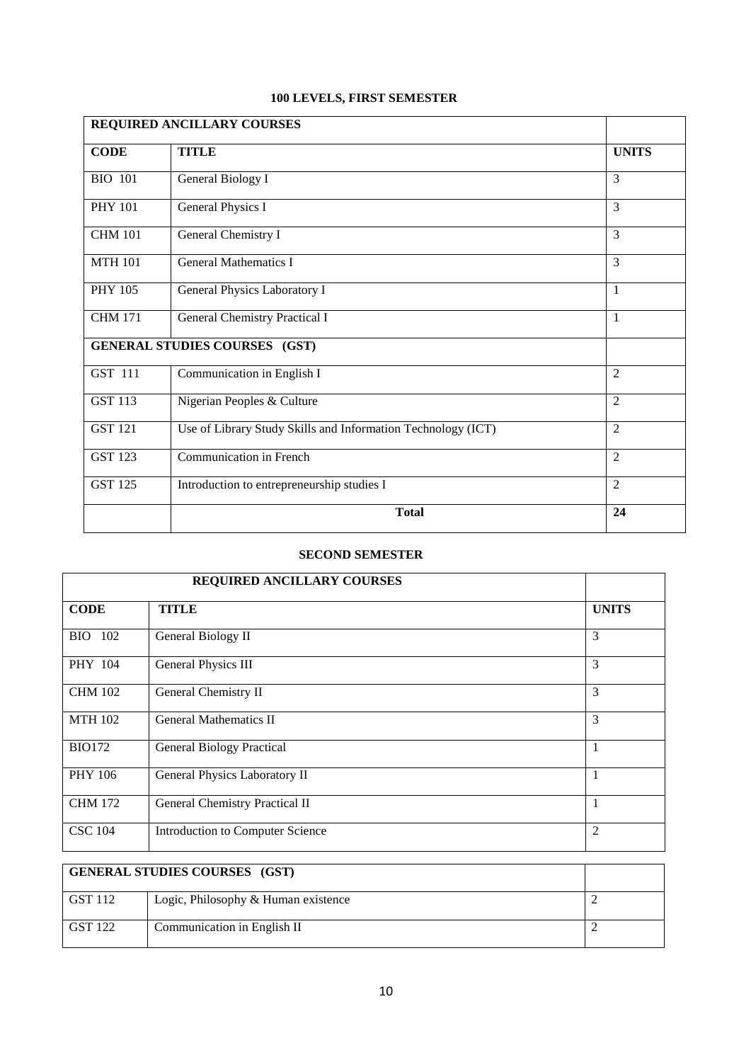### 100 LEVELS, FIRST SEMESTER

| REQUIRED ANCILLARY COURSES | | |
|---|---|---|
| **CODE** | **TITLE** | **UNITS** |
| BIO 101 | General Biology I | 3 |
| PHY 101 | General Physics I | 3 |
| CHM 101 | General Chemistry I | 3 |
| MTH 101 | General Mathematics I | 3 |
| PHY 105 | General Physics Laboratory I | 1 |
| CHM 171 | General Chemistry Practical I | 1 |
| **GENERAL STUDIES COURSES (GST)** | | |
| GST 111 | Communication in English I | 2 |
| GST 113 | Nigerian Peoples & Culture | 2 |
| GST 121 | Use of Library Study Skills and Information Technology (ICT) | 2 |
| GST 123 | Communication in French | 2 |
| GST 125 | Introduction to entrepreneurship studies I | 2 |
| | **Total** | **24** |

### SECOND SEMESTER

| REQUIRED ANCILLARY COURSES | | |
|---|---|---|
| **CODE** | **TITLE** | **UNITS** |
| BIO 102 | General Biology II | 3 |
| PHY 104 | General Physics III | 3 |
| CHM 102 | General Chemistry II | 3 |
| MTH 102 | General Mathematics II | 3 |
| BIO172 | General Biology Practical | 1 |
| PHY 106 | General Physics Laboratory II | 1 |
| CHM 172 | General Chemistry Practical II | 1 |
| CSC 104 | Introduction to Computer Science | 2 |
| **GENERAL STUDIES COURSES (GST)** | | |
| GST 112 | Logic, Philosophy & Human existence | 2 |
| GST 122 | Communication in English II | 2 |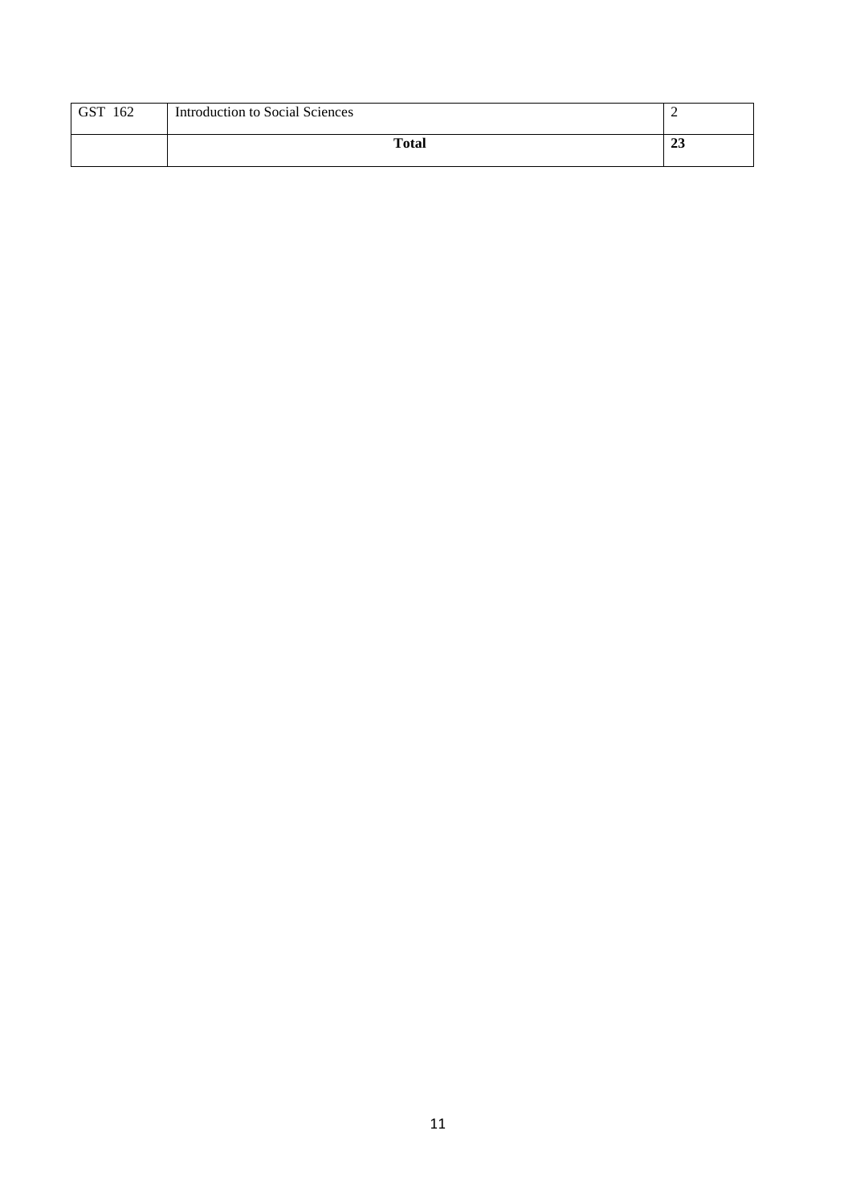| GST 162 | Introduction to Social Sciences | 2 |
|---|---|---|
| | **Total** | **23** |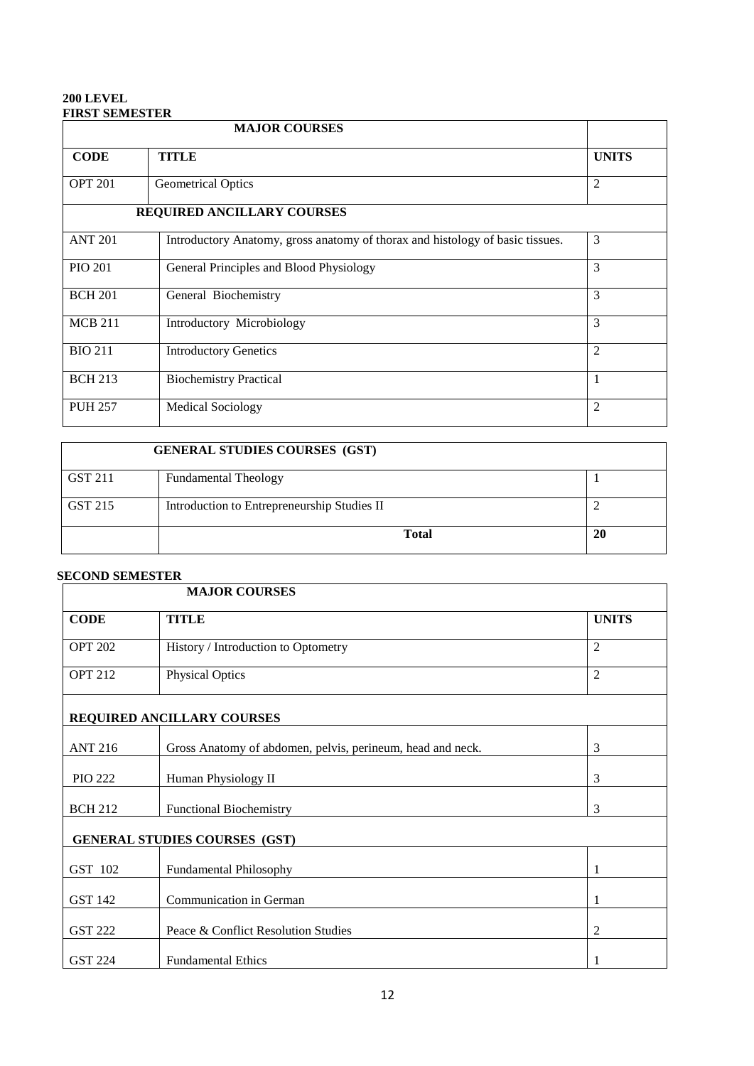**200 LEVEL**
**FIRST SEMESTER**

| MAJOR COURSES | | |
|---|---|---|
| **CODE** | **TITLE** | **UNITS** |
| OPT 201 | Geometrical Optics | 2 |
| **REQUIRED ANCILLARY COURSES** | | |
| ANT 201 | Introductory Anatomy, gross anatomy of thorax and histology of basic tissues. | 3 |
| PIO 201 | General Principles and Blood Physiology | 3 |
| BCH 201 | General Biochemistry | 3 |
| MCB 211 | Introductory Microbiology | 3 |
| BIO 211 | Introductory Genetics | 2 |
| BCH 213 | Biochemistry Practical | 1 |
| PUH 257 | Medical Sociology | 2 |

| GENERAL STUDIES COURSES (GST) | | |
|---|---|---|
| GST 211 | Fundamental Theology | 1 |
| GST 215 | Introduction to Entrepreneurship Studies II | 2 |
| | **Total** | **20** |

**SECOND SEMESTER**

| MAJOR COURSES | | |
|---|---|---|
| **CODE** | **TITLE** | **UNITS** |
| OPT 202 | History / Introduction to Optometry | 2 |
| OPT 212 | Physical Optics | 2 |
| **REQUIRED ANCILLARY COURSES** | | |
| ANT 216 | Gross Anatomy of abdomen, pelvis, perineum, head and neck. | 3 |
| PIO 222 | Human Physiology II | 3 |
| BCH 212 | Functional Biochemistry | 3 |
| **GENERAL STUDIES COURSES (GST)** | | |
| GST 102 | Fundamental Philosophy | 1 |
| GST 142 | Communication in German | 1 |
| GST 222 | Peace & Conflict Resolution Studies | 2 |
| GST 224 | Fundamental Ethics | 1 |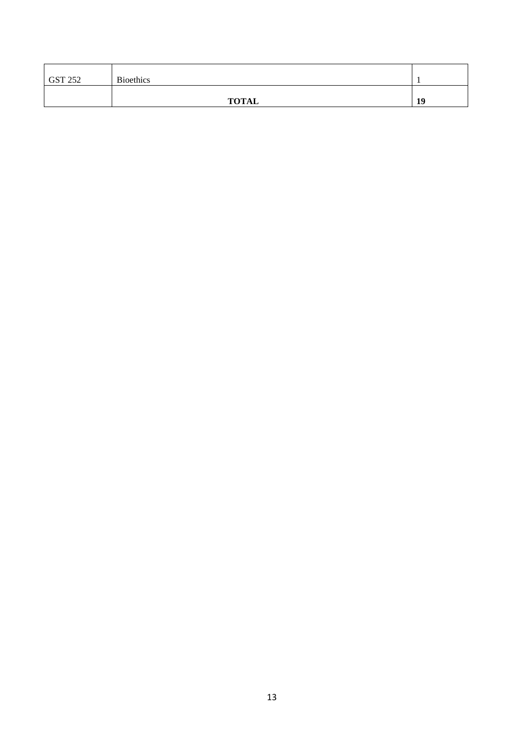| | | |
|---|---|---|
| GST 252 | Bioethics | 1 |
| | **TOTAL** | **19** |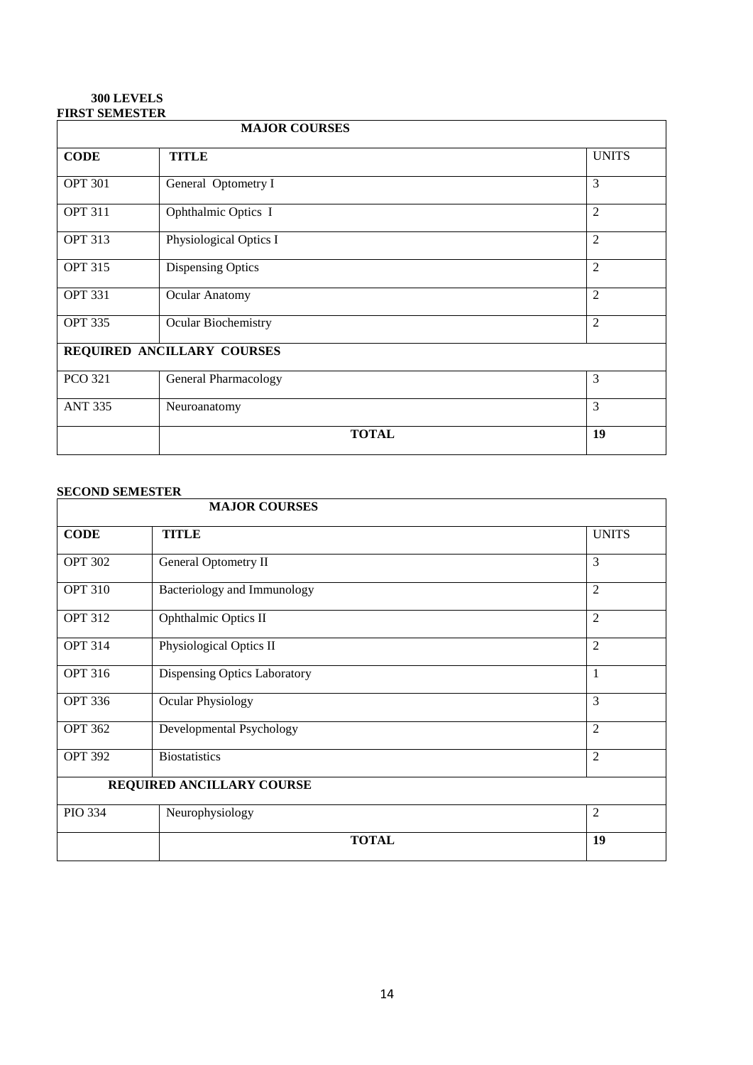**300 LEVELS**

**FIRST SEMESTER**

| MAJOR COURSES | | |
|---|---|---|
| **CODE** | **TITLE** | UNITS |
| OPT 301 | General Optometry I | 3 |
| OPT 311 | Ophthalmic Optics I | 2 |
| OPT 313 | Physiological Optics I | 2 |
| OPT 315 | Dispensing Optics | 2 |
| OPT 331 | Ocular Anatomy | 2 |
| OPT 335 | Ocular Biochemistry | 2 |
| **REQUIRED ANCILLARY COURSES** | | |
| PCO 321 | General Pharmacology | 3 |
| ANT 335 | Neuroanatomy | 3 |
| | **TOTAL** | **19** |

**SECOND SEMESTER**

| MAJOR COURSES | | |
|---|---|---|
| **CODE** | **TITLE** | UNITS |
| OPT 302 | General Optometry II | 3 |
| OPT 310 | Bacteriology and Immunology | 2 |
| OPT 312 | Ophthalmic Optics II | 2 |
| OPT 314 | Physiological Optics II | 2 |
| OPT 316 | Dispensing Optics Laboratory | 1 |
| OPT 336 | Ocular Physiology | 3 |
| OPT 362 | Developmental Psychology | 2 |
| OPT 392 | Biostatistics | 2 |
| **REQUIRED ANCILLARY COURSE** | | |
| PIO 334 | Neurophysiology | 2 |
| | **TOTAL** | **19** |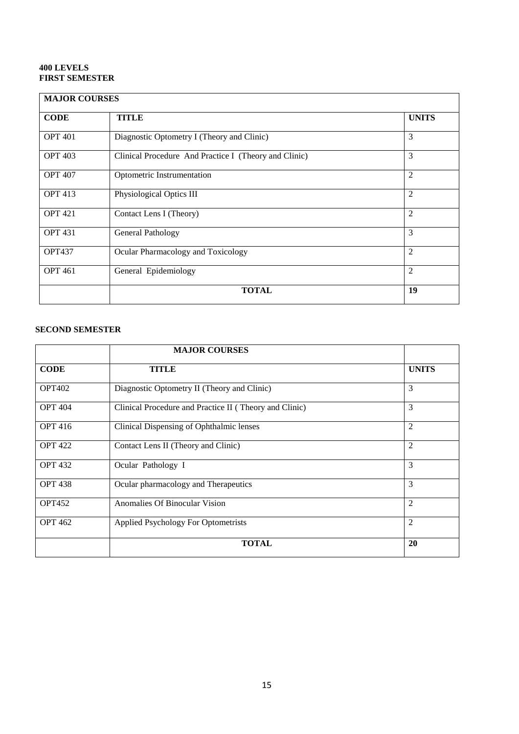**400 LEVELS**
**FIRST SEMESTER**

| **MAJOR COURSES** | | |
|---|---|---|
| **CODE** | **TITLE** | **UNITS** |
| OPT 401 | Diagnostic Optometry I (Theory and Clinic) | 3 |
| OPT 403 | Clinical Procedure And Practice I (Theory and Clinic) | 3 |
| OPT 407 | Optometric Instrumentation | 2 |
| OPT 413 | Physiological Optics III | 2 |
| OPT 421 | Contact Lens I (Theory) | 2 |
| OPT 431 | General Pathology | 3 |
| OPT437 | Ocular Pharmacology and Toxicology | 2 |
| OPT 461 | General Epidemiology | 2 |
| | **TOTAL** | **19** |

**SECOND SEMESTER**

| | **MAJOR COURSES** | |
|---|---|---|
| **CODE** | **TITLE** | **UNITS** |
| OPT402 | Diagnostic Optometry II (Theory and Clinic) | 3 |
| OPT 404 | Clinical Procedure and Practice II ( Theory and Clinic) | 3 |
| OPT 416 | Clinical Dispensing of Ophthalmic lenses | 2 |
| OPT 422 | Contact Lens II (Theory and Clinic) | 2 |
| OPT 432 | Ocular Pathology I | 3 |
| OPT 438 | Ocular pharmacology and Therapeutics | 3 |
| OPT452 | Anomalies Of Binocular Vision | 2 |
| OPT 462 | Applied Psychology For Optometrists | 2 |
| | **TOTAL** | **20** |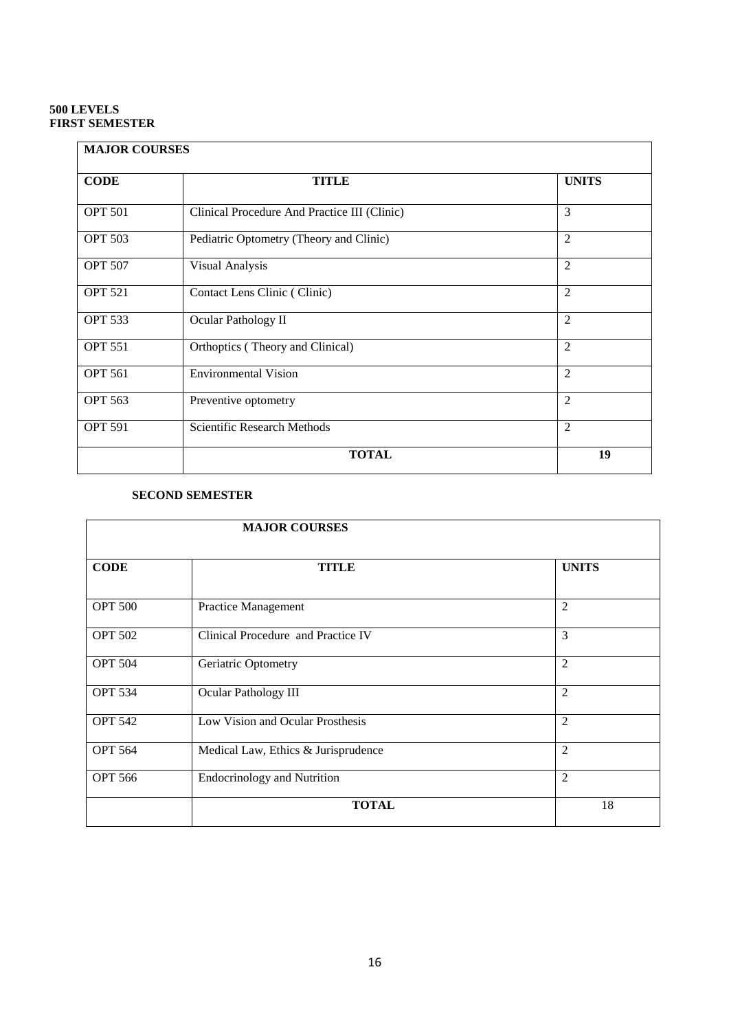**500 LEVELS**
**FIRST SEMESTER**

| MAJOR COURSES | | |
|---|---|---|
| **CODE** | **TITLE** | **UNITS** |
| OPT 501 | Clinical Procedure And Practice III (Clinic) | 3 |
| OPT 503 | Pediatric Optometry (Theory and Clinic) | 2 |
| OPT 507 | Visual Analysis | 2 |
| OPT 521 | Contact Lens Clinic ( Clinic) | 2 |
| OPT 533 | Ocular Pathology II | 2 |
| OPT 551 | Orthoptics ( Theory and Clinical) | 2 |
| OPT 561 | Environmental Vision | 2 |
| OPT 563 | Preventive optometry | 2 |
| OPT 591 | Scientific Research Methods | 2 |
| | **TOTAL** | **19** |

**SECOND SEMESTER**

| MAJOR COURSES | | |
|---|---|---|
| **CODE** | **TITLE** | **UNITS** |
| OPT 500 | Practice Management | 2 |
| OPT 502 | Clinical Procedure and Practice IV | 3 |
| OPT 504 | Geriatric Optometry | 2 |
| OPT 534 | Ocular Pathology III | 2 |
| OPT 542 | Low Vision and Ocular Prosthesis | 2 |
| OPT 564 | Medical Law, Ethics & Jurisprudence | 2 |
| OPT 566 | Endocrinology and Nutrition | 2 |
| | **TOTAL** | 18 |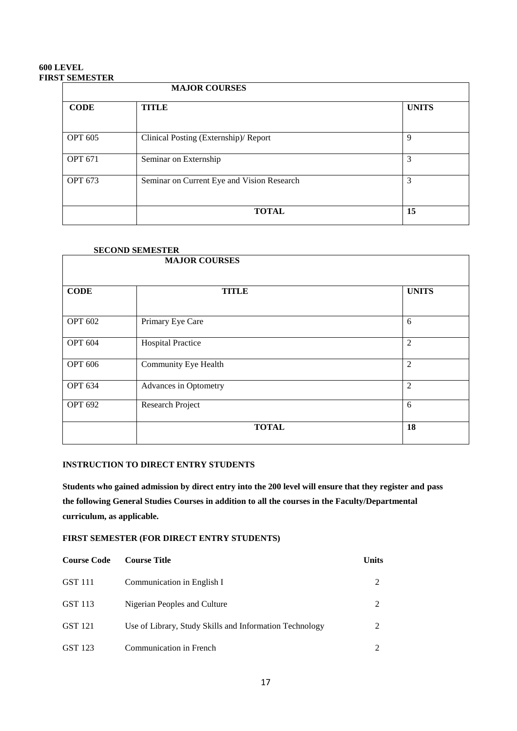**600 LEVEL**
**FIRST SEMESTER**

| **MAJOR COURSES** | | |
|---|---|---|
| **CODE** | **TITLE** | **UNITS** |
| OPT 605 | Clinical Posting (Externship)/ Report | 9 |
| OPT 671 | Seminar on Externship | 3 |
| OPT 673 | Seminar on Current Eye and Vision Research | 3 |
| | **TOTAL** | **15** |

**SECOND SEMESTER**

| **MAJOR COURSES** | | |
|---|---|---|
| **CODE** | **TITLE** | **UNITS** |
| OPT 602 | Primary Eye Care | 6 |
| OPT 604 | Hospital Practice | 2 |
| OPT 606 | Community Eye Health | 2 |
| OPT 634 | Advances in Optometry | 2 |
| OPT 692 | Research Project | 6 |
| | **TOTAL** | **18** |

**INSTRUCTION TO DIRECT ENTRY STUDENTS**

**Students who gained admission by direct entry into the 200 level will ensure that they register and pass the following General Studies Courses in addition to all the courses in the Faculty/Departmental curriculum, as applicable.**

**FIRST SEMESTER (FOR DIRECT ENTRY STUDENTS)**

| **Course Code** | **Course Title** | **Units** |
|---|---|---|
| GST 111 | Communication in English I | 2 |
| GST 113 | Nigerian Peoples and Culture | 2 |
| GST 121 | Use of Library, Study Skills and Information Technology | 2 |
| GST 123 | Communication in French | 2 |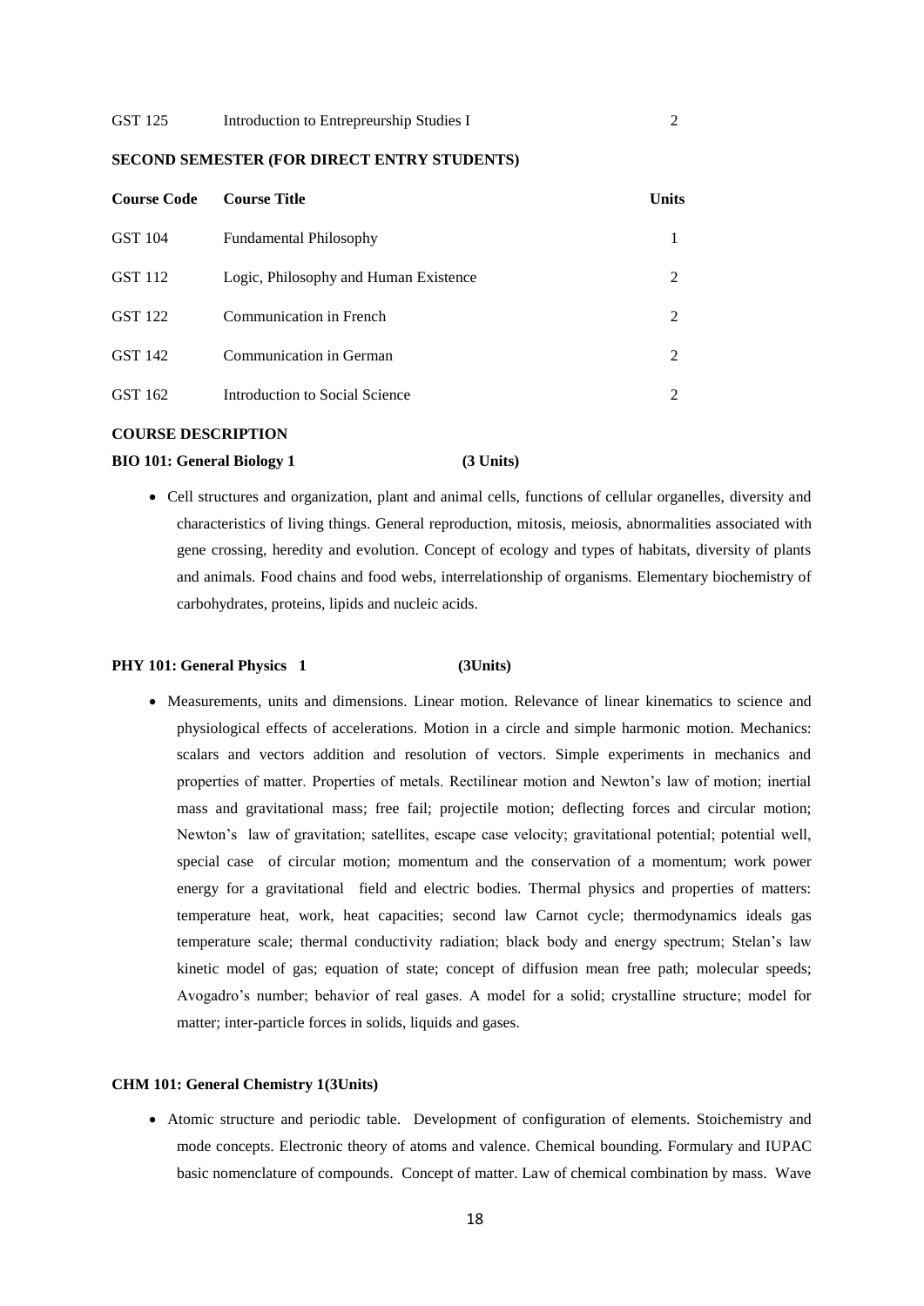| Course Code | Course Title | Units |
|---|---|---|
| GST 125 | Introduction to Entrepreurship Studies I | 2 |

**SECOND SEMESTER (FOR DIRECT ENTRY STUDENTS)**

| Course Code | Course Title | Units |
|---|---|---|
| GST 104 | Fundamental Philosophy | 1 |
| GST 112 | Logic, Philosophy and Human Existence | 2 |
| GST 122 | Communication in French | 2 |
| GST 142 | Communication in German | 2 |
| GST 162 | Introduction to Social Science | 2 |

**COURSE DESCRIPTION**

**BIO 101: General Biology 1 (3 Units)**

- Cell structures and organization, plant and animal cells, functions of cellular organelles, diversity and characteristics of living things. General reproduction, mitosis, meiosis, abnormalities associated with gene crossing, heredity and evolution. Concept of ecology and types of habitats, diversity of plants and animals. Food chains and food webs, interrelationship of organisms. Elementary biochemistry of carbohydrates, proteins, lipids and nucleic acids.

**PHY 101: General Physics 1 (3Units)**

- Measurements, units and dimensions. Linear motion. Relevance of linear kinematics to science and physiological effects of accelerations. Motion in a circle and simple harmonic motion. Mechanics: scalars and vectors addition and resolution of vectors. Simple experiments in mechanics and properties of matter. Properties of metals. Rectilinear motion and Newton's law of motion; inertial mass and gravitational mass; free fail; projectile motion; deflecting forces and circular motion; Newton's law of gravitation; satellites, escape case velocity; gravitational potential; potential well, special case of circular motion; momentum and the conservation of a momentum; work power energy for a gravitational field and electric bodies. Thermal physics and properties of matters: temperature heat, work, heat capacities; second law Carnot cycle; thermodynamics ideals gas temperature scale; thermal conductivity radiation; black body and energy spectrum; Stelan's law kinetic model of gas; equation of state; concept of diffusion mean free path; molecular speeds; Avogadro's number; behavior of real gases. A model for a solid; crystalline structure; model for matter; inter-particle forces in solids, liquids and gases.

**CHM 101: General Chemistry 1(3Units)**

- Atomic structure and periodic table. Development of configuration of elements. Stoichemistry and mode concepts. Electronic theory of atoms and valence. Chemical bounding. Formulary and IUPAC basic nomenclature of compounds. Concept of matter. Law of chemical combination by mass. Wave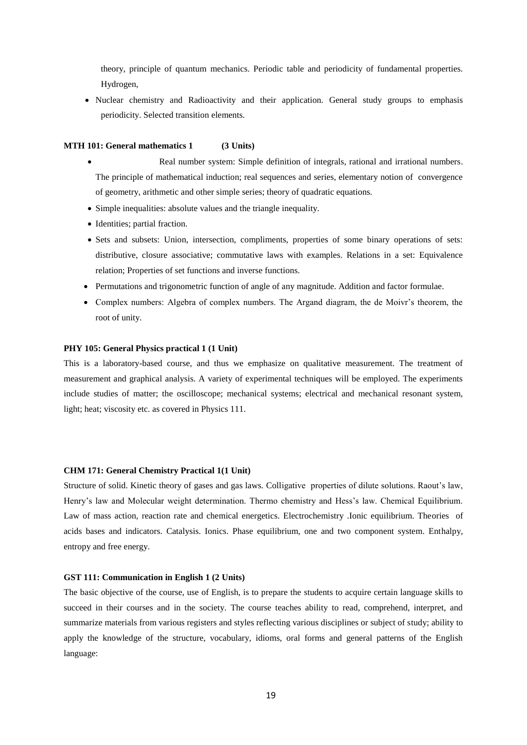theory, principle of quantum mechanics. Periodic table and periodicity of fundamental properties. Hydrogen,

- Nuclear chemistry and Radioactivity and their application. General study groups to emphasis periodicity. Selected transition elements.

**MTH 101: General mathematics 1 (3 Units)**

- Real number system: Simple definition of integrals, rational and irrational numbers. The principle of mathematical induction; real sequences and series, elementary notion of convergence of geometry, arithmetic and other simple series; theory of quadratic equations.
- Simple inequalities: absolute values and the triangle inequality.
- Identities; partial fraction.
- Sets and subsets: Union, intersection, compliments, properties of some binary operations of sets: distributive, closure associative; commutative laws with examples. Relations in a set: Equivalence relation; Properties of set functions and inverse functions.
- Permutations and trigonometric function of angle of any magnitude. Addition and factor formulae.
- Complex numbers: Algebra of complex numbers. The Argand diagram, the de Moivr's theorem, the root of unity.

**PHY 105: General Physics practical 1 (1 Unit)**

This is a laboratory-based course, and thus we emphasize on qualitative measurement. The treatment of measurement and graphical analysis. A variety of experimental techniques will be employed. The experiments include studies of matter; the oscilloscope; mechanical systems; electrical and mechanical resonant system, light; heat; viscosity etc. as covered in Physics 111.

**CHM 171: General Chemistry Practical 1(1 Unit)**

Structure of solid. Kinetic theory of gases and gas laws. Colligative properties of dilute solutions. Raout's law, Henry's law and Molecular weight determination. Thermo chemistry and Hess's law. Chemical Equilibrium. Law of mass action, reaction rate and chemical energetics. Electrochemistry .Ionic equilibrium. Theories of acids bases and indicators. Catalysis. Ionics. Phase equilibrium, one and two component system. Enthalpy, entropy and free energy.

**GST 111: Communication in English 1 (2 Units)**

The basic objective of the course, use of English, is to prepare the students to acquire certain language skills to succeed in their courses and in the society. The course teaches ability to read, comprehend, interpret, and summarize materials from various registers and styles reflecting various disciplines or subject of study; ability to apply the knowledge of the structure, vocabulary, idioms, oral forms and general patterns of the English language: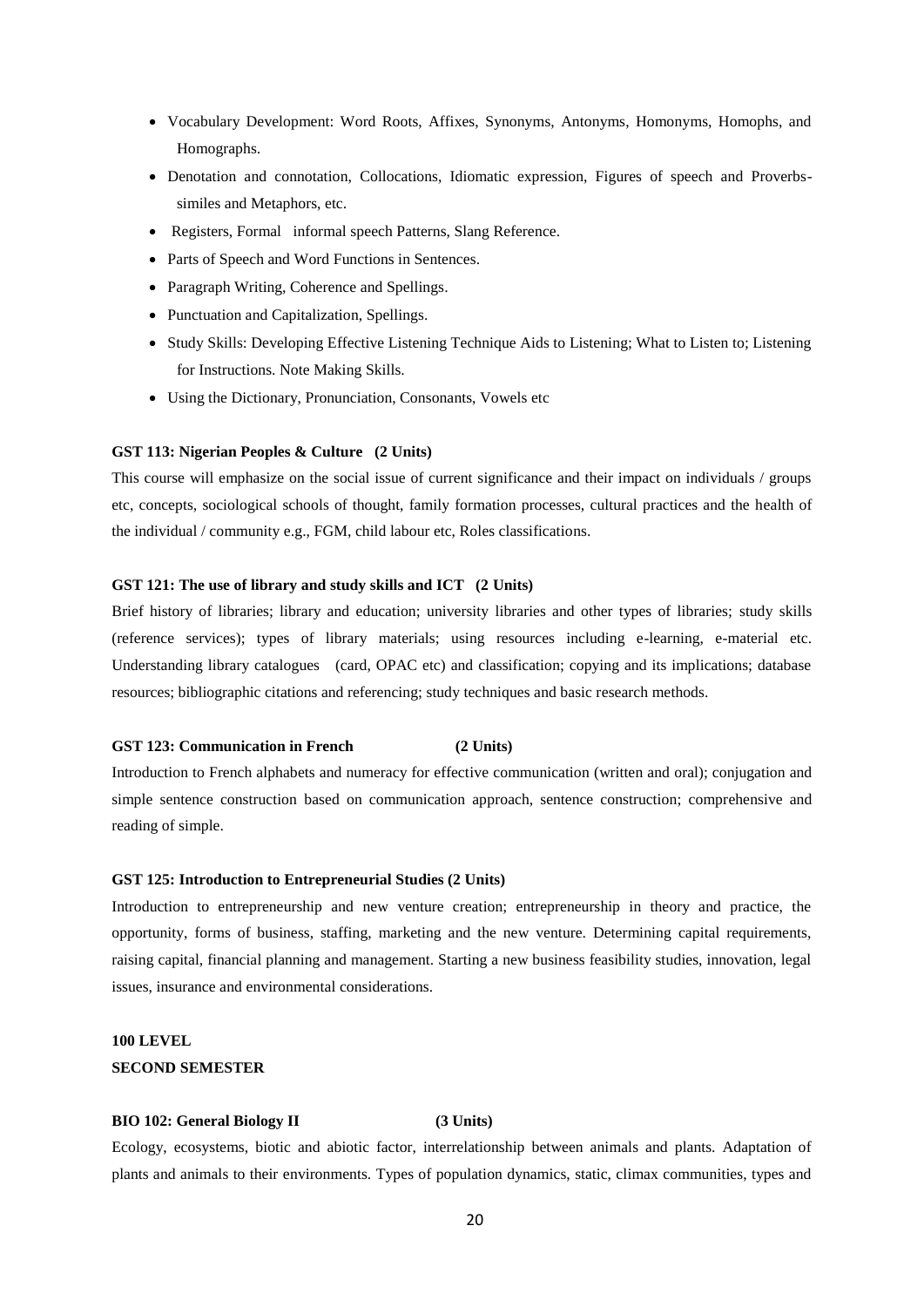- Vocabulary Development: Word Roots, Affixes, Synonyms, Antonyms, Homonyms, Homophs, and Homographs.
- Denotation and connotation, Collocations, Idiomatic expression, Figures of speech and Proverbs-similes and Metaphors, etc.
- Registers, Formal informal speech Patterns, Slang Reference.
- Parts of Speech and Word Functions in Sentences.
- Paragraph Writing, Coherence and Spellings.
- Punctuation and Capitalization, Spellings.
- Study Skills: Developing Effective Listening Technique Aids to Listening; What to Listen to; Listening for Instructions. Note Making Skills.
- Using the Dictionary, Pronunciation, Consonants, Vowels etc

**GST 113: Nigerian Peoples & Culture (2 Units)**

This course will emphasize on the social issue of current significance and their impact on individuals / groups etc, concepts, sociological schools of thought, family formation processes, cultural practices and the health of the individual / community e.g., FGM, child labour etc, Roles classifications.

**GST 121: The use of library and study skills and ICT (2 Units)**

Brief history of libraries; library and education; university libraries and other types of libraries; study skills (reference services); types of library materials; using resources including e-learning, e-material etc. Understanding library catalogues (card, OPAC etc) and classification; copying and its implications; database resources; bibliographic citations and referencing; study techniques and basic research methods.

**GST 123: Communication in French (2 Units)**

Introduction to French alphabets and numeracy for effective communication (written and oral); conjugation and simple sentence construction based on communication approach, sentence construction; comprehensive and reading of simple.

**GST 125: Introduction to Entrepreneurial Studies (2 Units)**

Introduction to entrepreneurship and new venture creation; entrepreneurship in theory and practice, the opportunity, forms of business, staffing, marketing and the new venture. Determining capital requirements, raising capital, financial planning and management. Starting a new business feasibility studies, innovation, legal issues, insurance and environmental considerations.

**100 LEVEL**

**SECOND SEMESTER**

**BIO 102: General Biology II (3 Units)**

Ecology, ecosystems, biotic and abiotic factor, interrelationship between animals and plants. Adaptation of plants and animals to their environments. Types of population dynamics, static, climax communities, types and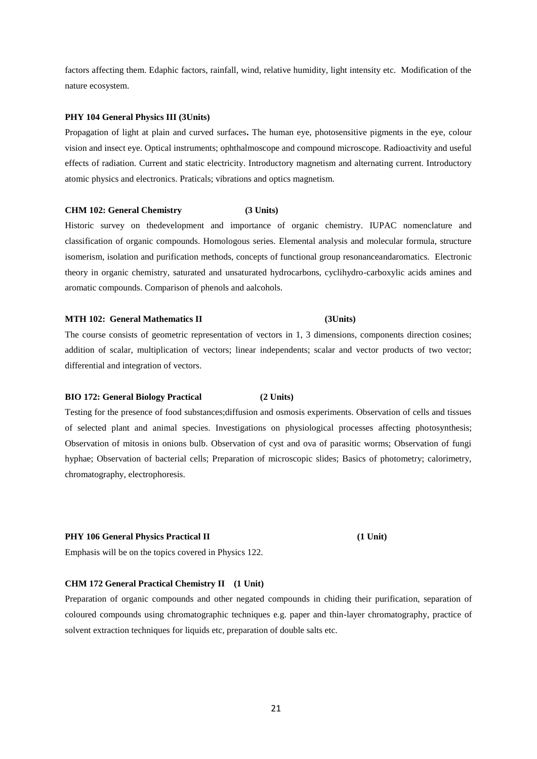factors affecting them. Edaphic factors, rainfall, wind, relative humidity, light intensity etc. Modification of the nature ecosystem.

**PHY 104 General Physics III (3Units)**

Propagation of light at plain and curved surfaces**.** The human eye, photosensitive pigments in the eye, colour vision and insect eye. Optical instruments; ophthalmoscope and compound microscope. Radioactivity and useful effects of radiation. Current and static electricity. Introductory magnetism and alternating current. Introductory atomic physics and electronics. Praticals; vibrations and optics magnetism.

**CHM 102: General Chemistry (3 Units)**

Historic survey on thedevelopment and importance of organic chemistry. IUPAC nomenclature and classification of organic compounds. Homologous series. Elemental analysis and molecular formula, structure isomerism, isolation and purification methods, concepts of functional group resonanceandaromatics. Electronic theory in organic chemistry, saturated and unsaturated hydrocarbons, cyclihydro-carboxylic acids amines and aromatic compounds. Comparison of phenols and aalcohols.

**MTH 102: General Mathematics II (3Units)**

The course consists of geometric representation of vectors in 1, 3 dimensions, components direction cosines; addition of scalar, multiplication of vectors; linear independents; scalar and vector products of two vector; differential and integration of vectors.

**BIO 172: General Biology Practical (2 Units)**

Testing for the presence of food substances;diffusion and osmosis experiments. Observation of cells and tissues of selected plant and animal species. Investigations on physiological processes affecting photosynthesis; Observation of mitosis in onions bulb. Observation of cyst and ova of parasitic worms; Observation of fungi hyphae; Observation of bacterial cells; Preparation of microscopic slides; Basics of photometry; calorimetry, chromatography, electrophoresis.

**PHY 106 General Physics Practical II (1 Unit)**

Emphasis will be on the topics covered in Physics 122.

**CHM 172 General Practical Chemistry II (1 Unit)**

Preparation of organic compounds and other negated compounds in chiding their purification, separation of coloured compounds using chromatographic techniques e.g. paper and thin-layer chromatography, practice of solvent extraction techniques for liquids etc, preparation of double salts etc.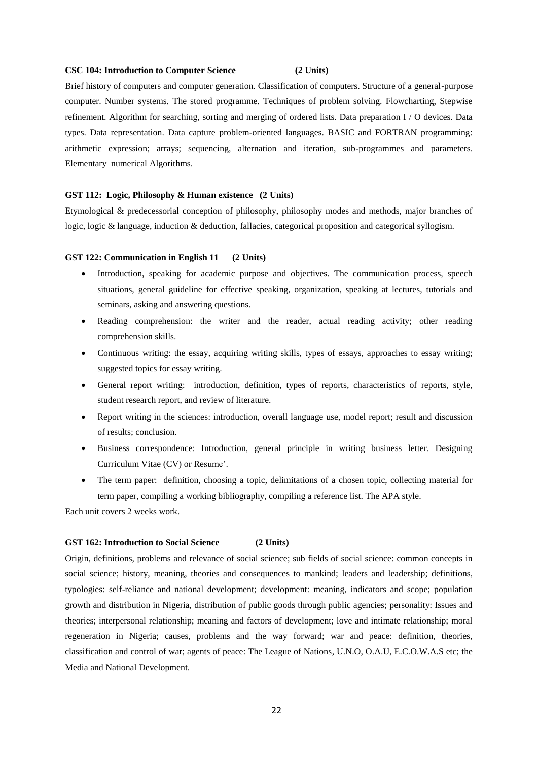**CSC 104: Introduction to Computer Science (2 Units)**

Brief history of computers and computer generation. Classification of computers. Structure of a general-purpose computer. Number systems. The stored programme. Techniques of problem solving. Flowcharting, Stepwise refinement. Algorithm for searching, sorting and merging of ordered lists. Data preparation I / O devices. Data types. Data representation. Data capture problem-oriented languages. BASIC and FORTRAN programming: arithmetic expression; arrays; sequencing, alternation and iteration, sub-programmes and parameters. Elementary numerical Algorithms.

**GST 112: Logic, Philosophy & Human existence (2 Units)**

Etymological & predecessorial conception of philosophy, philosophy modes and methods, major branches of logic, logic & language, induction & deduction, fallacies, categorical proposition and categorical syllogism.

**GST 122: Communication in English 11 (2 Units)**

- Introduction, speaking for academic purpose and objectives. The communication process, speech situations, general guideline for effective speaking, organization, speaking at lectures, tutorials and seminars, asking and answering questions.
- Reading comprehension: the writer and the reader, actual reading activity; other reading comprehension skills.
- Continuous writing: the essay, acquiring writing skills, types of essays, approaches to essay writing; suggested topics for essay writing.
- General report writing: introduction, definition, types of reports, characteristics of reports, style, student research report, and review of literature.
- Report writing in the sciences: introduction, overall language use, model report; result and discussion of results; conclusion.
- Business correspondence: Introduction, general principle in writing business letter. Designing Curriculum Vitae (CV) or Resume'.
- The term paper: definition, choosing a topic, delimitations of a chosen topic, collecting material for term paper, compiling a working bibliography, compiling a reference list. The APA style.

Each unit covers 2 weeks work.

**GST 162: Introduction to Social Science (2 Units)**

Origin, definitions, problems and relevance of social science; sub fields of social science: common concepts in social science; history, meaning, theories and consequences to mankind; leaders and leadership; definitions, typologies: self-reliance and national development; development: meaning, indicators and scope; population growth and distribution in Nigeria, distribution of public goods through public agencies; personality: Issues and theories; interpersonal relationship; meaning and factors of development; love and intimate relationship; moral regeneration in Nigeria; causes, problems and the way forward; war and peace: definition, theories, classification and control of war; agents of peace: The League of Nations, U.N.O, O.A.U, E.C.O.W.A.S etc; the Media and National Development.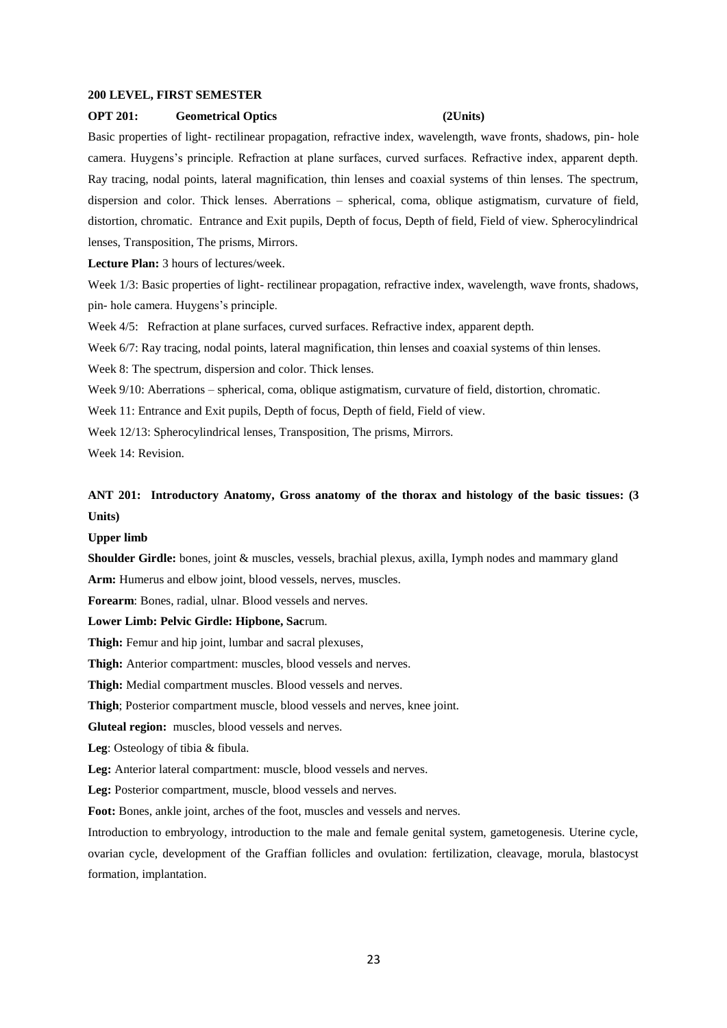**200 LEVEL, FIRST SEMESTER**

**OPT 201: Geometrical Optics (2Units)**

Basic properties of light- rectilinear propagation, refractive index, wavelength, wave fronts, shadows, pin- hole camera. Huygens's principle. Refraction at plane surfaces, curved surfaces. Refractive index, apparent depth. Ray tracing, nodal points, lateral magnification, thin lenses and coaxial systems of thin lenses. The spectrum, dispersion and color. Thick lenses. Aberrations – spherical, coma, oblique astigmatism, curvature of field, distortion, chromatic. Entrance and Exit pupils, Depth of focus, Depth of field, Field of view. Spherocylindrical lenses, Transposition, The prisms, Mirrors.

**Lecture Plan:** 3 hours of lectures/week.

Week 1/3: Basic properties of light- rectilinear propagation, refractive index, wavelength, wave fronts, shadows, pin- hole camera. Huygens's principle.

Week 4/5: Refraction at plane surfaces, curved surfaces. Refractive index, apparent depth.

Week 6/7: Ray tracing, nodal points, lateral magnification, thin lenses and coaxial systems of thin lenses.

Week 8: The spectrum, dispersion and color. Thick lenses.

Week 9/10: Aberrations – spherical, coma, oblique astigmatism, curvature of field, distortion, chromatic.

Week 11: Entrance and Exit pupils, Depth of focus, Depth of field, Field of view.

Week 12/13: Spherocylindrical lenses, Transposition, The prisms, Mirrors.

Week 14: Revision.

**ANT 201: Introductory Anatomy, Gross anatomy of the thorax and histology of the basic tissues: (3 Units)**

**Upper limb**

**Shoulder Girdle:** bones, joint & muscles, vessels, brachial plexus, axilla, Iymph nodes and mammary gland

**Arm:** Humerus and elbow joint, blood vessels, nerves, muscles.

**Forearm**: Bones, radial, ulnar. Blood vessels and nerves.

**Lower Limb: Pelvic Girdle: Hipbone, Sac**rum.

**Thigh:** Femur and hip joint, lumbar and sacral plexuses,

**Thigh:** Anterior compartment: muscles, blood vessels and nerves.

**Thigh:** Medial compartment muscles. Blood vessels and nerves.

**Thigh**; Posterior compartment muscle, blood vessels and nerves, knee joint.

**Gluteal region:** muscles, blood vessels and nerves.

**Leg**: Osteology of tibia & fibula.

**Leg:** Anterior lateral compartment: muscle, blood vessels and nerves.

**Leg:** Posterior compartment, muscle, blood vessels and nerves.

**Foot:** Bones, ankle joint, arches of the foot, muscles and vessels and nerves.

Introduction to embryology, introduction to the male and female genital system, gametogenesis. Uterine cycle, ovarian cycle, development of the Graffian follicles and ovulation: fertilization, cleavage, morula, blastocyst formation, implantation.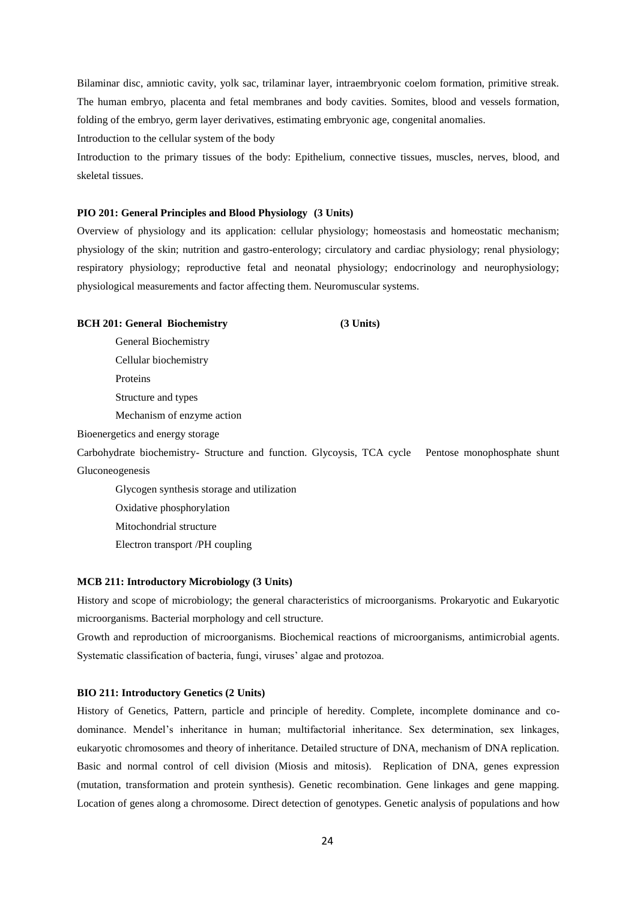Bilaminar disc, amniotic cavity, yolk sac, trilaminar layer, intraembryonic coelom formation, primitive streak. The human embryo, placenta and fetal membranes and body cavities. Somites, blood and vessels formation, folding of the embryo, germ layer derivatives, estimating embryonic age, congenital anomalies.

Introduction to the cellular system of the body

Introduction to the primary tissues of the body: Epithelium, connective tissues, muscles, nerves, blood, and skeletal tissues.

**PIO 201: General Principles and Blood Physiology (3 Units)**

Overview of physiology and its application: cellular physiology; homeostasis and homeostatic mechanism; physiology of the skin; nutrition and gastro-enterology; circulatory and cardiac physiology; renal physiology; respiratory physiology; reproductive fetal and neonatal physiology; endocrinology and neurophysiology; physiological measurements and factor affecting them. Neuromuscular systems.

**BCH 201: General Biochemistry (3 Units)**

General Biochemistry

Cellular biochemistry

Proteins

Structure and types

Mechanism of enzyme action

Bioenergetics and energy storage

Carbohydrate biochemistry- Structure and function. Glycoysis, TCA cycle Pentose monophosphate shunt Gluconeogenesis

Glycogen synthesis storage and utilization

Oxidative phosphorylation

Mitochondrial structure

Electron transport /PH coupling

**MCB 211: Introductory Microbiology (3 Units)**

History and scope of microbiology; the general characteristics of microorganisms. Prokaryotic and Eukaryotic microorganisms. Bacterial morphology and cell structure.

Growth and reproduction of microorganisms. Biochemical reactions of microorganisms, antimicrobial agents. Systematic classification of bacteria, fungi, viruses' algae and protozoa.

**BIO 211: Introductory Genetics (2 Units)**

History of Genetics, Pattern, particle and principle of heredity. Complete, incomplete dominance and co-dominance. Mendel's inheritance in human; multifactorial inheritance. Sex determination, sex linkages, eukaryotic chromosomes and theory of inheritance. Detailed structure of DNA, mechanism of DNA replication. Basic and normal control of cell division (Miosis and mitosis). Replication of DNA, genes expression (mutation, transformation and protein synthesis). Genetic recombination. Gene linkages and gene mapping. Location of genes along a chromosome. Direct detection of genotypes. Genetic analysis of populations and how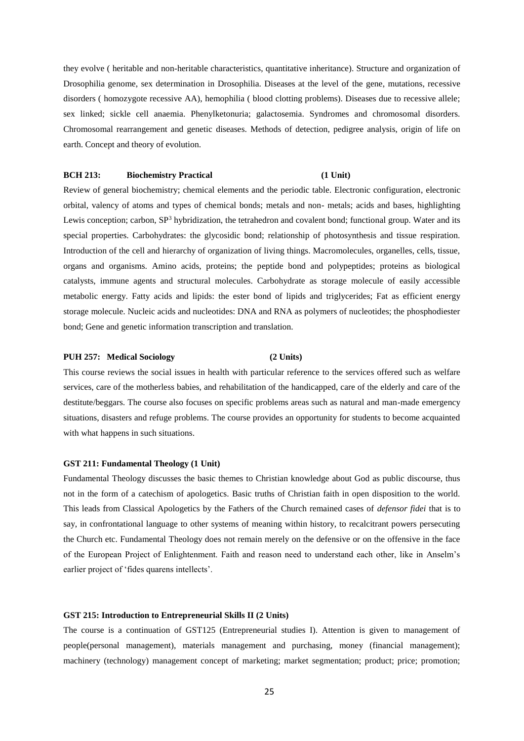they evolve ( heritable and non-heritable characteristics, quantitative inheritance). Structure and organization of Drosophilia genome, sex determination in Drosophilia. Diseases at the level of the gene, mutations, recessive disorders ( homozygote recessive AA), hemophilia ( blood clotting problems). Diseases due to recessive allele; sex linked; sickle cell anaemia. Phenylketonuria; galactosemia. Syndromes and chromosomal disorders. Chromosomal rearrangement and genetic diseases. Methods of detection, pedigree analysis, origin of life on earth. Concept and theory of evolution.

**BCH 213: Biochemistry Practical (1 Unit)**

Review of general biochemistry; chemical elements and the periodic table. Electronic configuration, electronic orbital, valency of atoms and types of chemical bonds; metals and non- metals; acids and bases, highlighting Lewis conception; carbon, $SP^3$ hybridization, the tetrahedron and covalent bond; functional group. Water and its special properties. Carbohydrates: the glycosidic bond; relationship of photosynthesis and tissue respiration. Introduction of the cell and hierarchy of organization of living things. Macromolecules, organelles, cells, tissue, organs and organisms. Amino acids, proteins; the peptide bond and polypeptides; proteins as biological catalysts, immune agents and structural molecules. Carbohydrate as storage molecule of easily accessible metabolic energy. Fatty acids and lipids: the ester bond of lipids and triglycerides; Fat as efficient energy storage molecule. Nucleic acids and nucleotides: DNA and RNA as polymers of nucleotides; the phosphodiester bond; Gene and genetic information transcription and translation.

**PUH 257: Medical Sociology (2 Units)**

This course reviews the social issues in health with particular reference to the services offered such as welfare services, care of the motherless babies, and rehabilitation of the handicapped, care of the elderly and care of the destitute/beggars. The course also focuses on specific problems areas such as natural and man-made emergency situations, disasters and refuge problems. The course provides an opportunity for students to become acquainted with what happens in such situations.

**GST 211: Fundamental Theology (1 Unit)**

Fundamental Theology discusses the basic themes to Christian knowledge about God as public discourse, thus not in the form of a catechism of apologetics. Basic truths of Christian faith in open disposition to the world. This leads from Classical Apologetics by the Fathers of the Church remained cases of *defensor fidei* that is to say, in confrontational language to other systems of meaning within history, to recalcitrant powers persecuting the Church etc. Fundamental Theology does not remain merely on the defensive or on the offensive in the face of the European Project of Enlightenment. Faith and reason need to understand each other, like in Anselm's earlier project of 'fides quarens intellects'.

**GST 215: Introduction to Entrepreneurial Skills II (2 Units)**

The course is a continuation of GST125 (Entrepreneurial studies I). Attention is given to management of people(personal management), materials management and purchasing, money (financial management); machinery (technology) management concept of marketing; market segmentation; product; price; promotion;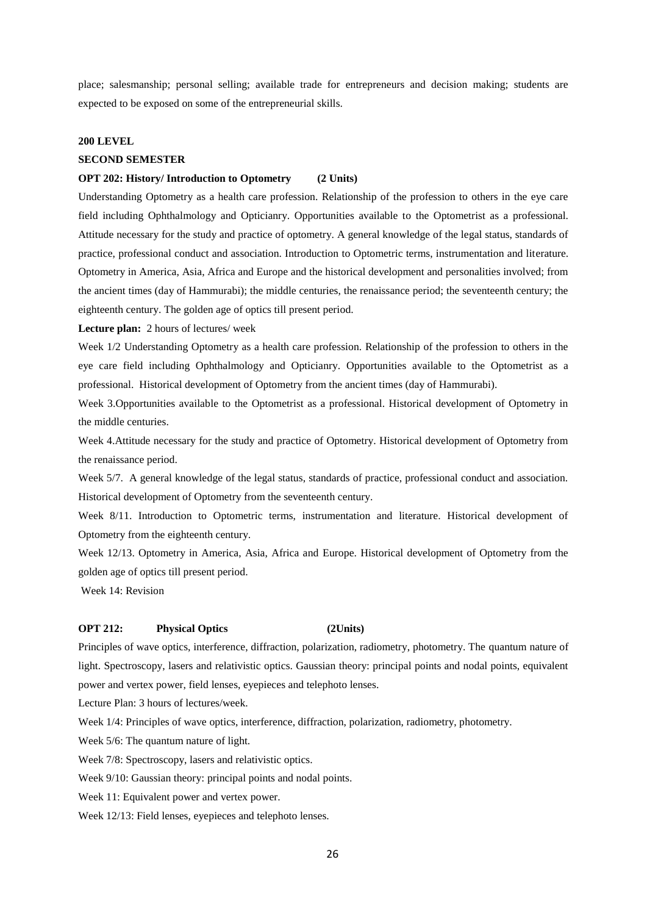place; salesmanship; personal selling; available trade for entrepreneurs and decision making; students are expected to be exposed on some of the entrepreneurial skills.

**200 LEVEL**

**SECOND SEMESTER**

**OPT 202: History/ Introduction to Optometry (2 Units)**

Understanding Optometry as a health care profession. Relationship of the profession to others in the eye care field including Ophthalmology and Opticianry. Opportunities available to the Optometrist as a professional. Attitude necessary for the study and practice of optometry. A general knowledge of the legal status, standards of practice, professional conduct and association. Introduction to Optometric terms, instrumentation and literature. Optometry in America, Asia, Africa and Europe and the historical development and personalities involved; from the ancient times (day of Hammurabi); the middle centuries, the renaissance period; the seventeenth century; the eighteenth century. The golden age of optics till present period.

**Lecture plan:** 2 hours of lectures/ week

Week 1/2 Understanding Optometry as a health care profession. Relationship of the profession to others in the eye care field including Ophthalmology and Opticianry. Opportunities available to the Optometrist as a professional. Historical development of Optometry from the ancient times (day of Hammurabi).

Week 3.Opportunities available to the Optometrist as a professional. Historical development of Optometry in the middle centuries.

Week 4.Attitude necessary for the study and practice of Optometry. Historical development of Optometry from the renaissance period.

Week 5/7. A general knowledge of the legal status, standards of practice, professional conduct and association. Historical development of Optometry from the seventeenth century.

Week 8/11. Introduction to Optometric terms, instrumentation and literature. Historical development of Optometry from the eighteenth century.

Week 12/13. Optometry in America, Asia, Africa and Europe. Historical development of Optometry from the golden age of optics till present period.

Week 14: Revision

**OPT 212: Physical Optics (2Units)**

Principles of wave optics, interference, diffraction, polarization, radiometry, photometry. The quantum nature of light. Spectroscopy, lasers and relativistic optics. Gaussian theory: principal points and nodal points, equivalent power and vertex power, field lenses, eyepieces and telephoto lenses.

Lecture Plan: 3 hours of lectures/week.

Week 1/4: Principles of wave optics, interference, diffraction, polarization, radiometry, photometry.

Week 5/6: The quantum nature of light.

Week 7/8: Spectroscopy, lasers and relativistic optics.

Week 9/10: Gaussian theory: principal points and nodal points.

Week 11: Equivalent power and vertex power.

Week 12/13: Field lenses, eyepieces and telephoto lenses.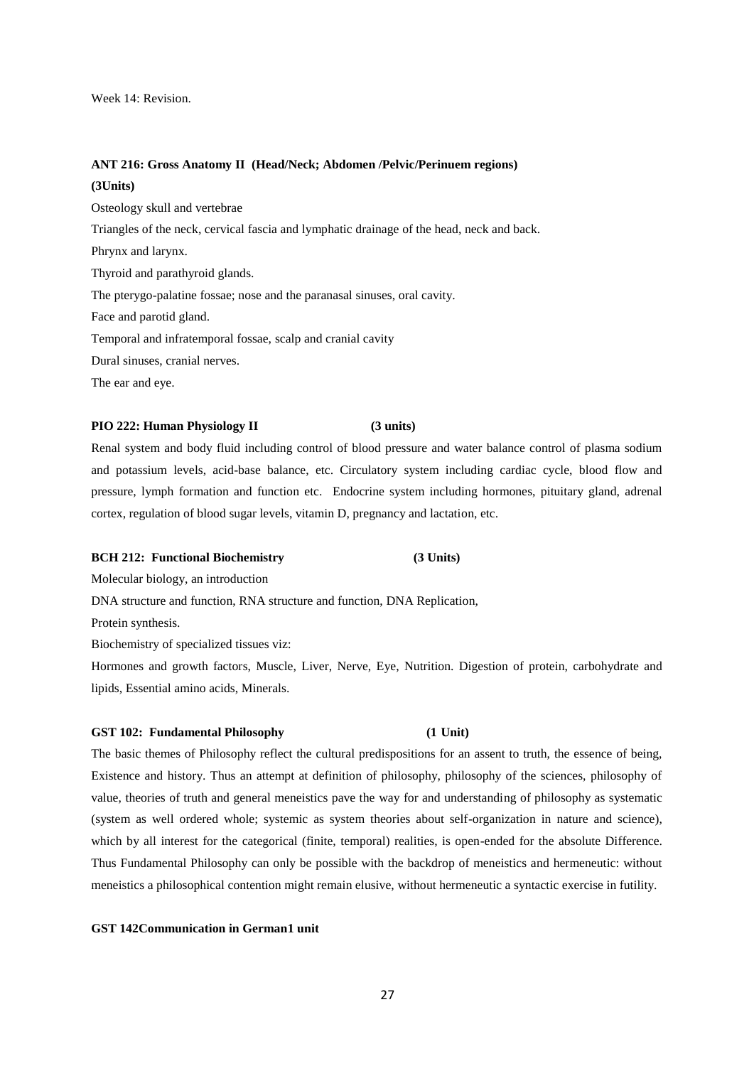Week 14: Revision.

**ANT 216: Gross Anatomy II (Head/Neck; Abdomen /Pelvic/Perinuem regions) (3Units)**

Osteology skull and vertebrae

Triangles of the neck, cervical fascia and lymphatic drainage of the head, neck and back.

Phrynx and larynx.

Thyroid and parathyroid glands.

The pterygo-palatine fossae; nose and the paranasal sinuses, oral cavity.

Face and parotid gland.

Temporal and infratemporal fossae, scalp and cranial cavity

Dural sinuses, cranial nerves.

The ear and eye.

**PIO 222: Human Physiology II (3 units)**

Renal system and body fluid including control of blood pressure and water balance control of plasma sodium and potassium levels, acid-base balance, etc. Circulatory system including cardiac cycle, blood flow and pressure, lymph formation and function etc. Endocrine system including hormones, pituitary gland, adrenal cortex, regulation of blood sugar levels, vitamin D, pregnancy and lactation, etc.

**BCH 212: Functional Biochemistry (3 Units)**

Molecular biology, an introduction

DNA structure and function, RNA structure and function, DNA Replication,

Protein synthesis.

Biochemistry of specialized tissues viz:

Hormones and growth factors, Muscle, Liver, Nerve, Eye, Nutrition. Digestion of protein, carbohydrate and lipids, Essential amino acids, Minerals.

**GST 102: Fundamental Philosophy (1 Unit)**

The basic themes of Philosophy reflect the cultural predispositions for an assent to truth, the essence of being, Existence and history. Thus an attempt at definition of philosophy, philosophy of the sciences, philosophy of value, theories of truth and general meneistics pave the way for and understanding of philosophy as systematic (system as well ordered whole; systemic as system theories about self-organization in nature and science), which by all interest for the categorical (finite, temporal) realities, is open-ended for the absolute Difference. Thus Fundamental Philosophy can only be possible with the backdrop of meneistics and hermeneutic: without meneistics a philosophical contention might remain elusive, without hermeneutic a syntactic exercise in futility.

**GST 142Communication in German1 unit**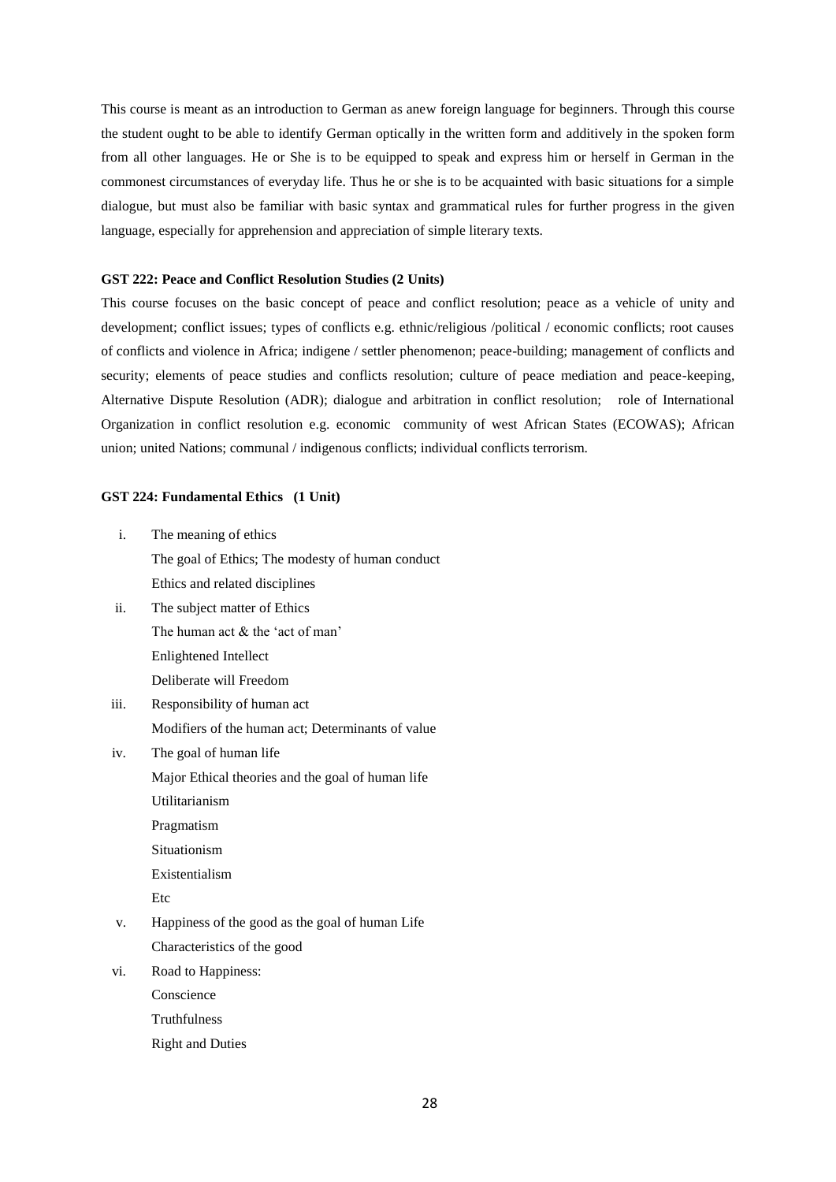This course is meant as an introduction to German as anew foreign language for beginners. Through this course the student ought to be able to identify German optically in the written form and additively in the spoken form from all other languages. He or She is to be equipped to speak and express him or herself in German in the commonest circumstances of everyday life. Thus he or she is to be acquainted with basic situations for a simple dialogue, but must also be familiar with basic syntax and grammatical rules for further progress in the given language, especially for apprehension and appreciation of simple literary texts.

**GST 222: Peace and Conflict Resolution Studies (2 Units)**

This course focuses on the basic concept of peace and conflict resolution; peace as a vehicle of unity and development; conflict issues; types of conflicts e.g. ethnic/religious /political / economic conflicts; root causes of conflicts and violence in Africa; indigene / settler phenomenon; peace-building; management of conflicts and security; elements of peace studies and conflicts resolution; culture of peace mediation and peace-keeping, Alternative Dispute Resolution (ADR); dialogue and arbitration in conflict resolution; role of International Organization in conflict resolution e.g. economic community of west African States (ECOWAS); African union; united Nations; communal / indigenous conflicts; individual conflicts terrorism.

**GST 224: Fundamental Ethics (1 Unit)**

i. The meaning of ethics
   The goal of Ethics; The modesty of human conduct
   Ethics and related disciplines
ii. The subject matter of Ethics
   The human act & the 'act of man'
   Enlightened Intellect
   Deliberate will Freedom
iii. Responsibility of human act
   Modifiers of the human act; Determinants of value
iv. The goal of human life
   Major Ethical theories and the goal of human life
   Utilitarianism
   Pragmatism
   Situationism
   Existentialism
   Etc
v. Happiness of the good as the goal of human Life
   Characteristics of the good
vi. Road to Happiness:
   Conscience
   Truthfulness
   Right and Duties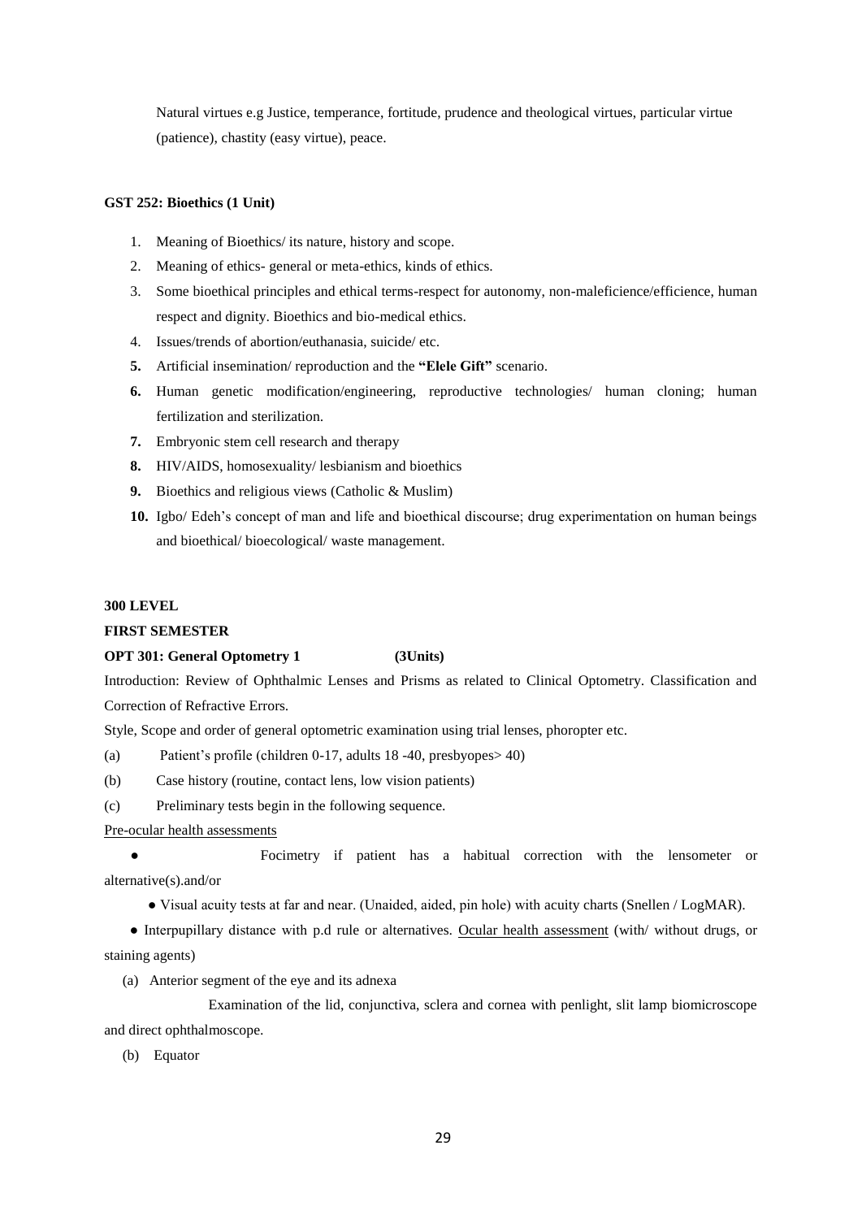Natural virtues e.g Justice, temperance, fortitude, prudence and theological virtues, particular virtue (patience), chastity (easy virtue), peace.

**GST 252: Bioethics (1 Unit)**

1. Meaning of Bioethics/ its nature, history and scope.
2. Meaning of ethics- general or meta-ethics, kinds of ethics.
3. Some bioethical principles and ethical terms-respect for autonomy, non-maleficience/efficience, human respect and dignity. Bioethics and bio-medical ethics.
4. Issues/trends of abortion/euthanasia, suicide/ etc.
5. Artificial insemination/ reproduction and the **"Elele Gift"** scenario.
6. Human genetic modification/engineering, reproductive technologies/ human cloning; human fertilization and sterilization.
7. Embryonic stem cell research and therapy
8. HIV/AIDS, homosexuality/ lesbianism and bioethics
9. Bioethics and religious views (Catholic & Muslim)
10. Igbo/ Edeh's concept of man and life and bioethical discourse; drug experimentation on human beings and bioethical/ bioecological/ waste management.

**300 LEVEL**

**FIRST SEMESTER**

**OPT 301: General Optometry 1 (3Units)**

Introduction: Review of Ophthalmic Lenses and Prisms as related to Clinical Optometry. Classification and Correction of Refractive Errors.

Style, Scope and order of general optometric examination using trial lenses, phoropter etc.

(a) Patient's profile (children 0-17, adults 18 -40, presbyopes> 40)

(b) Case history (routine, contact lens, low vision patients)

(c) Preliminary tests begin in the following sequence.

Pre-ocular health assessments

- Focimetry if patient has a habitual correction with the lensometer or alternative(s).and/or
- Visual acuity tests at far and near. (Unaided, aided, pin hole) with acuity charts (Snellen / LogMAR).
- Interpupillary distance with p.d rule or alternatives. Ocular health assessment (with/ without drugs, or staining agents)

(a) Anterior segment of the eye and its adnexa

Examination of the lid, conjunctiva, sclera and cornea with penlight, slit lamp biomicroscope and direct ophthalmoscope.

(b) Equator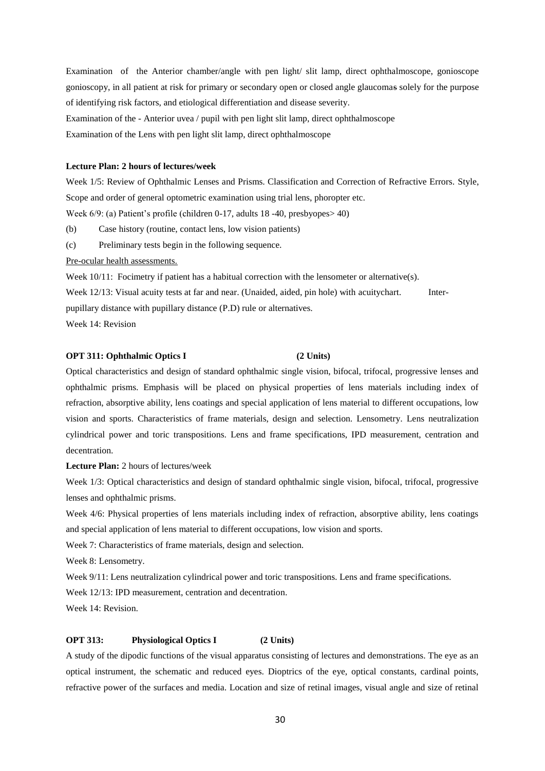Examination of the Anterior chamber/angle with pen light/ slit lamp, direct ophthalmoscope, gonioscope gonioscopy, in all patient at risk for primary or secondary open or closed angle glaucomas solely for the purpose of identifying risk factors, and etiological differentiation and disease severity.

Examination of the - Anterior uvea / pupil with pen light slit lamp, direct ophthalmoscope

Examination of the Lens with pen light slit lamp, direct ophthalmoscope

**Lecture Plan: 2 hours of lectures/week**

Week 1/5: Review of Ophthalmic Lenses and Prisms. Classification and Correction of Refractive Errors. Style, Scope and order of general optometric examination using trial lens, phoropter etc.

Week 6/9: (a) Patient's profile (children 0-17, adults 18 -40, presbyopes> 40)

(b) Case history (routine, contact lens, low vision patients)

(c) Preliminary tests begin in the following sequence.

<u>Pre-ocular health assessments.</u>

Week 10/11: Focimetry if patient has a habitual correction with the lensometer or alternative(s).

Week 12/13: Visual acuity tests at far and near. (Unaided, aided, pin hole) with acuitychart. Inter-pupillary distance with pupillary distance (P.D) rule or alternatives.

Week 14: Revision

**OPT 311: Ophthalmic Optics I (2 Units)**

Optical characteristics and design of standard ophthalmic single vision, bifocal, trifocal, progressive lenses and ophthalmic prisms. Emphasis will be placed on physical properties of lens materials including index of refraction, absorptive ability, lens coatings and special application of lens material to different occupations, low vision and sports. Characteristics of frame materials, design and selection. Lensometry. Lens neutralization cylindrical power and toric transpositions. Lens and frame specifications, IPD measurement, centration and decentration.

**Lecture Plan:** 2 hours of lectures/week

Week 1/3: Optical characteristics and design of standard ophthalmic single vision, bifocal, trifocal, progressive lenses and ophthalmic prisms.

Week 4/6: Physical properties of lens materials including index of refraction, absorptive ability, lens coatings and special application of lens material to different occupations, low vision and sports.

Week 7: Characteristics of frame materials, design and selection.

Week 8: Lensometry.

Week 9/11: Lens neutralization cylindrical power and toric transpositions. Lens and frame specifications.

Week 12/13: IPD measurement, centration and decentration.

Week 14: Revision.

**OPT 313: Physiological Optics I (2 Units)**

A study of the dipodic functions of the visual apparatus consisting of lectures and demonstrations. The eye as an optical instrument, the schematic and reduced eyes. Dioptrics of the eye, optical constants, cardinal points, refractive power of the surfaces and media. Location and size of retinal images, visual angle and size of retinal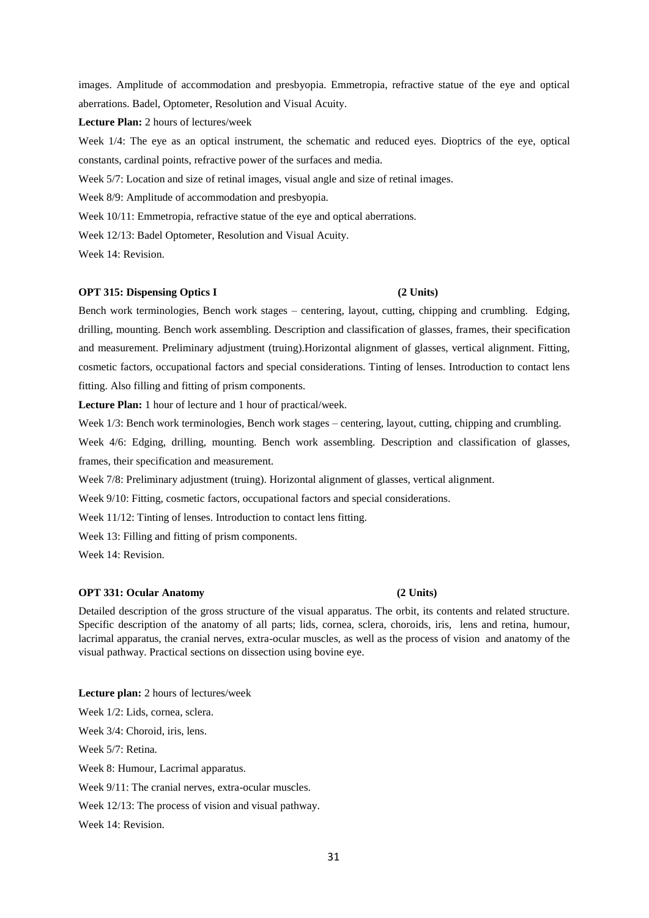images. Amplitude of accommodation and presbyopia. Emmetropia, refractive statue of the eye and optical aberrations. Badel, Optometer, Resolution and Visual Acuity.

**Lecture Plan:** 2 hours of lectures/week

Week 1/4: The eye as an optical instrument, the schematic and reduced eyes. Dioptrics of the eye, optical constants, cardinal points, refractive power of the surfaces and media.

Week 5/7: Location and size of retinal images, visual angle and size of retinal images.

Week 8/9: Amplitude of accommodation and presbyopia.

Week 10/11: Emmetropia, refractive statue of the eye and optical aberrations.

Week 12/13: Badel Optometer, Resolution and Visual Acuity.

Week 14: Revision.

**OPT 315: Dispensing Optics I (2 Units)**

Bench work terminologies, Bench work stages – centering, layout, cutting, chipping and crumbling. Edging, drilling, mounting. Bench work assembling. Description and classification of glasses, frames, their specification and measurement. Preliminary adjustment (truing).Horizontal alignment of glasses, vertical alignment. Fitting, cosmetic factors, occupational factors and special considerations. Tinting of lenses. Introduction to contact lens fitting. Also filling and fitting of prism components.

**Lecture Plan:** 1 hour of lecture and 1 hour of practical/week.

Week 1/3: Bench work terminologies, Bench work stages – centering, layout, cutting, chipping and crumbling.

Week 4/6: Edging, drilling, mounting. Bench work assembling. Description and classification of glasses, frames, their specification and measurement.

Week 7/8: Preliminary adjustment (truing). Horizontal alignment of glasses, vertical alignment.

Week 9/10: Fitting, cosmetic factors, occupational factors and special considerations.

Week 11/12: Tinting of lenses. Introduction to contact lens fitting.

Week 13: Filling and fitting of prism components.

Week 14: Revision.

**OPT 331: Ocular Anatomy (2 Units)**

Detailed description of the gross structure of the visual apparatus. The orbit, its contents and related structure. Specific description of the anatomy of all parts; lids, cornea, sclera, choroids, iris, lens and retina, humour, lacrimal apparatus, the cranial nerves, extra-ocular muscles, as well as the process of vision and anatomy of the visual pathway. Practical sections on dissection using bovine eye.

**Lecture plan:** 2 hours of lectures/week

Week 1/2: Lids, cornea, sclera.

Week 3/4: Choroid, iris, lens.

Week 5/7: Retina.

Week 8: Humour, Lacrimal apparatus.

Week 9/11: The cranial nerves, extra-ocular muscles.

Week 12/13: The process of vision and visual pathway.

Week 14: Revision.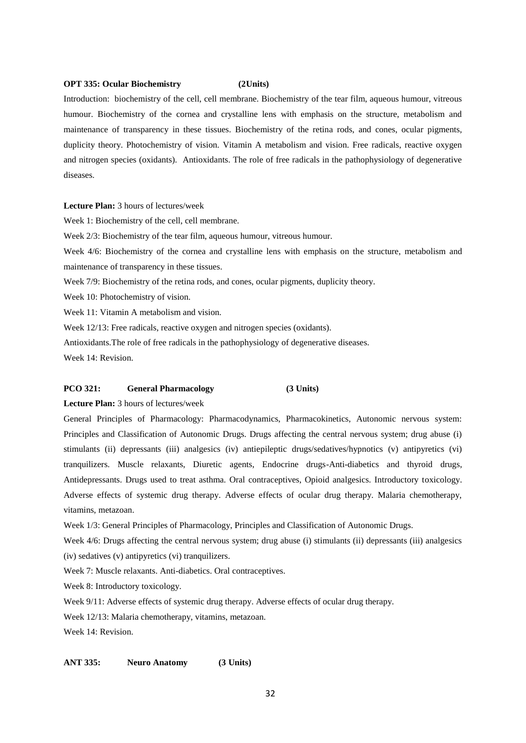**OPT 335: Ocular Biochemistry (2Units)**

Introduction: biochemistry of the cell, cell membrane. Biochemistry of the tear film, aqueous humour, vitreous humour. Biochemistry of the cornea and crystalline lens with emphasis on the structure, metabolism and maintenance of transparency in these tissues. Biochemistry of the retina rods, and cones, ocular pigments, duplicity theory. Photochemistry of vision. Vitamin A metabolism and vision. Free radicals, reactive oxygen and nitrogen species (oxidants). Antioxidants. The role of free radicals in the pathophysiology of degenerative diseases.

**Lecture Plan:** 3 hours of lectures/week

Week 1: Biochemistry of the cell, cell membrane.

Week 2/3: Biochemistry of the tear film, aqueous humour, vitreous humour.

Week 4/6: Biochemistry of the cornea and crystalline lens with emphasis on the structure, metabolism and maintenance of transparency in these tissues.

Week 7/9: Biochemistry of the retina rods, and cones, ocular pigments, duplicity theory.

Week 10: Photochemistry of vision.

Week 11: Vitamin A metabolism and vision.

Week 12/13: Free radicals, reactive oxygen and nitrogen species (oxidants).

Antioxidants.The role of free radicals in the pathophysiology of degenerative diseases.

Week 14: Revision.

**PCO 321: General Pharmacology (3 Units)**

**Lecture Plan:** 3 hours of lectures/week

General Principles of Pharmacology: Pharmacodynamics, Pharmacokinetics, Autonomic nervous system: Principles and Classification of Autonomic Drugs. Drugs affecting the central nervous system; drug abuse (i) stimulants (ii) depressants (iii) analgesics (iv) antiepileptic drugs/sedatives/hypnotics (v) antipyretics (vi) tranquilizers. Muscle relaxants, Diuretic agents, Endocrine drugs-Anti-diabetics and thyroid drugs, Antidepressants. Drugs used to treat asthma. Oral contraceptives, Opioid analgesics. Introductory toxicology. Adverse effects of systemic drug therapy. Adverse effects of ocular drug therapy. Malaria chemotherapy, vitamins, metazoan.

Week 1/3: General Principles of Pharmacology, Principles and Classification of Autonomic Drugs.

Week 4/6: Drugs affecting the central nervous system; drug abuse (i) stimulants (ii) depressants (iii) analgesics (iv) sedatives (v) antipyretics (vi) tranquilizers.

Week 7: Muscle relaxants. Anti-diabetics. Oral contraceptives.

Week 8: Introductory toxicology.

Week 9/11: Adverse effects of systemic drug therapy. Adverse effects of ocular drug therapy.

Week 12/13: Malaria chemotherapy, vitamins, metazoan.

Week 14: Revision.

**ANT 335: Neuro Anatomy (3 Units)**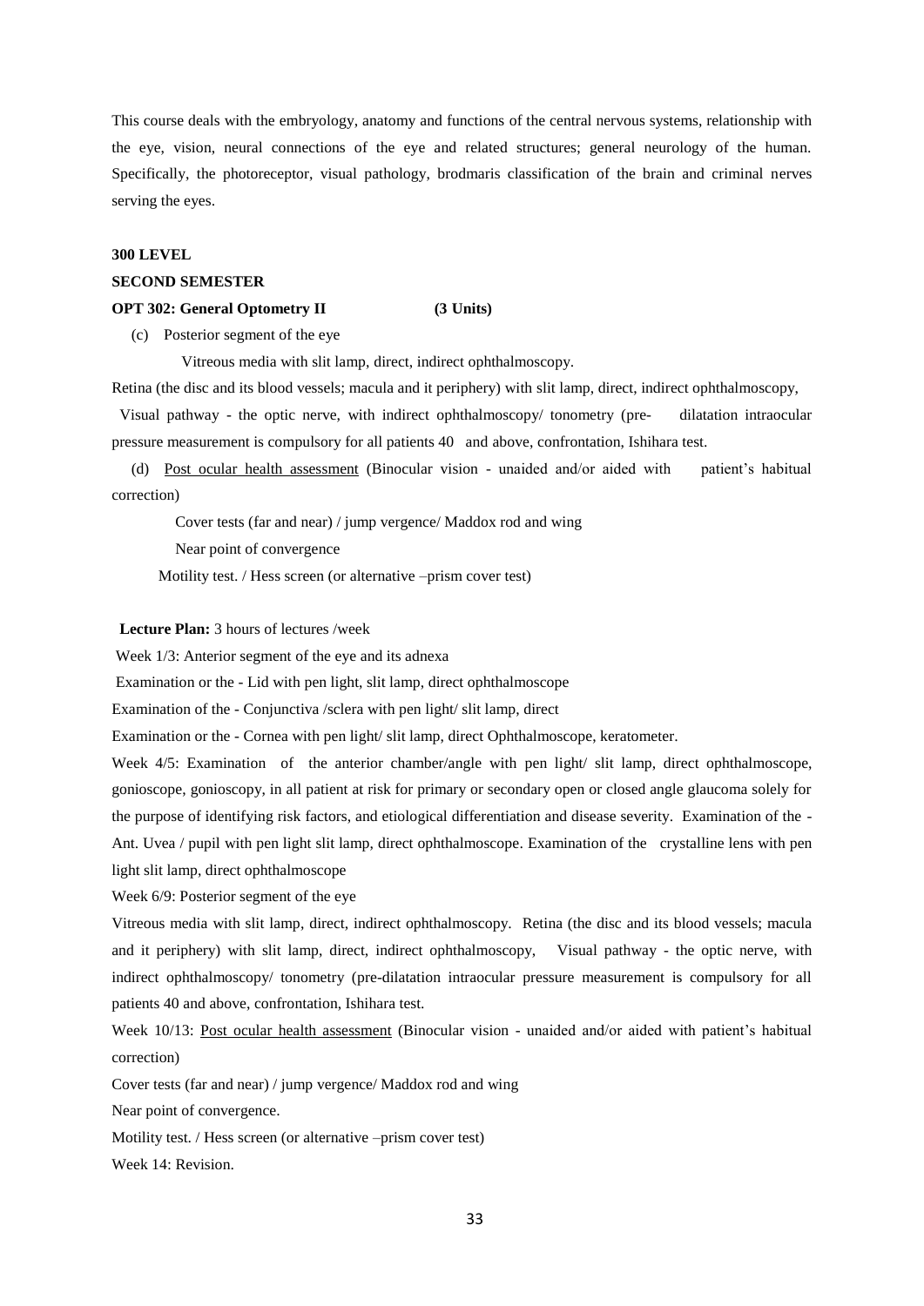This course deals with the embryology, anatomy and functions of the central nervous systems, relationship with the eye, vision, neural connections of the eye and related structures; general neurology of the human. Specifically, the photoreceptor, visual pathology, brodmaris classification of the brain and criminal nerves serving the eyes.

**300 LEVEL**

**SECOND SEMESTER**

**OPT 302: General Optometry II (3 Units)**

(c) Posterior segment of the eye

Vitreous media with slit lamp, direct, indirect ophthalmoscopy.

Retina (the disc and its blood vessels; macula and it periphery) with slit lamp, direct, indirect ophthalmoscopy,

Visual pathway - the optic nerve, with indirect ophthalmoscopy/ tonometry (pre- dilatation intraocular pressure measurement is compulsory for all patients 40 and above, confrontation, Ishihara test.

(d) Post ocular health assessment (Binocular vision - unaided and/or aided with patient's habitual correction)

Cover tests (far and near) / jump vergence/ Maddox rod and wing

Near point of convergence

Motility test. / Hess screen (or alternative –prism cover test)

**Lecture Plan:** 3 hours of lectures /week

Week 1/3: Anterior segment of the eye and its adnexa

Examination or the - Lid with pen light, slit lamp, direct ophthalmoscope

Examination of the - Conjunctiva /sclera with pen light/ slit lamp, direct

Examination or the - Cornea with pen light/ slit lamp, direct Ophthalmoscope, keratometer.

Week 4/5: Examination of the anterior chamber/angle with pen light/ slit lamp, direct ophthalmoscope, gonioscope, gonioscopy, in all patient at risk for primary or secondary open or closed angle glaucoma solely for the purpose of identifying risk factors, and etiological differentiation and disease severity. Examination of the - Ant. Uvea / pupil with pen light slit lamp, direct ophthalmoscope. Examination of the crystalline lens with pen light slit lamp, direct ophthalmoscope

Week 6/9: Posterior segment of the eye

Vitreous media with slit lamp, direct, indirect ophthalmoscopy. Retina (the disc and its blood vessels; macula and it periphery) with slit lamp, direct, indirect ophthalmoscopy, Visual pathway - the optic nerve, with indirect ophthalmoscopy/ tonometry (pre-dilatation intraocular pressure measurement is compulsory for all patients 40 and above, confrontation, Ishihara test.

Week 10/13: Post ocular health assessment (Binocular vision - unaided and/or aided with patient's habitual correction)

Cover tests (far and near) / jump vergence/ Maddox rod and wing

Near point of convergence.

Motility test. / Hess screen (or alternative –prism cover test)

Week 14: Revision.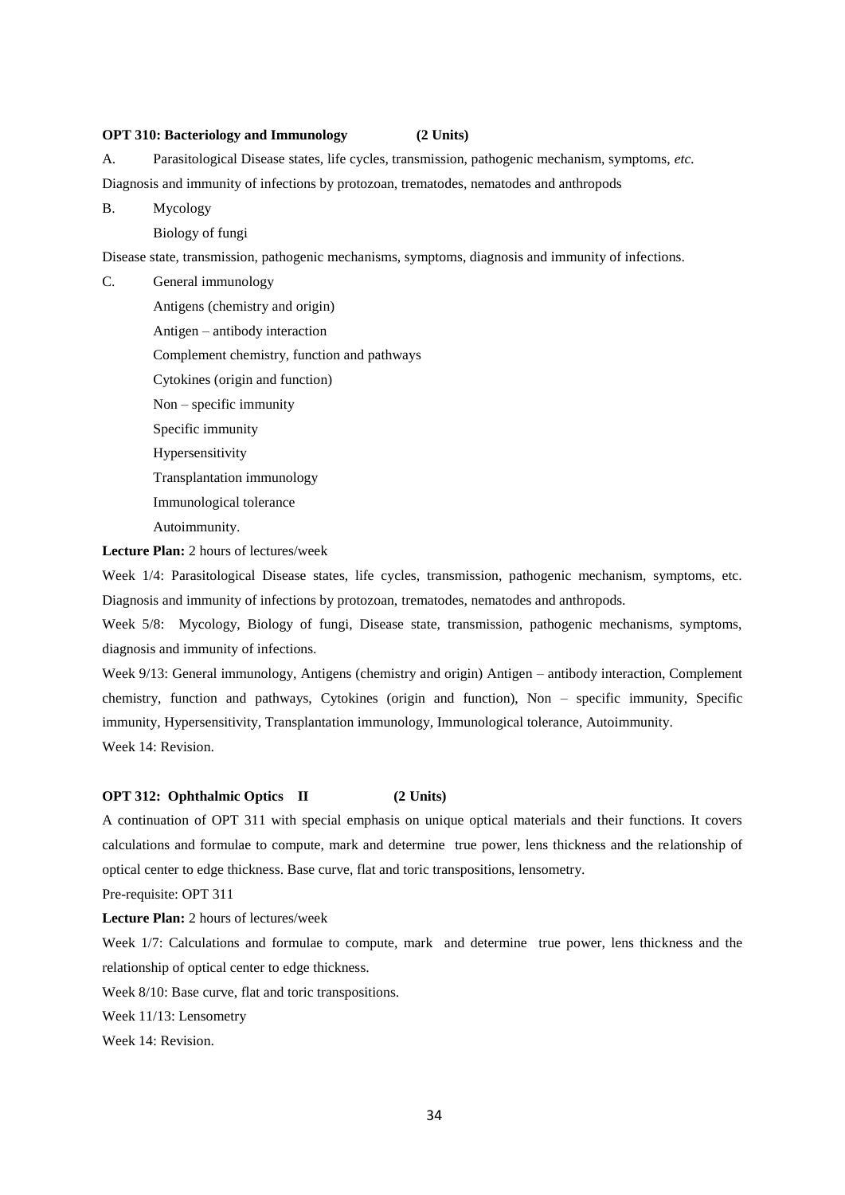**OPT 310: Bacteriology and Immunology (2 Units)**

A. Parasitological Disease states, life cycles, transmission, pathogenic mechanism, symptoms, *etc.*

Diagnosis and immunity of infections by protozoan, trematodes, nematodes and anthropods

B. Mycology

Biology of fungi

Disease state, transmission, pathogenic mechanisms, symptoms, diagnosis and immunity of infections.

C. General immunology

Antigens (chemistry and origin)

Antigen – antibody interaction

Complement chemistry, function and pathways

Cytokines (origin and function)

Non – specific immunity

Specific immunity

Hypersensitivity

Transplantation immunology

Immunological tolerance

Autoimmunity.

**Lecture Plan:** 2 hours of lectures/week

Week 1/4: Parasitological Disease states, life cycles, transmission, pathogenic mechanism, symptoms, etc. Diagnosis and immunity of infections by protozoan, trematodes, nematodes and anthropods.

Week 5/8: Mycology, Biology of fungi, Disease state, transmission, pathogenic mechanisms, symptoms, diagnosis and immunity of infections.

Week 9/13: General immunology, Antigens (chemistry and origin) Antigen – antibody interaction, Complement chemistry, function and pathways, Cytokines (origin and function), Non – specific immunity, Specific immunity, Hypersensitivity, Transplantation immunology, Immunological tolerance, Autoimmunity.

Week 14: Revision.

**OPT 312: Ophthalmic Optics II (2 Units)**

A continuation of OPT 311 with special emphasis on unique optical materials and their functions. It covers calculations and formulae to compute, mark and determine true power, lens thickness and the relationship of optical center to edge thickness. Base curve, flat and toric transpositions, lensometry.

Pre-requisite: OPT 311

**Lecture Plan:** 2 hours of lectures/week

Week 1/7: Calculations and formulae to compute, mark and determine true power, lens thickness and the relationship of optical center to edge thickness.

Week 8/10: Base curve, flat and toric transpositions.

Week 11/13: Lensometry

Week 14: Revision.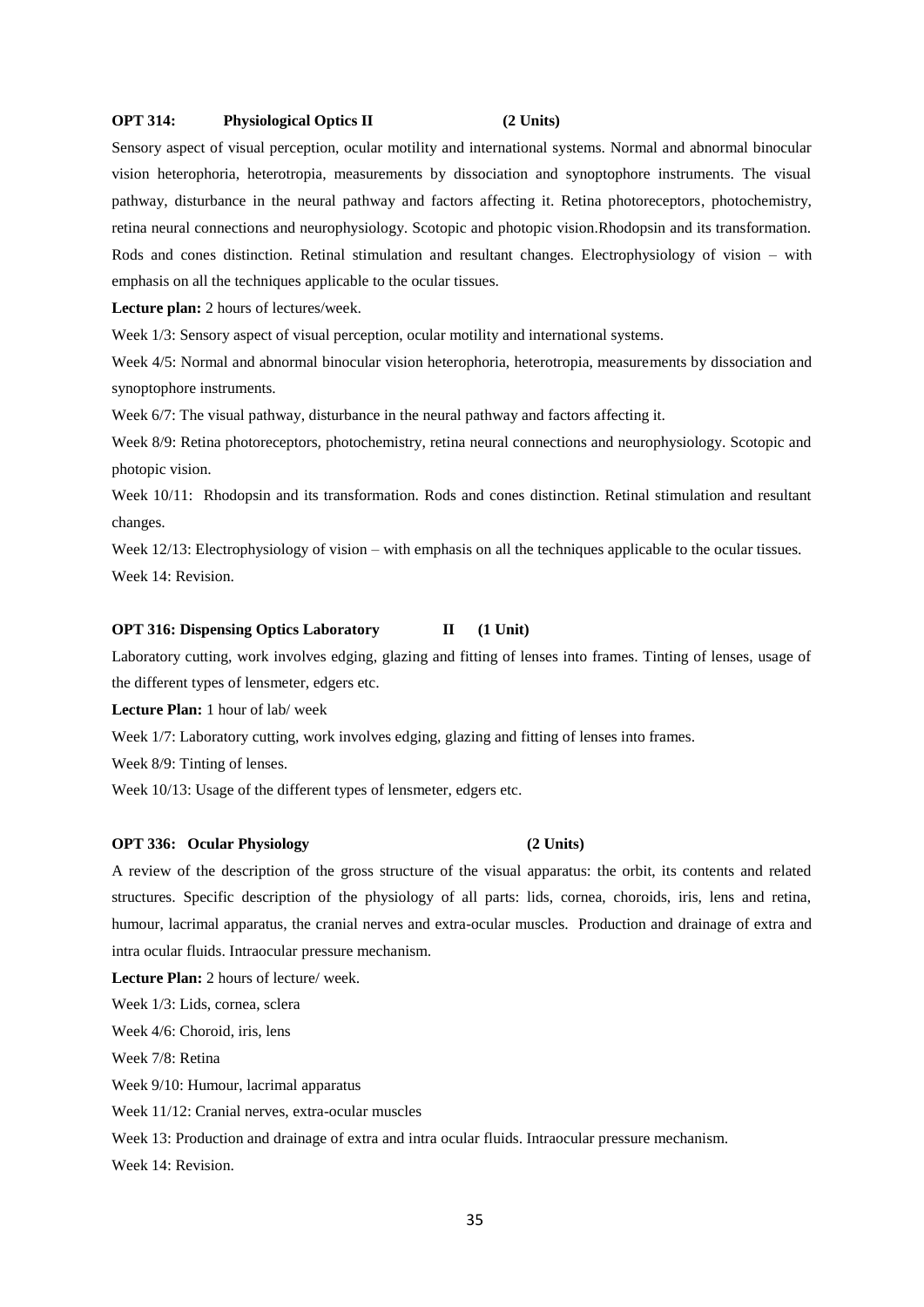**OPT 314: Physiological Optics II (2 Units)**

Sensory aspect of visual perception, ocular motility and international systems. Normal and abnormal binocular vision heterophoria, heterotropia, measurements by dissociation and synoptophore instruments. The visual pathway, disturbance in the neural pathway and factors affecting it. Retina photoreceptors, photochemistry, retina neural connections and neurophysiology. Scotopic and photopic vision.Rhodopsin and its transformation. Rods and cones distinction. Retinal stimulation and resultant changes. Electrophysiology of vision – with emphasis on all the techniques applicable to the ocular tissues.

**Lecture plan:** 2 hours of lectures/week.

Week 1/3: Sensory aspect of visual perception, ocular motility and international systems.

Week 4/5: Normal and abnormal binocular vision heterophoria, heterotropia, measurements by dissociation and synoptophore instruments.

Week 6/7: The visual pathway, disturbance in the neural pathway and factors affecting it.

Week 8/9: Retina photoreceptors, photochemistry, retina neural connections and neurophysiology. Scotopic and photopic vision.

Week 10/11: Rhodopsin and its transformation. Rods and cones distinction. Retinal stimulation and resultant changes.

Week 12/13: Electrophysiology of vision – with emphasis on all the techniques applicable to the ocular tissues.

Week 14: Revision.

**OPT 316: Dispensing Optics Laboratory II (1 Unit)**

Laboratory cutting, work involves edging, glazing and fitting of lenses into frames. Tinting of lenses, usage of the different types of lensmeter, edgers etc.

**Lecture Plan:** 1 hour of lab/ week

Week 1/7: Laboratory cutting, work involves edging, glazing and fitting of lenses into frames.

Week 8/9: Tinting of lenses.

Week 10/13: Usage of the different types of lensmeter, edgers etc.

**OPT 336: Ocular Physiology (2 Units)**

A review of the description of the gross structure of the visual apparatus: the orbit, its contents and related structures. Specific description of the physiology of all parts: lids, cornea, choroids, iris, lens and retina, humour, lacrimal apparatus, the cranial nerves and extra-ocular muscles. Production and drainage of extra and intra ocular fluids. Intraocular pressure mechanism.

**Lecture Plan:** 2 hours of lecture/ week.

Week 1/3: Lids, cornea, sclera

Week 4/6: Choroid, iris, lens

Week 7/8: Retina

Week 9/10: Humour, lacrimal apparatus

Week 11/12: Cranial nerves, extra-ocular muscles

Week 13: Production and drainage of extra and intra ocular fluids. Intraocular pressure mechanism.

Week 14: Revision.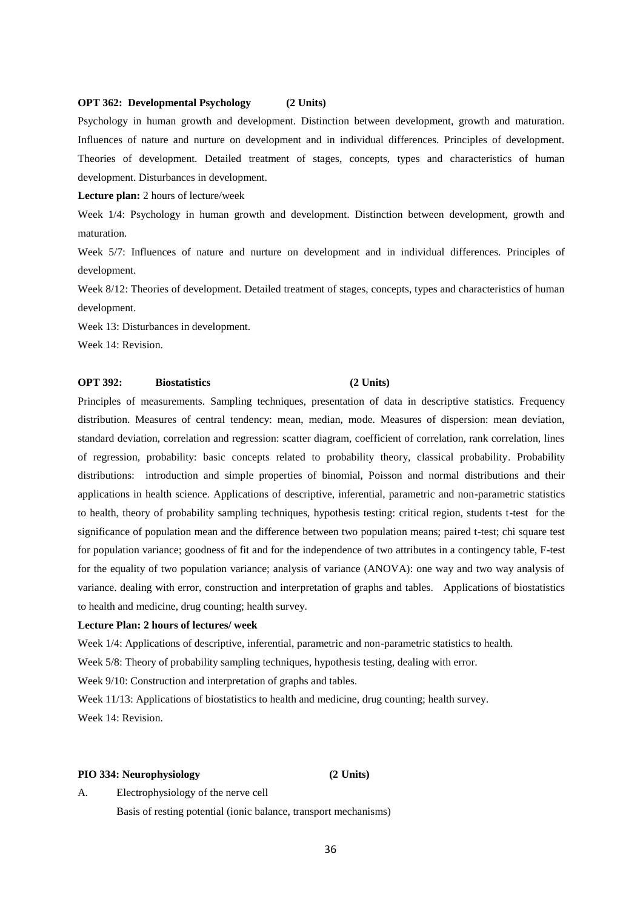**OPT 362: Developmental Psychology (2 Units)**

Psychology in human growth and development. Distinction between development, growth and maturation. Influences of nature and nurture on development and in individual differences. Principles of development. Theories of development. Detailed treatment of stages, concepts, types and characteristics of human development. Disturbances in development.

**Lecture plan:** 2 hours of lecture/week

Week 1/4: Psychology in human growth and development. Distinction between development, growth and maturation.

Week 5/7: Influences of nature and nurture on development and in individual differences. Principles of development.

Week 8/12: Theories of development. Detailed treatment of stages, concepts, types and characteristics of human development.

Week 13: Disturbances in development.

Week 14: Revision.

**OPT 392: Biostatistics (2 Units)**

Principles of measurements. Sampling techniques, presentation of data in descriptive statistics. Frequency distribution. Measures of central tendency: mean, median, mode. Measures of dispersion: mean deviation, standard deviation, correlation and regression: scatter diagram, coefficient of correlation, rank correlation, lines of regression, probability: basic concepts related to probability theory, classical probability. Probability distributions: introduction and simple properties of binomial, Poisson and normal distributions and their applications in health science. Applications of descriptive, inferential, parametric and non-parametric statistics to health, theory of probability sampling techniques, hypothesis testing: critical region, students t-test for the significance of population mean and the difference between two population means; paired t-test; chi square test for population variance; goodness of fit and for the independence of two attributes in a contingency table, F-test for the equality of two population variance; analysis of variance (ANOVA): one way and two way analysis of variance. dealing with error, construction and interpretation of graphs and tables. Applications of biostatistics to health and medicine, drug counting; health survey.

**Lecture Plan: 2 hours of lectures/ week**

Week 1/4: Applications of descriptive, inferential, parametric and non-parametric statistics to health.

Week 5/8: Theory of probability sampling techniques, hypothesis testing, dealing with error.

Week 9/10: Construction and interpretation of graphs and tables.

Week 11/13: Applications of biostatistics to health and medicine, drug counting; health survey.

Week 14: Revision.

**PIO 334: Neurophysiology (2 Units)**

A. Electrophysiology of the nerve cell

Basis of resting potential (ionic balance, transport mechanisms)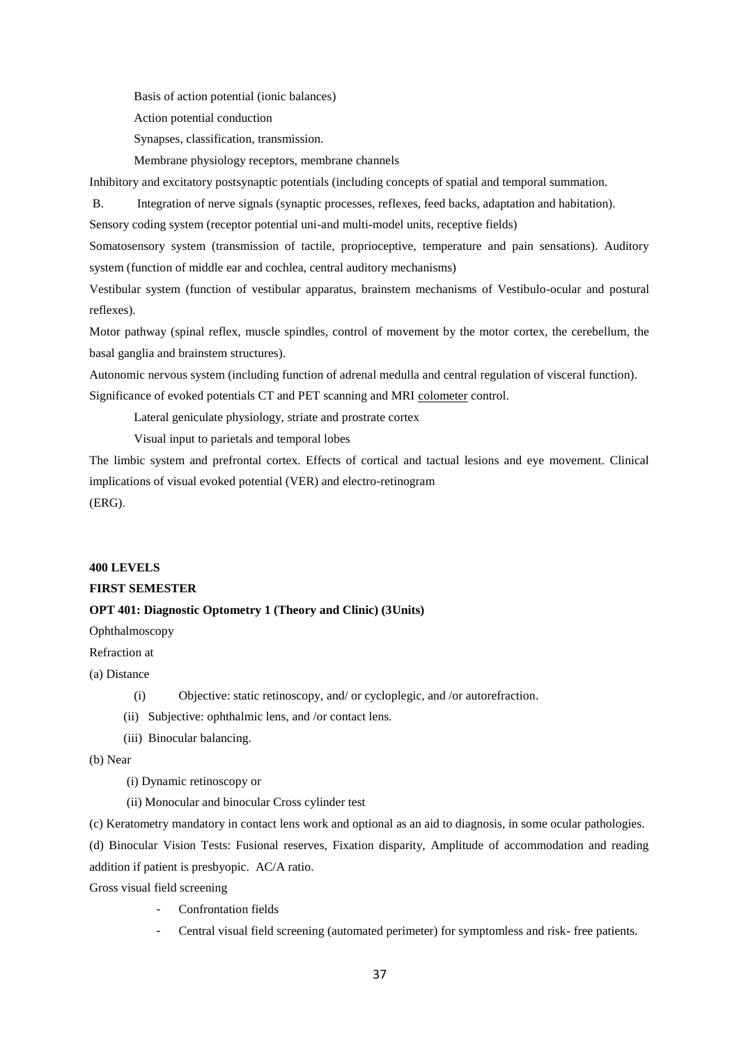Basis of action potential (ionic balances)

Action potential conduction

Synapses, classification, transmission.

Membrane physiology receptors, membrane channels

Inhibitory and excitatory postsynaptic potentials (including concepts of spatial and temporal summation.

B. Integration of nerve signals (synaptic processes, reflexes, feed backs, adaptation and habitation).

Sensory coding system (receptor potential uni-and multi-model units, receptive fields)

Somatosensory system (transmission of tactile, proprioceptive, temperature and pain sensations). Auditory system (function of middle ear and cochlea, central auditory mechanisms)

Vestibular system (function of vestibular apparatus, brainstem mechanisms of Vestibulo-ocular and postural reflexes).

Motor pathway (spinal reflex, muscle spindles, control of movement by the motor cortex, the cerebellum, the basal ganglia and brainstem structures).

Autonomic nervous system (including function of adrenal medulla and central regulation of visceral function).

Significance of evoked potentials CT and PET scanning and MRI colometer control.

Lateral geniculate physiology, striate and prostrate cortex

Visual input to parietals and temporal lobes

The limbic system and prefrontal cortex. Effects of cortical and tactual lesions and eye movement. Clinical implications of visual evoked potential (VER) and electro-retinogram (ERG).

**400 LEVELS**

**FIRST SEMESTER**

**OPT 401: Diagnostic Optometry 1 (Theory and Clinic) (3Units)**

Ophthalmoscopy

Refraction at

(a) Distance

(i) Objective: static retinoscopy, and/ or cycloplegic, and /or autorefraction.

(ii) Subjective: ophthalmic lens, and /or contact lens.

(iii) Binocular balancing.

(b) Near

(i) Dynamic retinoscopy or

(ii) Monocular and binocular Cross cylinder test

(c) Keratometry mandatory in contact lens work and optional as an aid to diagnosis, in some ocular pathologies.

(d) Binocular Vision Tests: Fusional reserves, Fixation disparity, Amplitude of accommodation and reading addition if patient is presbyopic. AC/A ratio.

Gross visual field screening

- Confrontation fields
- Central visual field screening (automated perimeter) for symptomless and risk- free patients.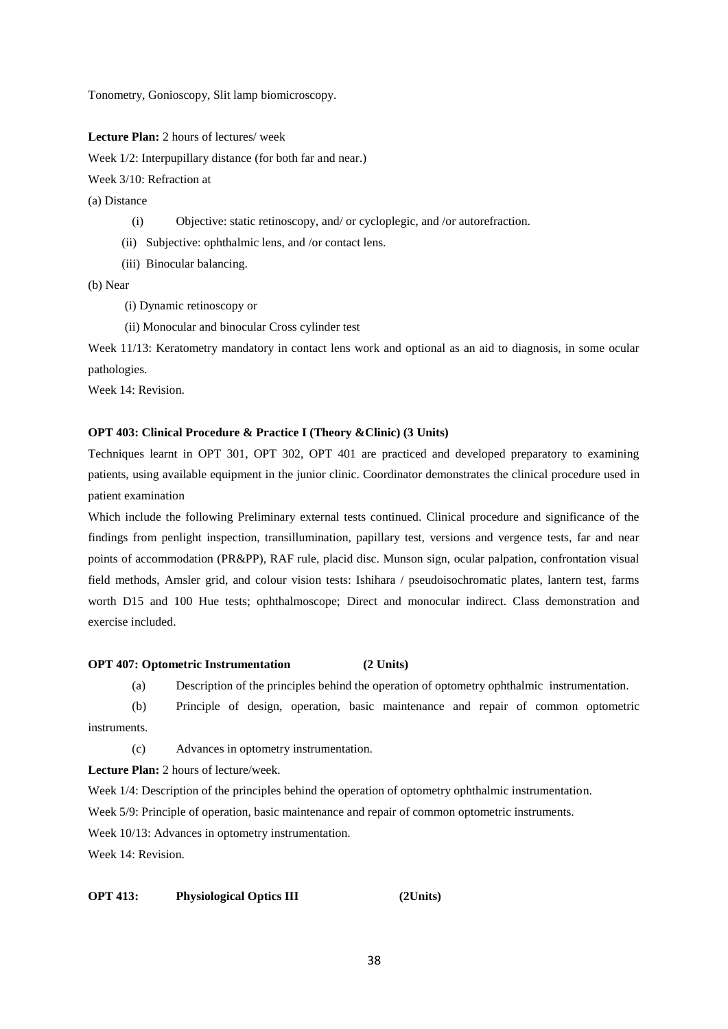Tonometry, Gonioscopy, Slit lamp biomicroscopy.

**Lecture Plan:** 2 hours of lectures/ week

Week 1/2: Interpupillary distance (for both far and near.)

Week 3/10: Refraction at

(a) Distance

- (i) Objective: static retinoscopy, and/ or cycloplegic, and /or autorefraction.
- (ii) Subjective: ophthalmic lens, and /or contact lens.
- (iii) Binocular balancing.

(b) Near

- (i) Dynamic retinoscopy or
- (ii) Monocular and binocular Cross cylinder test

Week 11/13: Keratometry mandatory in contact lens work and optional as an aid to diagnosis, in some ocular pathologies.

Week 14: Revision.

**OPT 403: Clinical Procedure & Practice I (Theory &Clinic) (3 Units)**

Techniques learnt in OPT 301, OPT 302, OPT 401 are practiced and developed preparatory to examining patients, using available equipment in the junior clinic. Coordinator demonstrates the clinical procedure used in patient examination

Which include the following Preliminary external tests continued. Clinical procedure and significance of the findings from penlight inspection, transillumination, papillary test, versions and vergence tests, far and near points of accommodation (PR&PP), RAF rule, placid disc. Munson sign, ocular palpation, confrontation visual field methods, Amsler grid, and colour vision tests: Ishihara / pseudoisochromatic plates, lantern test, farms worth D15 and 100 Hue tests; ophthalmoscope; Direct and monocular indirect. Class demonstration and exercise included.

**OPT 407: Optometric Instrumentation (2 Units)**

- (a) Description of the principles behind the operation of optometry ophthalmic instrumentation.
- (b) Principle of design, operation, basic maintenance and repair of common optometric instruments.
- (c) Advances in optometry instrumentation.

**Lecture Plan:** 2 hours of lecture/week.

Week 1/4: Description of the principles behind the operation of optometry ophthalmic instrumentation.

Week 5/9: Principle of operation, basic maintenance and repair of common optometric instruments.

Week 10/13: Advances in optometry instrumentation.

Week 14: Revision.

**OPT 413: Physiological Optics III (2Units)**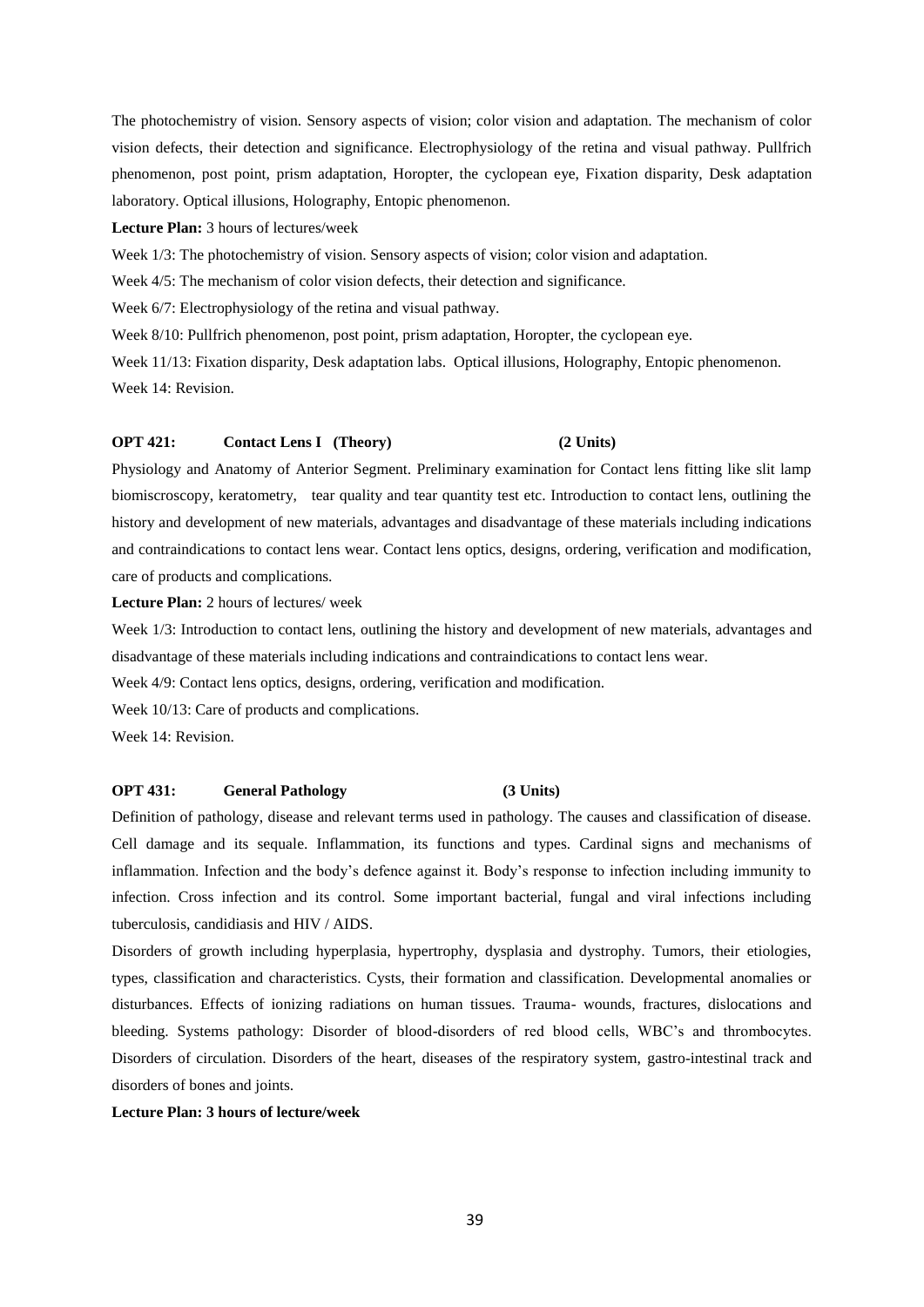The photochemistry of vision. Sensory aspects of vision; color vision and adaptation. The mechanism of color vision defects, their detection and significance. Electrophysiology of the retina and visual pathway. Pullfrich phenomenon, post point, prism adaptation, Horopter, the cyclopean eye, Fixation disparity, Desk adaptation laboratory. Optical illusions, Holography, Entopic phenomenon.

**Lecture Plan:** 3 hours of lectures/week

Week 1/3: The photochemistry of vision. Sensory aspects of vision; color vision and adaptation.

Week 4/5: The mechanism of color vision defects, their detection and significance.

Week 6/7: Electrophysiology of the retina and visual pathway.

Week 8/10: Pullfrich phenomenon, post point, prism adaptation, Horopter, the cyclopean eye.

Week 11/13: Fixation disparity, Desk adaptation labs. Optical illusions, Holography, Entopic phenomenon.

Week 14: Revision.

### OPT 421: Contact Lens I (Theory) (2 Units)

Physiology and Anatomy of Anterior Segment. Preliminary examination for Contact lens fitting like slit lamp biomiscroscopy, keratometry, tear quality and tear quantity test etc. Introduction to contact lens, outlining the history and development of new materials, advantages and disadvantage of these materials including indications and contraindications to contact lens wear. Contact lens optics, designs, ordering, verification and modification, care of products and complications.

**Lecture Plan:** 2 hours of lectures/ week

Week 1/3: Introduction to contact lens, outlining the history and development of new materials, advantages and disadvantage of these materials including indications and contraindications to contact lens wear.

Week 4/9: Contact lens optics, designs, ordering, verification and modification.

Week 10/13: Care of products and complications.

Week 14: Revision.

### OPT 431: General Pathology (3 Units)

Definition of pathology, disease and relevant terms used in pathology. The causes and classification of disease. Cell damage and its sequale. Inflammation, its functions and types. Cardinal signs and mechanisms of inflammation. Infection and the body's defence against it. Body's response to infection including immunity to infection. Cross infection and its control. Some important bacterial, fungal and viral infections including tuberculosis, candidiasis and HIV / AIDS.

Disorders of growth including hyperplasia, hypertrophy, dysplasia and dystrophy. Tumors, their etiologies, types, classification and characteristics. Cysts, their formation and classification. Developmental anomalies or disturbances. Effects of ionizing radiations on human tissues. Trauma- wounds, fractures, dislocations and bleeding. Systems pathology: Disorder of blood-disorders of red blood cells, WBC's and thrombocytes. Disorders of circulation. Disorders of the heart, diseases of the respiratory system, gastro-intestinal track and disorders of bones and joints.

**Lecture Plan: 3 hours of lecture/week**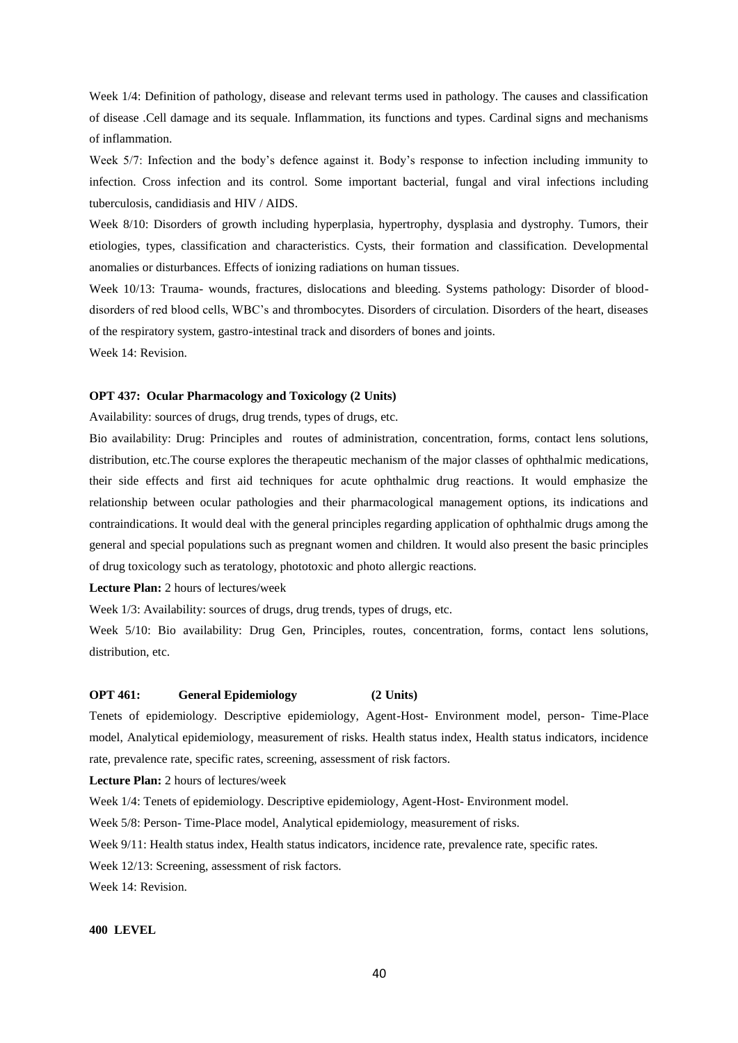Week 1/4: Definition of pathology, disease and relevant terms used in pathology. The causes and classification of disease .Cell damage and its sequale. Inflammation, its functions and types. Cardinal signs and mechanisms of inflammation.

Week 5/7: Infection and the body's defence against it. Body's response to infection including immunity to infection. Cross infection and its control. Some important bacterial, fungal and viral infections including tuberculosis, candidiasis and HIV / AIDS.

Week 8/10: Disorders of growth including hyperplasia, hypertrophy, dysplasia and dystrophy. Tumors, their etiologies, types, classification and characteristics. Cysts, their formation and classification. Developmental anomalies or disturbances. Effects of ionizing radiations on human tissues.

Week 10/13: Trauma- wounds, fractures, dislocations and bleeding. Systems pathology: Disorder of blood-disorders of red blood cells, WBC's and thrombocytes. Disorders of circulation. Disorders of the heart, diseases of the respiratory system, gastro-intestinal track and disorders of bones and joints.

Week 14: Revision.

**OPT 437: Ocular Pharmacology and Toxicology (2 Units)**

Availability: sources of drugs, drug trends, types of drugs, etc.

Bio availability: Drug: Principles and routes of administration, concentration, forms, contact lens solutions, distribution, etc.The course explores the therapeutic mechanism of the major classes of ophthalmic medications, their side effects and first aid techniques for acute ophthalmic drug reactions. It would emphasize the relationship between ocular pathologies and their pharmacological management options, its indications and contraindications. It would deal with the general principles regarding application of ophthalmic drugs among the general and special populations such as pregnant women and children. It would also present the basic principles of drug toxicology such as teratology, phototoxic and photo allergic reactions.

**Lecture Plan:** 2 hours of lectures/week

Week 1/3: Availability: sources of drugs, drug trends, types of drugs, etc.

Week 5/10: Bio availability: Drug Gen, Principles, routes, concentration, forms, contact lens solutions, distribution, etc.

**OPT 461: General Epidemiology (2 Units)**

Tenets of epidemiology. Descriptive epidemiology, Agent-Host- Environment model, person- Time-Place model, Analytical epidemiology, measurement of risks. Health status index, Health status indicators, incidence rate, prevalence rate, specific rates, screening, assessment of risk factors.

**Lecture Plan:** 2 hours of lectures/week

Week 1/4: Tenets of epidemiology. Descriptive epidemiology, Agent-Host- Environment model.

Week 5/8: Person- Time-Place model, Analytical epidemiology, measurement of risks.

Week 9/11: Health status index, Health status indicators, incidence rate, prevalence rate, specific rates.

Week 12/13: Screening, assessment of risk factors.

Week 14: Revision.

**400 LEVEL**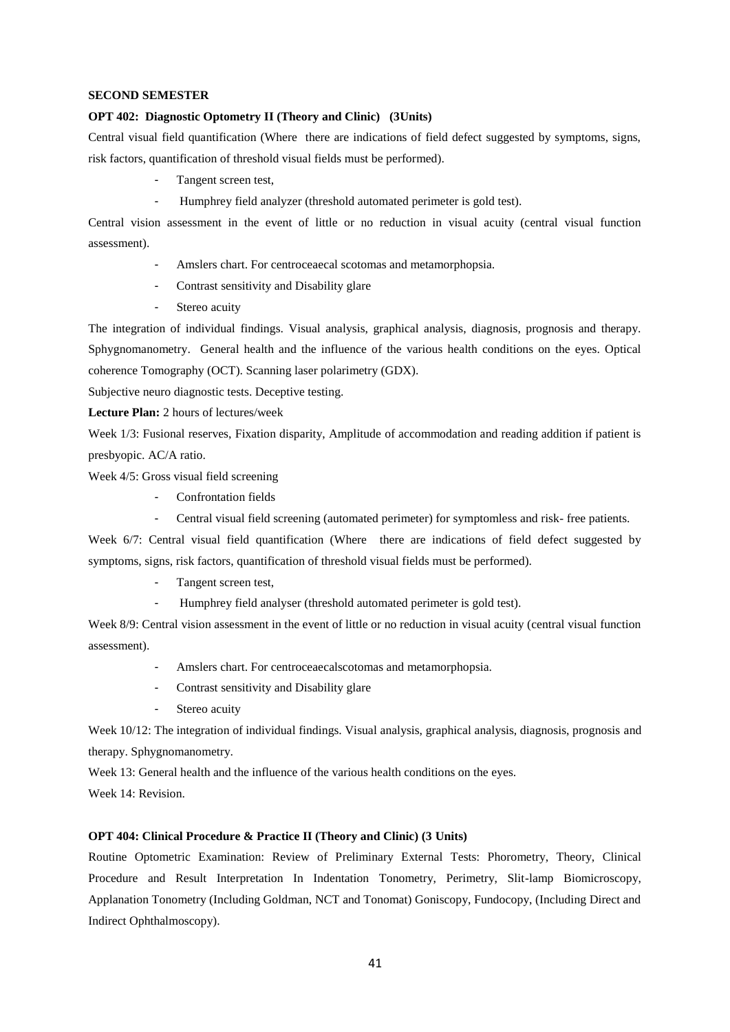**SECOND SEMESTER**

**OPT 402: Diagnostic Optometry II (Theory and Clinic) (3Units)**

Central visual field quantification (Where there are indications of field defect suggested by symptoms, signs, risk factors, quantification of threshold visual fields must be performed).

- Tangent screen test,
- Humphrey field analyzer (threshold automated perimeter is gold test).

Central vision assessment in the event of little or no reduction in visual acuity (central visual function assessment).

- Amslers chart. For centroceaecal scotomas and metamorphopsia.
- Contrast sensitivity and Disability glare
- Stereo acuity

The integration of individual findings. Visual analysis, graphical analysis, diagnosis, prognosis and therapy. Sphygnomanometry. General health and the influence of the various health conditions on the eyes. Optical coherence Tomography (OCT). Scanning laser polarimetry (GDX).

Subjective neuro diagnostic tests. Deceptive testing.

**Lecture Plan:** 2 hours of lectures/week

Week 1/3: Fusional reserves, Fixation disparity, Amplitude of accommodation and reading addition if patient is presbyopic. AC/A ratio.

Week 4/5: Gross visual field screening

- Confrontation fields
- Central visual field screening (automated perimeter) for symptomless and risk- free patients.

Week 6/7: Central visual field quantification (Where there are indications of field defect suggested by symptoms, signs, risk factors, quantification of threshold visual fields must be performed).

- Tangent screen test,
- Humphrey field analyser (threshold automated perimeter is gold test).

Week 8/9: Central vision assessment in the event of little or no reduction in visual acuity (central visual function assessment).

- Amslers chart. For centroceaecalscotomas and metamorphopsia.
- Contrast sensitivity and Disability glare
- Stereo acuity

Week 10/12: The integration of individual findings. Visual analysis, graphical analysis, diagnosis, prognosis and therapy. Sphygnomanometry.

Week 13: General health and the influence of the various health conditions on the eyes.

Week 14: Revision.

**OPT 404: Clinical Procedure & Practice II (Theory and Clinic) (3 Units)**

Routine Optometric Examination: Review of Preliminary External Tests: Phorometry, Theory, Clinical Procedure and Result Interpretation In Indentation Tonometry, Perimetry, Slit-lamp Biomicroscopy, Applanation Tonometry (Including Goldman, NCT and Tonomat) Goniscopy, Fundocopy, (Including Direct and Indirect Ophthalmoscopy).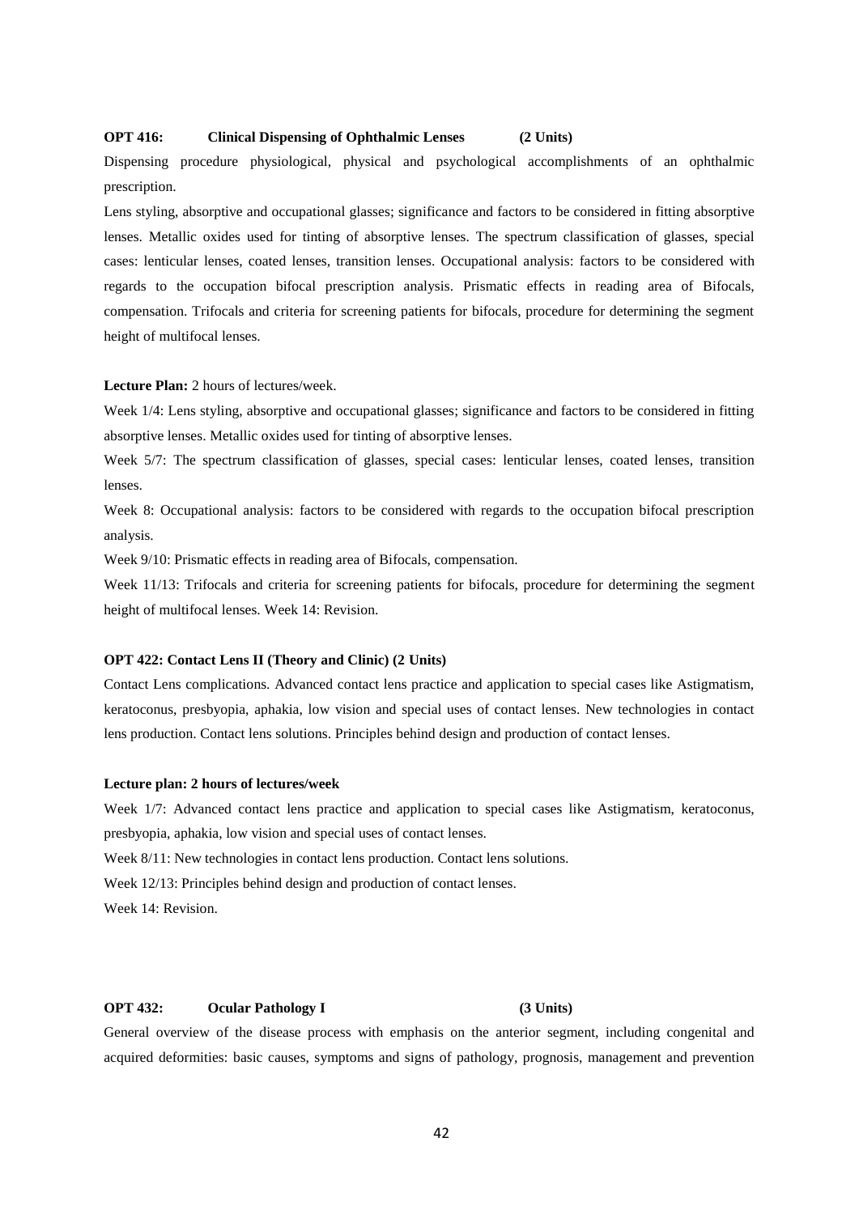**OPT 416: Clinical Dispensing of Ophthalmic Lenses (2 Units)**

Dispensing procedure physiological, physical and psychological accomplishments of an ophthalmic prescription.

Lens styling, absorptive and occupational glasses; significance and factors to be considered in fitting absorptive lenses. Metallic oxides used for tinting of absorptive lenses. The spectrum classification of glasses, special cases: lenticular lenses, coated lenses, transition lenses. Occupational analysis: factors to be considered with regards to the occupation bifocal prescription analysis. Prismatic effects in reading area of Bifocals, compensation. Trifocals and criteria for screening patients for bifocals, procedure for determining the segment height of multifocal lenses.

**Lecture Plan:** 2 hours of lectures/week.

Week 1/4: Lens styling, absorptive and occupational glasses; significance and factors to be considered in fitting absorptive lenses. Metallic oxides used for tinting of absorptive lenses.

Week 5/7: The spectrum classification of glasses, special cases: lenticular lenses, coated lenses, transition lenses.

Week 8: Occupational analysis: factors to be considered with regards to the occupation bifocal prescription analysis.

Week 9/10: Prismatic effects in reading area of Bifocals, compensation.

Week 11/13: Trifocals and criteria for screening patients for bifocals, procedure for determining the segment height of multifocal lenses. Week 14: Revision.

**OPT 422: Contact Lens II (Theory and Clinic) (2 Units)**

Contact Lens complications. Advanced contact lens practice and application to special cases like Astigmatism, keratoconus, presbyopia, aphakia, low vision and special uses of contact lenses. New technologies in contact lens production. Contact lens solutions. Principles behind design and production of contact lenses.

**Lecture plan: 2 hours of lectures/week**

Week 1/7: Advanced contact lens practice and application to special cases like Astigmatism, keratoconus, presbyopia, aphakia, low vision and special uses of contact lenses.

Week 8/11: New technologies in contact lens production. Contact lens solutions.

Week 12/13: Principles behind design and production of contact lenses.

Week 14: Revision.

**OPT 432: Ocular Pathology I (3 Units)**

General overview of the disease process with emphasis on the anterior segment, including congenital and acquired deformities: basic causes, symptoms and signs of pathology, prognosis, management and prevention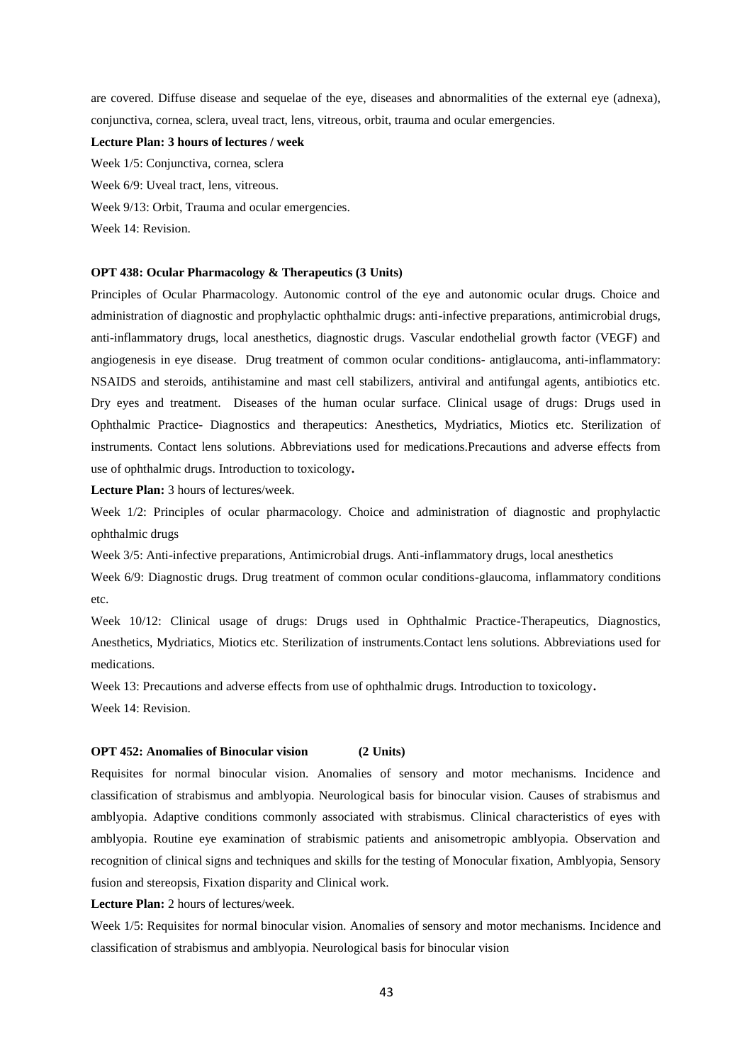are covered. Diffuse disease and sequelae of the eye, diseases and abnormalities of the external eye (adnexa), conjunctiva, cornea, sclera, uveal tract, lens, vitreous, orbit, trauma and ocular emergencies.

**Lecture Plan: 3 hours of lectures / week**

Week 1/5: Conjunctiva, cornea, sclera

Week 6/9: Uveal tract, lens, vitreous.

Week 9/13: Orbit, Trauma and ocular emergencies.

Week 14: Revision.

**OPT 438: Ocular Pharmacology & Therapeutics (3 Units)**

Principles of Ocular Pharmacology. Autonomic control of the eye and autonomic ocular drugs. Choice and administration of diagnostic and prophylactic ophthalmic drugs: anti-infective preparations, antimicrobial drugs, anti-inflammatory drugs, local anesthetics, diagnostic drugs. Vascular endothelial growth factor (VEGF) and angiogenesis in eye disease. Drug treatment of common ocular conditions- antiglaucoma, anti-inflammatory: NSAIDS and steroids, antihistamine and mast cell stabilizers, antiviral and antifungal agents, antibiotics etc. Dry eyes and treatment. Diseases of the human ocular surface. Clinical usage of drugs: Drugs used in Ophthalmic Practice- Diagnostics and therapeutics: Anesthetics, Mydriatics, Miotics etc. Sterilization of instruments. Contact lens solutions. Abbreviations used for medications.Precautions and adverse effects from use of ophthalmic drugs. Introduction to toxicology**.**

**Lecture Plan:** 3 hours of lectures/week.

Week 1/2: Principles of ocular pharmacology. Choice and administration of diagnostic and prophylactic ophthalmic drugs

Week 3/5: Anti-infective preparations, Antimicrobial drugs. Anti-inflammatory drugs, local anesthetics

Week 6/9: Diagnostic drugs. Drug treatment of common ocular conditions-glaucoma, inflammatory conditions etc.

Week 10/12: Clinical usage of drugs: Drugs used in Ophthalmic Practice-Therapeutics, Diagnostics, Anesthetics, Mydriatics, Miotics etc. Sterilization of instruments.Contact lens solutions. Abbreviations used for medications.

Week 13: Precautions and adverse effects from use of ophthalmic drugs. Introduction to toxicology**.**

Week 14: Revision.

**OPT 452: Anomalies of Binocular vision (2 Units)**

Requisites for normal binocular vision. Anomalies of sensory and motor mechanisms. Incidence and classification of strabismus and amblyopia. Neurological basis for binocular vision. Causes of strabismus and amblyopia. Adaptive conditions commonly associated with strabismus. Clinical characteristics of eyes with amblyopia. Routine eye examination of strabismic patients and anisometropic amblyopia. Observation and recognition of clinical signs and techniques and skills for the testing of Monocular fixation, Amblyopia, Sensory fusion and stereopsis, Fixation disparity and Clinical work.

**Lecture Plan:** 2 hours of lectures/week.

Week 1/5: Requisites for normal binocular vision. Anomalies of sensory and motor mechanisms. Incidence and classification of strabismus and amblyopia. Neurological basis for binocular vision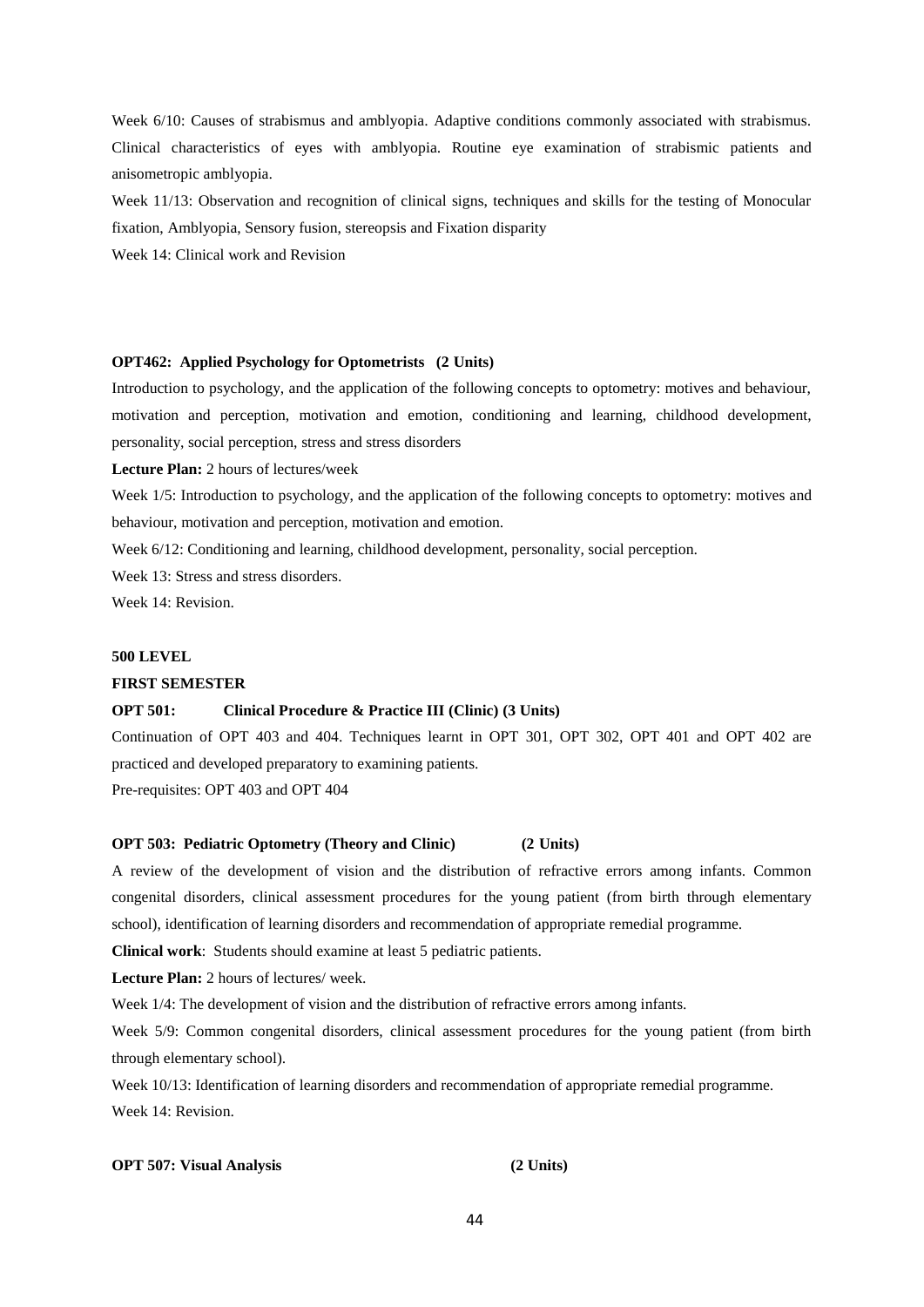Week 6/10: Causes of strabismus and amblyopia. Adaptive conditions commonly associated with strabismus. Clinical characteristics of eyes with amblyopia. Routine eye examination of strabismic patients and anisometropic amblyopia.

Week 11/13: Observation and recognition of clinical signs, techniques and skills for the testing of Monocular fixation, Amblyopia, Sensory fusion, stereopsis and Fixation disparity

Week 14: Clinical work and Revision

**OPT462: Applied Psychology for Optometrists (2 Units)**

Introduction to psychology, and the application of the following concepts to optometry: motives and behaviour, motivation and perception, motivation and emotion, conditioning and learning, childhood development, personality, social perception, stress and stress disorders

**Lecture Plan:** 2 hours of lectures/week

Week 1/5: Introduction to psychology, and the application of the following concepts to optometry: motives and behaviour, motivation and perception, motivation and emotion.

Week 6/12: Conditioning and learning, childhood development, personality, social perception.

Week 13: Stress and stress disorders.

Week 14: Revision.

**500 LEVEL**

**FIRST SEMESTER**

**OPT 501: Clinical Procedure & Practice III (Clinic) (3 Units)**

Continuation of OPT 403 and 404. Techniques learnt in OPT 301, OPT 302, OPT 401 and OPT 402 are practiced and developed preparatory to examining patients.

Pre-requisites: OPT 403 and OPT 404

**OPT 503: Pediatric Optometry (Theory and Clinic) (2 Units)**

A review of the development of vision and the distribution of refractive errors among infants. Common congenital disorders, clinical assessment procedures for the young patient (from birth through elementary school), identification of learning disorders and recommendation of appropriate remedial programme.

**Clinical work**: Students should examine at least 5 pediatric patients.

**Lecture Plan:** 2 hours of lectures/ week.

Week 1/4: The development of vision and the distribution of refractive errors among infants.

Week 5/9: Common congenital disorders, clinical assessment procedures for the young patient (from birth through elementary school).

Week 10/13: Identification of learning disorders and recommendation of appropriate remedial programme.

Week 14: Revision.

**OPT 507: Visual Analysis (2 Units)**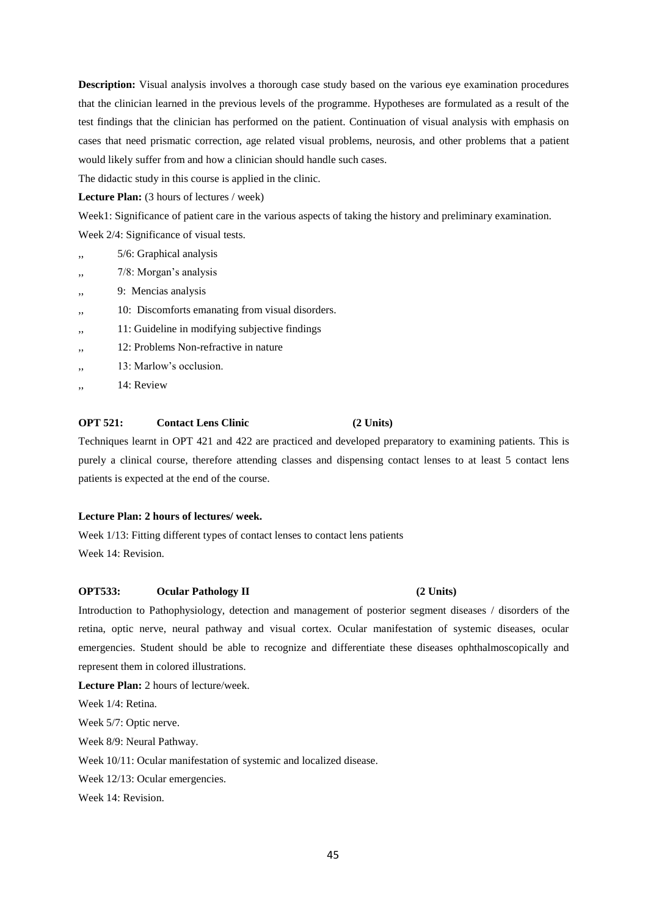**Description:** Visual analysis involves a thorough case study based on the various eye examination procedures that the clinician learned in the previous levels of the programme. Hypotheses are formulated as a result of the test findings that the clinician has performed on the patient. Continuation of visual analysis with emphasis on cases that need prismatic correction, age related visual problems, neurosis, and other problems that a patient would likely suffer from and how a clinician should handle such cases.

The didactic study in this course is applied in the clinic.

**Lecture Plan:** (3 hours of lectures / week)

Week1: Significance of patient care in the various aspects of taking the history and preliminary examination.

Week 2/4: Significance of visual tests.

,, 5/6: Graphical analysis

,, 7/8: Morgan's analysis

,, 9: Mencias analysis

,, 10: Discomforts emanating from visual disorders.

,, 11: Guideline in modifying subjective findings

,, 12: Problems Non-refractive in nature

,, 13: Marlow's occlusion.

,, 14: Review

### OPT 521: Contact Lens Clinic (2 Units)

Techniques learnt in OPT 421 and 422 are practiced and developed preparatory to examining patients. This is purely a clinical course, therefore attending classes and dispensing contact lenses to at least 5 contact lens patients is expected at the end of the course.

**Lecture Plan: 2 hours of lectures/ week.**

Week 1/13: Fitting different types of contact lenses to contact lens patients

Week 14: Revision.

### OPT533: Ocular Pathology II (2 Units)

Introduction to Pathophysiology, detection and management of posterior segment diseases / disorders of the retina, optic nerve, neural pathway and visual cortex. Ocular manifestation of systemic diseases, ocular emergencies. Student should be able to recognize and differentiate these diseases ophthalmoscopically and represent them in colored illustrations.

**Lecture Plan:** 2 hours of lecture/week.

Week 1/4: Retina.

Week 5/7: Optic nerve.

Week 8/9: Neural Pathway.

Week 10/11: Ocular manifestation of systemic and localized disease.

Week 12/13: Ocular emergencies.

Week 14: Revision.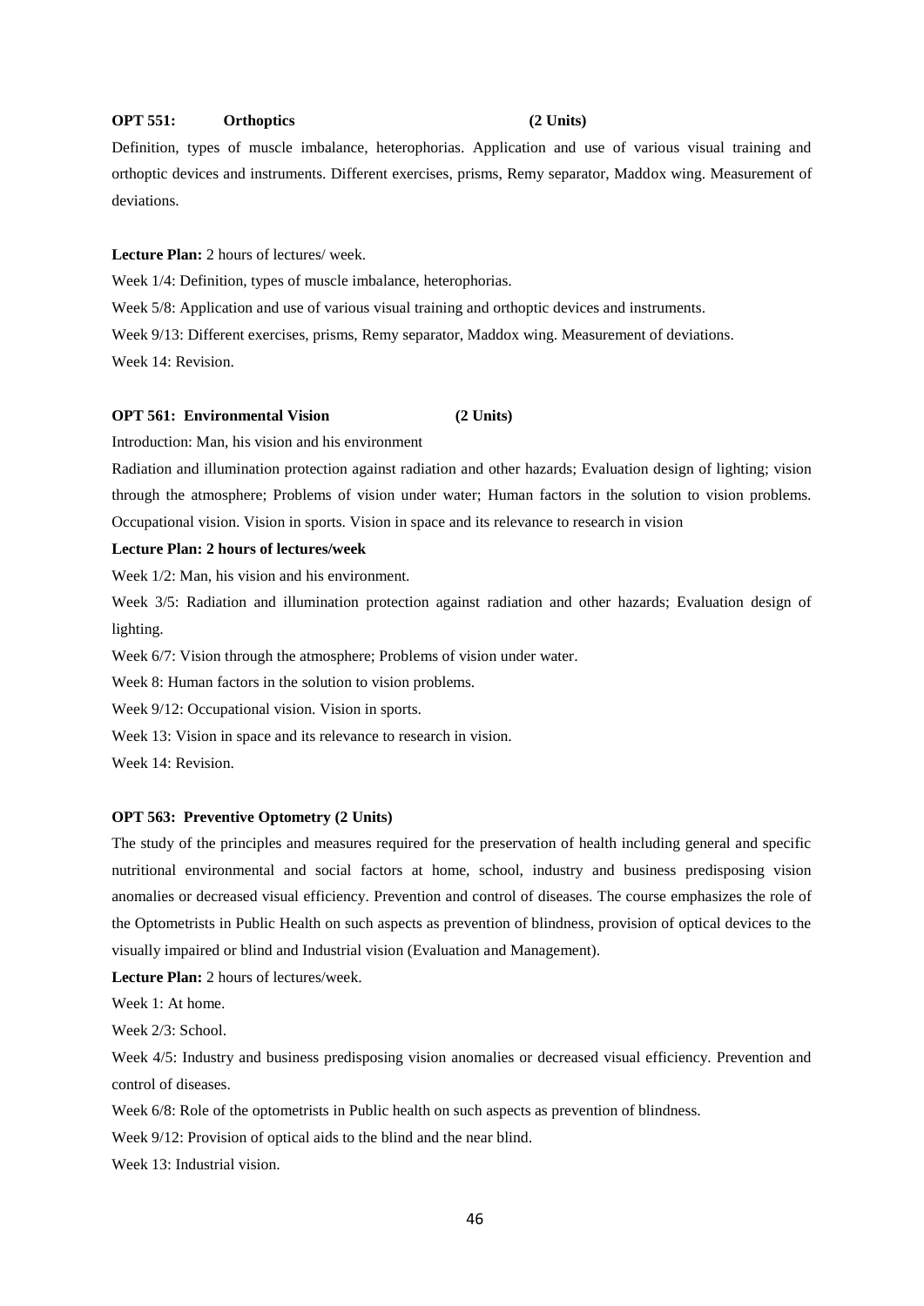**OPT 551: Orthoptics (2 Units)**

Definition, types of muscle imbalance, heterophorias. Application and use of various visual training and orthoptic devices and instruments. Different exercises, prisms, Remy separator, Maddox wing. Measurement of deviations.

**Lecture Plan:** 2 hours of lectures/ week.

Week 1/4: Definition, types of muscle imbalance, heterophorias.

Week 5/8: Application and use of various visual training and orthoptic devices and instruments.

Week 9/13: Different exercises, prisms, Remy separator, Maddox wing. Measurement of deviations.

Week 14: Revision.

**OPT 561: Environmental Vision (2 Units)**

Introduction: Man, his vision and his environment

Radiation and illumination protection against radiation and other hazards; Evaluation design of lighting; vision through the atmosphere; Problems of vision under water; Human factors in the solution to vision problems. Occupational vision. Vision in sports. Vision in space and its relevance to research in vision

**Lecture Plan: 2 hours of lectures/week**

Week 1/2: Man, his vision and his environment.

Week 3/5: Radiation and illumination protection against radiation and other hazards; Evaluation design of lighting.

Week 6/7: Vision through the atmosphere; Problems of vision under water.

Week 8: Human factors in the solution to vision problems.

Week 9/12: Occupational vision. Vision in sports.

Week 13: Vision in space and its relevance to research in vision.

Week 14: Revision.

**OPT 563: Preventive Optometry (2 Units)**

The study of the principles and measures required for the preservation of health including general and specific nutritional environmental and social factors at home, school, industry and business predisposing vision anomalies or decreased visual efficiency. Prevention and control of diseases. The course emphasizes the role of the Optometrists in Public Health on such aspects as prevention of blindness, provision of optical devices to the visually impaired or blind and Industrial vision (Evaluation and Management).

**Lecture Plan:** 2 hours of lectures/week.

Week 1: At home.

Week 2/3: School.

Week 4/5: Industry and business predisposing vision anomalies or decreased visual efficiency. Prevention and control of diseases.

Week 6/8: Role of the optometrists in Public health on such aspects as prevention of blindness.

Week 9/12: Provision of optical aids to the blind and the near blind.

Week 13: Industrial vision.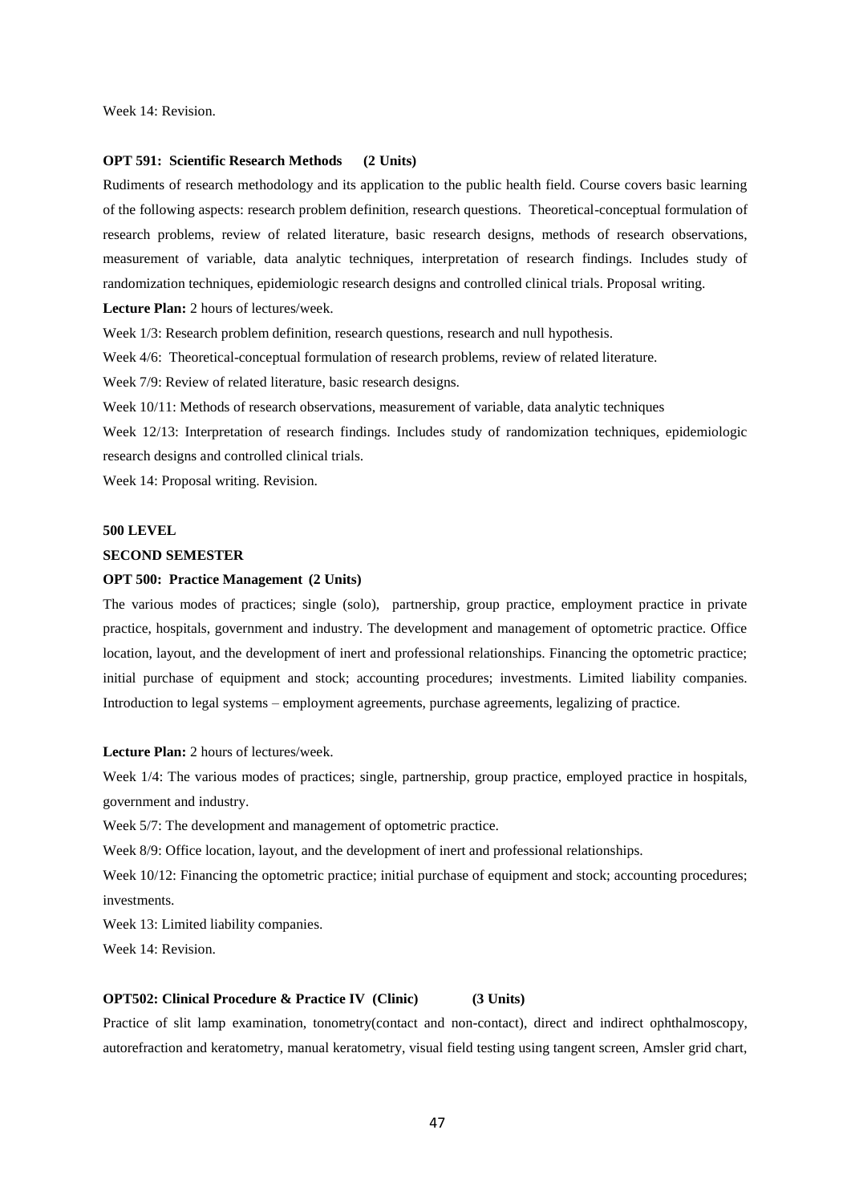Week 14: Revision.

**OPT 591: Scientific Research Methods (2 Units)**

Rudiments of research methodology and its application to the public health field. Course covers basic learning of the following aspects: research problem definition, research questions. Theoretical-conceptual formulation of research problems, review of related literature, basic research designs, methods of research observations, measurement of variable, data analytic techniques, interpretation of research findings. Includes study of randomization techniques, epidemiologic research designs and controlled clinical trials. Proposal writing.

**Lecture Plan:** 2 hours of lectures/week.

Week 1/3: Research problem definition, research questions, research and null hypothesis.

Week 4/6: Theoretical-conceptual formulation of research problems, review of related literature.

Week 7/9: Review of related literature, basic research designs.

Week 10/11: Methods of research observations, measurement of variable, data analytic techniques

Week 12/13: Interpretation of research findings. Includes study of randomization techniques, epidemiologic research designs and controlled clinical trials.

Week 14: Proposal writing. Revision.

**500 LEVEL**

**SECOND SEMESTER**

**OPT 500: Practice Management (2 Units)**

The various modes of practices; single (solo), partnership, group practice, employment practice in private practice, hospitals, government and industry. The development and management of optometric practice. Office location, layout, and the development of inert and professional relationships. Financing the optometric practice; initial purchase of equipment and stock; accounting procedures; investments. Limited liability companies. Introduction to legal systems – employment agreements, purchase agreements, legalizing of practice.

**Lecture Plan:** 2 hours of lectures/week.

Week 1/4: The various modes of practices; single, partnership, group practice, employed practice in hospitals, government and industry.

Week 5/7: The development and management of optometric practice.

Week 8/9: Office location, layout, and the development of inert and professional relationships.

Week 10/12: Financing the optometric practice; initial purchase of equipment and stock; accounting procedures; investments.

Week 13: Limited liability companies.

Week 14: Revision.

**OPT502: Clinical Procedure & Practice IV (Clinic) (3 Units)**

Practice of slit lamp examination, tonometry(contact and non-contact), direct and indirect ophthalmoscopy, autorefraction and keratometry, manual keratometry, visual field testing using tangent screen, Amsler grid chart,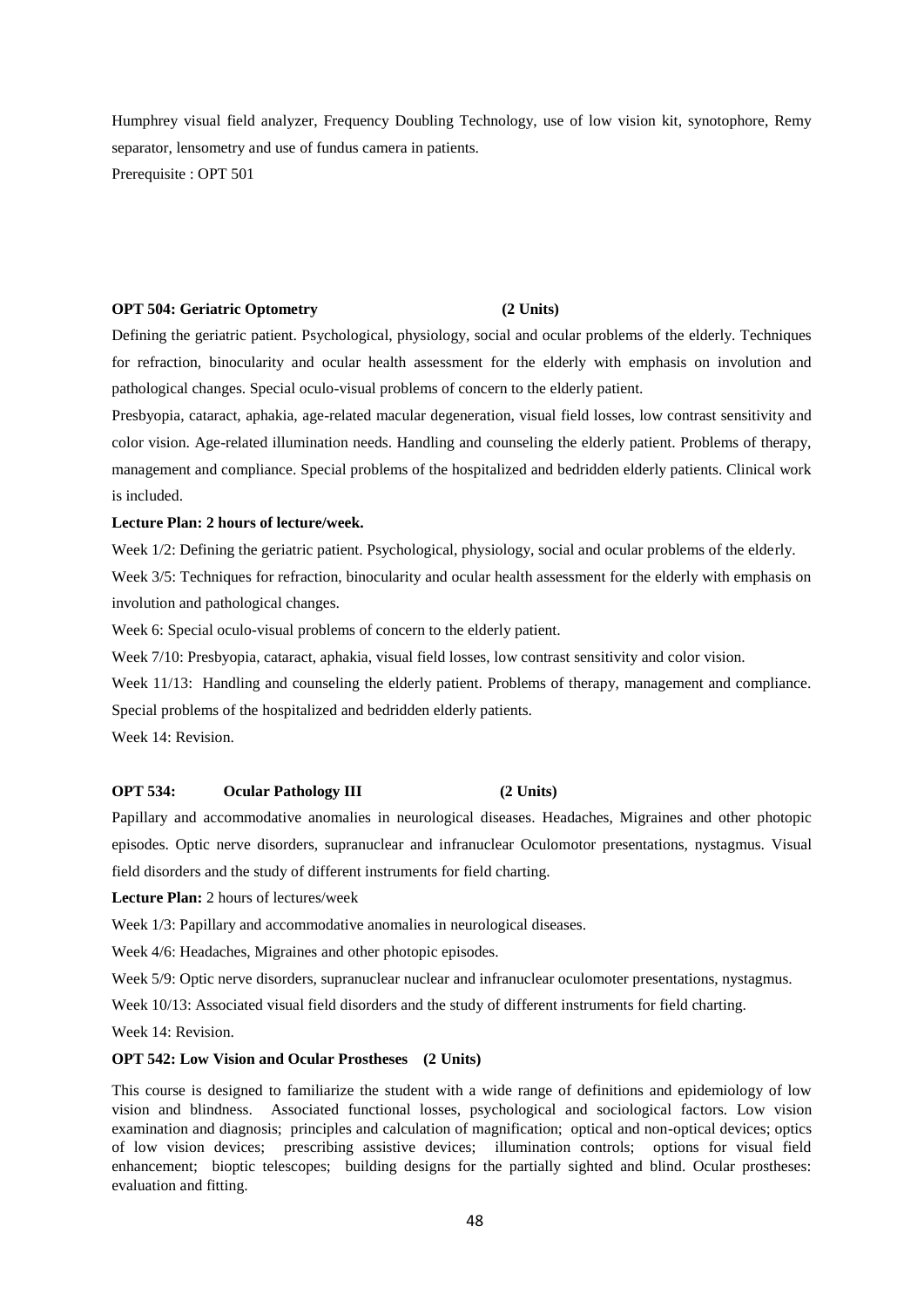Humphrey visual field analyzer, Frequency Doubling Technology, use of low vision kit, synotophore, Remy separator, lensometry and use of fundus camera in patients.

Prerequisite : OPT 501

**OPT 504: Geriatric Optometry (2 Units)**

Defining the geriatric patient. Psychological, physiology, social and ocular problems of the elderly. Techniques for refraction, binocularity and ocular health assessment for the elderly with emphasis on involution and pathological changes. Special oculo-visual problems of concern to the elderly patient.

Presbyopia, cataract, aphakia, age-related macular degeneration, visual field losses, low contrast sensitivity and color vision. Age-related illumination needs. Handling and counseling the elderly patient. Problems of therapy, management and compliance. Special problems of the hospitalized and bedridden elderly patients. Clinical work is included.

**Lecture Plan: 2 hours of lecture/week.**

Week 1/2: Defining the geriatric patient. Psychological, physiology, social and ocular problems of the elderly.

Week 3/5: Techniques for refraction, binocularity and ocular health assessment for the elderly with emphasis on involution and pathological changes.

Week 6: Special oculo-visual problems of concern to the elderly patient.

Week 7/10: Presbyopia, cataract, aphakia, visual field losses, low contrast sensitivity and color vision.

Week 11/13: Handling and counseling the elderly patient. Problems of therapy, management and compliance. Special problems of the hospitalized and bedridden elderly patients.

Week 14: Revision.

**OPT 534: Ocular Pathology III (2 Units)**

Papillary and accommodative anomalies in neurological diseases. Headaches, Migraines and other photopic episodes. Optic nerve disorders, supranuclear and infranuclear Oculomotor presentations, nystagmus. Visual field disorders and the study of different instruments for field charting.

**Lecture Plan:** 2 hours of lectures/week

Week 1/3: Papillary and accommodative anomalies in neurological diseases.

Week 4/6: Headaches, Migraines and other photopic episodes.

Week 5/9: Optic nerve disorders, supranuclear nuclear and infranuclear oculomoter presentations, nystagmus.

Week 10/13: Associated visual field disorders and the study of different instruments for field charting.

Week 14: Revision.

**OPT 542: Low Vision and Ocular Prostheses (2 Units)**

This course is designed to familiarize the student with a wide range of definitions and epidemiology of low vision and blindness. Associated functional losses, psychological and sociological factors. Low vision examination and diagnosis; principles and calculation of magnification; optical and non-optical devices; optics of low vision devices; prescribing assistive devices; illumination controls; options for visual field enhancement; bioptic telescopes; building designs for the partially sighted and blind. Ocular prostheses: evaluation and fitting.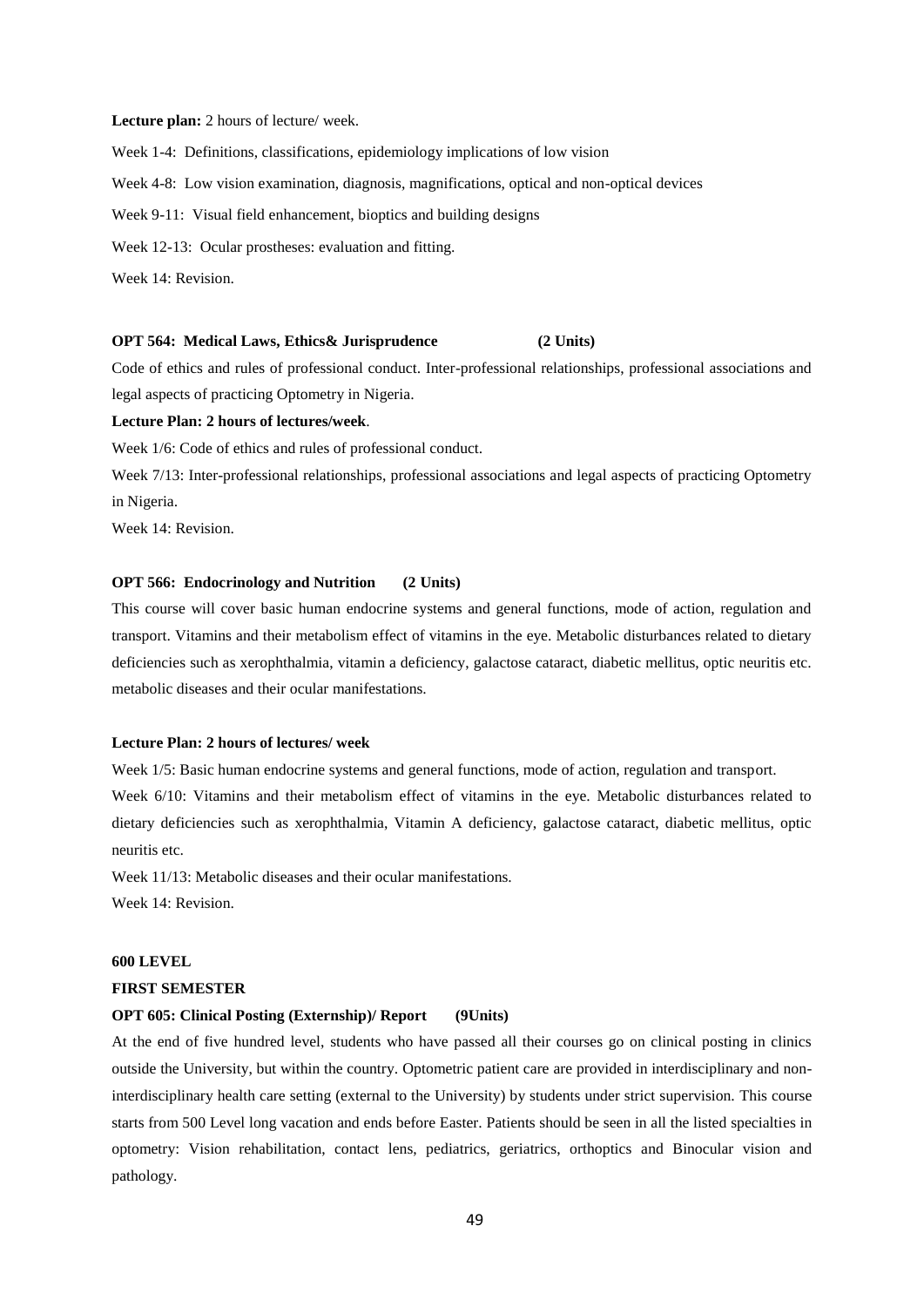**Lecture plan:** 2 hours of lecture/ week.

Week 1-4: Definitions, classifications, epidemiology implications of low vision

Week 4-8: Low vision examination, diagnosis, magnifications, optical and non-optical devices

Week 9-11: Visual field enhancement, bioptics and building designs

Week 12-13: Ocular prostheses: evaluation and fitting.

Week 14: Revision.

**OPT 564: Medical Laws, Ethics& Jurisprudence (2 Units)**

Code of ethics and rules of professional conduct. Inter-professional relationships, professional associations and legal aspects of practicing Optometry in Nigeria.

**Lecture Plan: 2 hours of lectures/week**.

Week 1/6: Code of ethics and rules of professional conduct.

Week 7/13: Inter-professional relationships, professional associations and legal aspects of practicing Optometry in Nigeria.

Week 14: Revision.

**OPT 566: Endocrinology and Nutrition (2 Units)**

This course will cover basic human endocrine systems and general functions, mode of action, regulation and transport. Vitamins and their metabolism effect of vitamins in the eye. Metabolic disturbances related to dietary deficiencies such as xerophthalmia, vitamin a deficiency, galactose cataract, diabetic mellitus, optic neuritis etc. metabolic diseases and their ocular manifestations.

**Lecture Plan: 2 hours of lectures/ week**

Week 1/5: Basic human endocrine systems and general functions, mode of action, regulation and transport.

Week 6/10: Vitamins and their metabolism effect of vitamins in the eye. Metabolic disturbances related to dietary deficiencies such as xerophthalmia, Vitamin A deficiency, galactose cataract, diabetic mellitus, optic neuritis etc.

Week 11/13: Metabolic diseases and their ocular manifestations.

Week 14: Revision.

## 600 LEVEL

### FIRST SEMESTER

**OPT 605: Clinical Posting (Externship)/ Report (9Units)**

At the end of five hundred level, students who have passed all their courses go on clinical posting in clinics outside the University, but within the country. Optometric patient care are provided in interdisciplinary and non-interdisciplinary health care setting (external to the University) by students under strict supervision. This course starts from 500 Level long vacation and ends before Easter. Patients should be seen in all the listed specialties in optometry: Vision rehabilitation, contact lens, pediatrics, geriatrics, orthoptics and Binocular vision and pathology.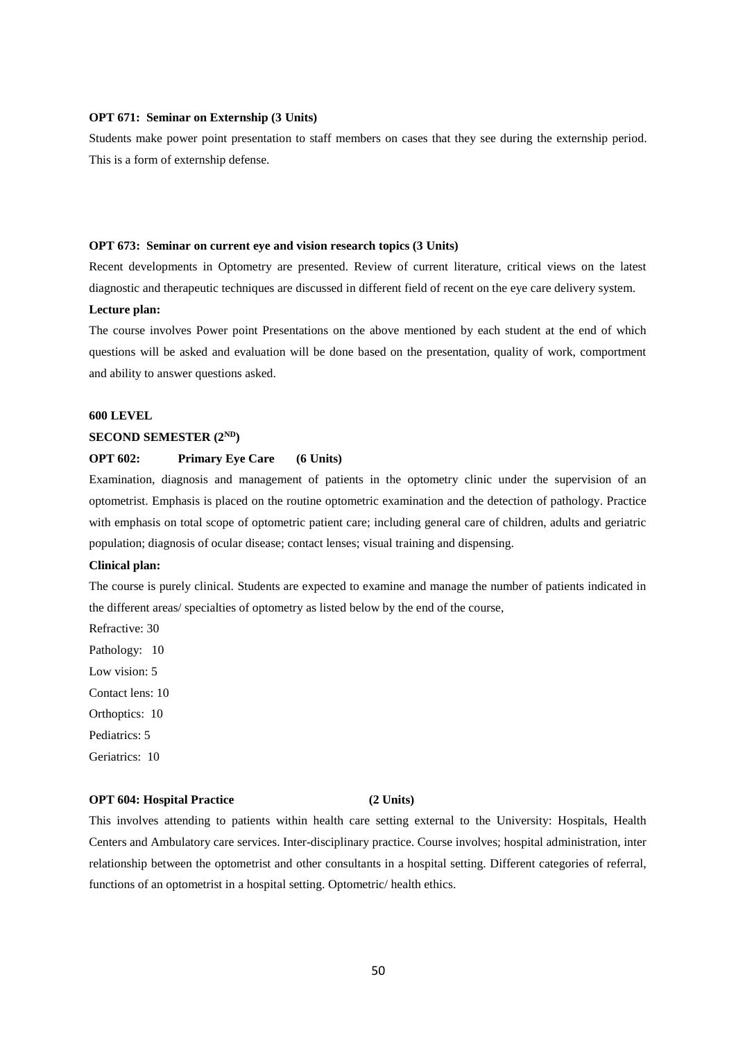**OPT 671: Seminar on Externship (3 Units)**

Students make power point presentation to staff members on cases that they see during the externship period. This is a form of externship defense.

**OPT 673: Seminar on current eye and vision research topics (3 Units)**

Recent developments in Optometry are presented. Review of current literature, critical views on the latest diagnostic and therapeutic techniques are discussed in different field of recent on the eye care delivery system.

**Lecture plan:**

The course involves Power point Presentations on the above mentioned by each student at the end of which questions will be asked and evaluation will be done based on the presentation, quality of work, comportment and ability to answer questions asked.

**600 LEVEL**

**SECOND SEMESTER (2ND)**

**OPT 602: Primary Eye Care (6 Units)**

Examination, diagnosis and management of patients in the optometry clinic under the supervision of an optometrist. Emphasis is placed on the routine optometric examination and the detection of pathology. Practice with emphasis on total scope of optometric patient care; including general care of children, adults and geriatric population; diagnosis of ocular disease; contact lenses; visual training and dispensing.

**Clinical plan:**

The course is purely clinical. Students are expected to examine and manage the number of patients indicated in the different areas/ specialties of optometry as listed below by the end of the course,

Refractive: 30
Pathology: 10
Low vision: 5
Contact lens: 10
Orthoptics: 10
Pediatrics: 5
Geriatrics: 10

**OPT 604: Hospital Practice (2 Units)**

This involves attending to patients within health care setting external to the University: Hospitals, Health Centers and Ambulatory care services. Inter-disciplinary practice. Course involves; hospital administration, inter relationship between the optometrist and other consultants in a hospital setting. Different categories of referral, functions of an optometrist in a hospital setting. Optometric/ health ethics.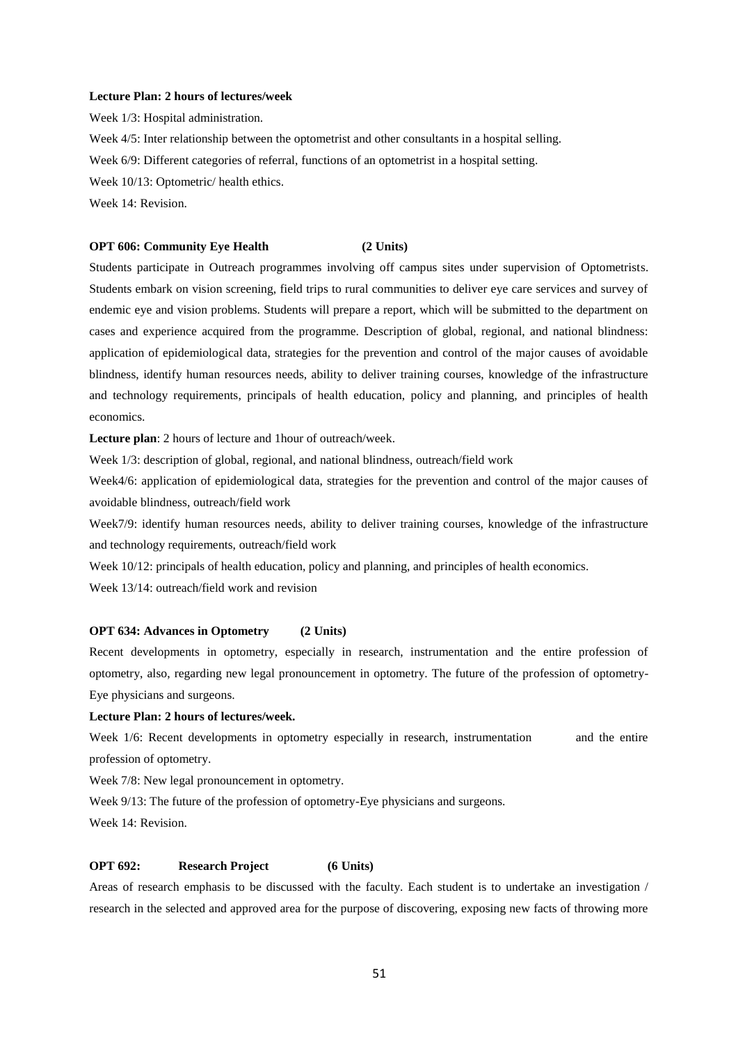**Lecture Plan: 2 hours of lectures/week**

Week 1/3: Hospital administration.

Week 4/5: Inter relationship between the optometrist and other consultants in a hospital selling.

Week 6/9: Different categories of referral, functions of an optometrist in a hospital setting.

Week 10/13: Optometric/ health ethics.

Week 14: Revision.

**OPT 606: Community Eye Health (2 Units)**

Students participate in Outreach programmes involving off campus sites under supervision of Optometrists. Students embark on vision screening, field trips to rural communities to deliver eye care services and survey of endemic eye and vision problems. Students will prepare a report, which will be submitted to the department on cases and experience acquired from the programme. Description of global, regional, and national blindness: application of epidemiological data, strategies for the prevention and control of the major causes of avoidable blindness, identify human resources needs, ability to deliver training courses, knowledge of the infrastructure and technology requirements, principals of health education, policy and planning, and principles of health economics.

**Lecture plan**: 2 hours of lecture and 1hour of outreach/week.

Week 1/3: description of global, regional, and national blindness, outreach/field work

Week4/6: application of epidemiological data, strategies for the prevention and control of the major causes of avoidable blindness, outreach/field work

Week7/9: identify human resources needs, ability to deliver training courses, knowledge of the infrastructure and technology requirements, outreach/field work

Week 10/12: principals of health education, policy and planning, and principles of health economics.

Week 13/14: outreach/field work and revision

**OPT 634: Advances in Optometry (2 Units)**

Recent developments in optometry, especially in research, instrumentation and the entire profession of optometry, also, regarding new legal pronouncement in optometry. The future of the profession of optometry-Eye physicians and surgeons.

**Lecture Plan: 2 hours of lectures/week.**

Week 1/6: Recent developments in optometry especially in research, instrumentation and the entire profession of optometry.

Week 7/8: New legal pronouncement in optometry.

Week 9/13: The future of the profession of optometry-Eye physicians and surgeons.

Week 14: Revision.

**OPT 692: Research Project (6 Units)**

Areas of research emphasis to be discussed with the faculty. Each student is to undertake an investigation / research in the selected and approved area for the purpose of discovering, exposing new facts of throwing more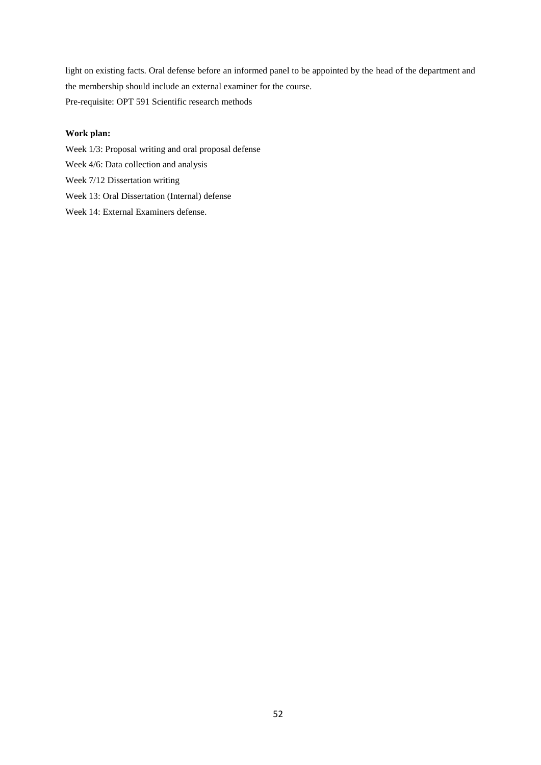light on existing facts. Oral defense before an informed panel to be appointed by the head of the department and the membership should include an external examiner for the course.
Pre-requisite: OPT 591 Scientific research methods

**Work plan:**

Week 1/3: Proposal writing and oral proposal defense
Week 4/6: Data collection and analysis
Week 7/12 Dissertation writing
Week 13: Oral Dissertation (Internal) defense
Week 14: External Examiners defense.